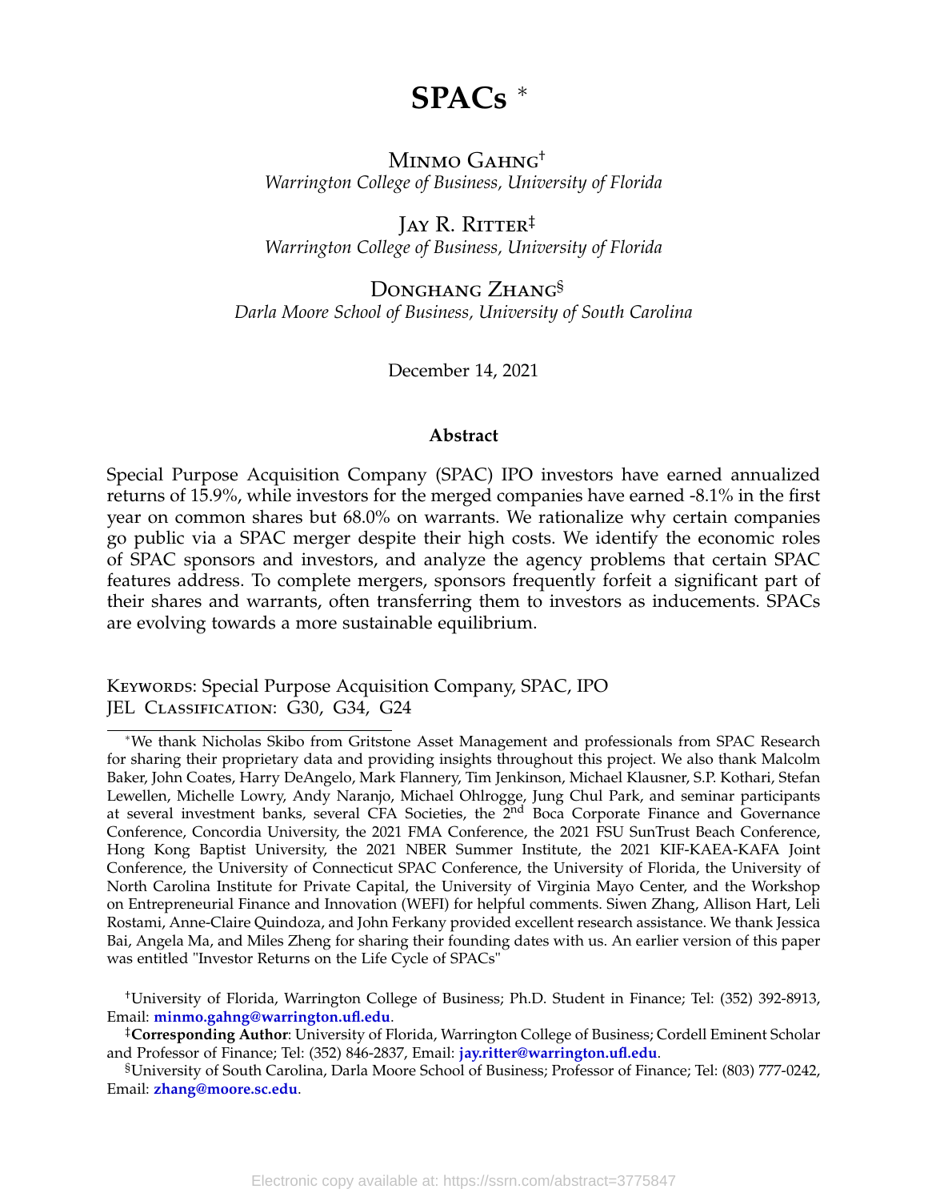# SPACs *

Minmo Gahng[†]
*Warrington College of Business, University of Florida*

Jay R. Ritter[‡]
*Warrington College of Business, University of Florida*

Donghang Zhang[§]
*Darla Moore School of Business, University of South Carolina*

December 14, 2021

### Abstract

Special Purpose Acquisition Company (SPAC) IPO investors have earned annualized returns of 15.9%, while investors for the merged companies have earned -8.1% in the first year on common shares but 68.0% on warrants. We rationalize why certain companies go public via a SPAC merger despite their high costs. We identify the economic roles of SPAC sponsors and investors, and analyze the agency problems that certain SPAC features address. To complete mergers, sponsors frequently forfeit a significant part of their shares and warrants, often transferring them to investors as inducements. SPACs are evolving towards a more sustainable equilibrium.

Keywords: Special Purpose Acquisition Company, SPAC, IPO
JEL Classification: G30, G34, G24

---

*We thank Nicholas Skibo from Gritstone Asset Management and professionals from SPAC Research for sharing their proprietary data and providing insights throughout this project. We also thank Malcolm Baker, John Coates, Harry DeAngelo, Mark Flannery, Tim Jenkinson, Michael Klausner, S.P. Kothari, Stefan Lewellen, Michelle Lowry, Andy Naranjo, Michael Ohlrogge, Jung Chul Park, and seminar participants at several investment banks, several CFA Societies, the 2nd Boca Corporate Finance and Governance Conference, Concordia University, the 2021 FMA Conference, the 2021 FSU SunTrust Beach Conference, Hong Kong Baptist University, the 2021 NBER Summer Institute, the 2021 KIF-KAEA-KAFA Joint Conference, the University of Connecticut SPAC Conference, the University of Florida, the University of North Carolina Institute for Private Capital, the University of Virginia Mayo Center, and the Workshop on Entrepreneurial Finance and Innovation (WEFI) for helpful comments. Siwen Zhang, Allison Hart, Leli Rostami, Anne-Claire Quindoza, and John Ferkany provided excellent research assistance. We thank Jessica Bai, Angela Ma, and Miles Zheng for sharing their founding dates with us. An earlier version of this paper was entitled "Investor Returns on the Life Cycle of SPACs"

[†]University of Florida, Warrington College of Business; Ph.D. Student in Finance; Tel: (352) 392-8913, Email: **minmo.gahng@warrington.ufl.edu**.

[‡]**Corresponding Author**: University of Florida, Warrington College of Business; Cordell Eminent Scholar and Professor of Finance; Tel: (352) 846-2837, Email: **jay.ritter@warrington.ufl.edu**.

[§]University of South Carolina, Darla Moore School of Business; Professor of Finance; Tel: (803) 777-0242, Email: **zhang@moore.sc.edu**.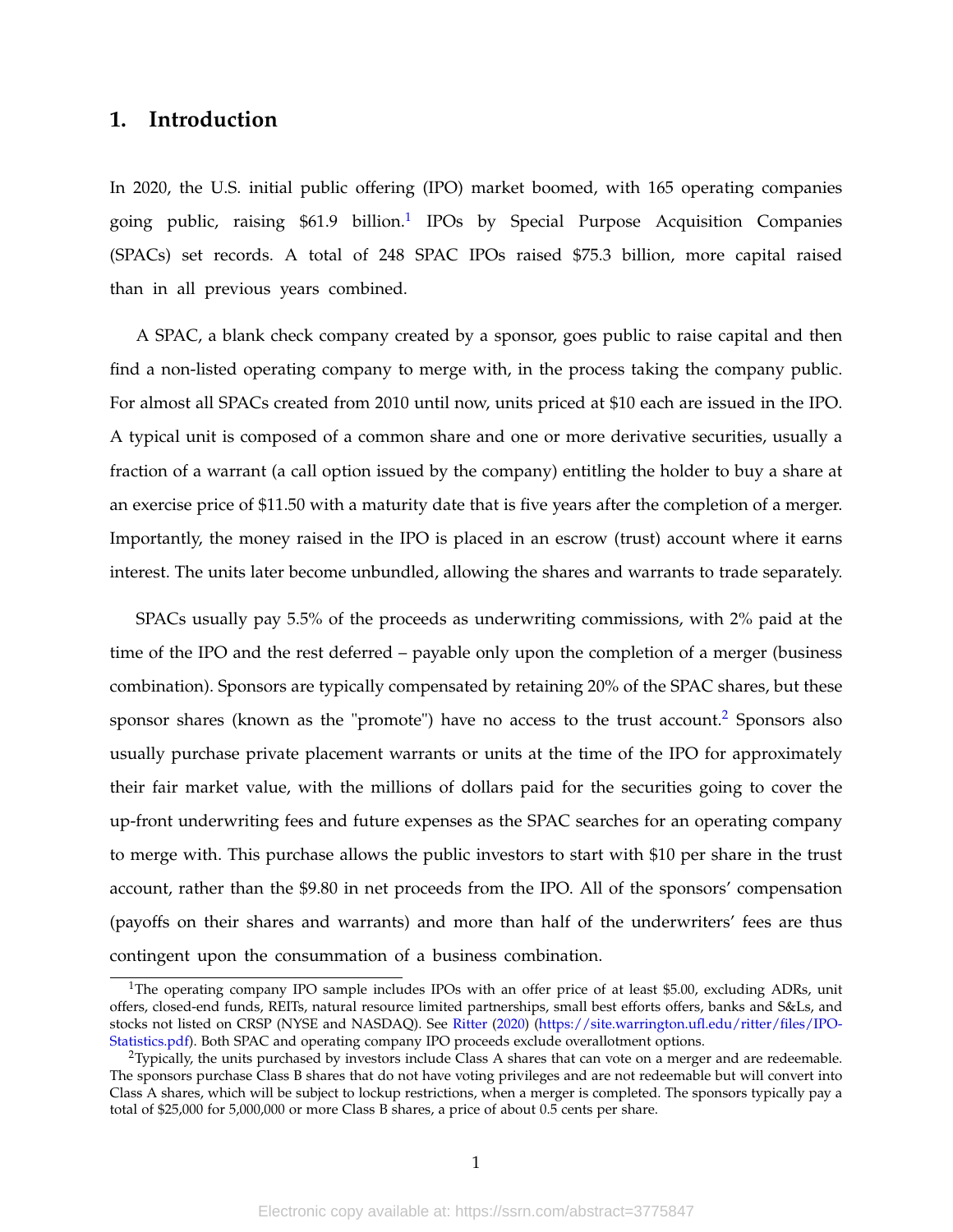# 1. Introduction

In 2020, the U.S. initial public offering (IPO) market boomed, with 165 operating companies going public, raising $61.9 billion.[1] IPOs by Special Purpose Acquisition Companies (SPACs) set records. A total of 248 SPAC IPOs raised $75.3 billion, more capital raised than in all previous years combined.

A SPAC, a blank check company created by a sponsor, goes public to raise capital and then find a non-listed operating company to merge with, in the process taking the company public. For almost all SPACs created from 2010 until now, units priced at $10 each are issued in the IPO. A typical unit is composed of a common share and one or more derivative securities, usually a fraction of a warrant (a call option issued by the company) entitling the holder to buy a share at an exercise price of $11.50 with a maturity date that is five years after the completion of a merger. Importantly, the money raised in the IPO is placed in an escrow (trust) account where it earns interest. The units later become unbundled, allowing the shares and warrants to trade separately.

SPACs usually pay 5.5% of the proceeds as underwriting commissions, with 2% paid at the time of the IPO and the rest deferred – payable only upon the completion of a merger (business combination). Sponsors are typically compensated by retaining 20% of the SPAC shares, but these sponsor shares (known as the "promote") have no access to the trust account.[2] Sponsors also usually purchase private placement warrants or units at the time of the IPO for approximately their fair market value, with the millions of dollars paid for the securities going to cover the up-front underwriting fees and future expenses as the SPAC searches for an operating company to merge with. This purchase allows the public investors to start with $10 per share in the trust account, rather than the $9.80 in net proceeds from the IPO. All of the sponsors' compensation (payoffs on their shares and warrants) and more than half of the underwriters' fees are thus contingent upon the consummation of a business combination.

[1] The operating company IPO sample includes IPOs with an offer price of at least $5.00, excluding ADRs, unit offers, closed-end funds, REITs, natural resource limited partnerships, small best efforts offers, banks and S&Ls, and stocks not listed on CRSP (NYSE and NASDAQ). See Ritter (2020) (https://site.warrington.ufl.edu/ritter/files/IPO-Statistics.pdf). Both SPAC and operating company IPO proceeds exclude overallotment options.

[2] Typically, the units purchased by investors include Class A shares that can vote on a merger and are redeemable. The sponsors purchase Class B shares that do not have voting privileges and are not redeemable but will convert into Class A shares, which will be subject to lockup restrictions, when a merger is completed. The sponsors typically pay a total of $25,000 for 5,000,000 or more Class B shares, a price of about 0.5 cents per share.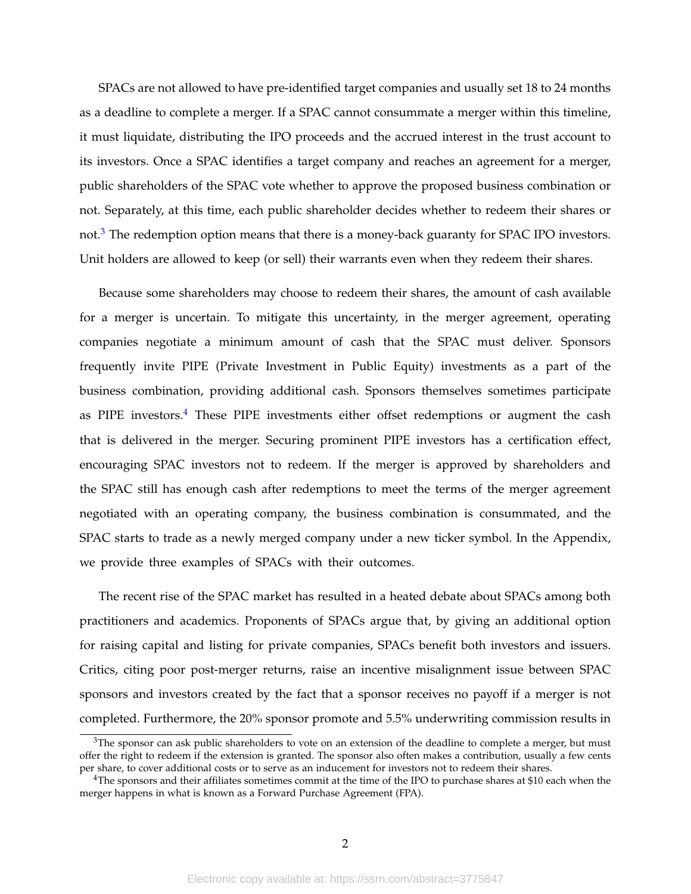SPACs are not allowed to have pre-identified target companies and usually set 18 to 24 months as a deadline to complete a merger. If a SPAC cannot consummate a merger within this timeline, it must liquidate, distributing the IPO proceeds and the accrued interest in the trust account to its investors. Once a SPAC identifies a target company and reaches an agreement for a merger, public shareholders of the SPAC vote whether to approve the proposed business combination or not. Separately, at this time, each public shareholder decides whether to redeem their shares or not.[3] The redemption option means that there is a money-back guaranty for SPAC IPO investors. Unit holders are allowed to keep (or sell) their warrants even when they redeem their shares.

Because some shareholders may choose to redeem their shares, the amount of cash available for a merger is uncertain. To mitigate this uncertainty, in the merger agreement, operating companies negotiate a minimum amount of cash that the SPAC must deliver. Sponsors frequently invite PIPE (Private Investment in Public Equity) investments as a part of the business combination, providing additional cash. Sponsors themselves sometimes participate as PIPE investors.[4] These PIPE investments either offset redemptions or augment the cash that is delivered in the merger. Securing prominent PIPE investors has a certification effect, encouraging SPAC investors not to redeem. If the merger is approved by shareholders and the SPAC still has enough cash after redemptions to meet the terms of the merger agreement negotiated with an operating company, the business combination is consummated, and the SPAC starts to trade as a newly merged company under a new ticker symbol. In the Appendix, we provide three examples of SPACs with their outcomes.

The recent rise of the SPAC market has resulted in a heated debate about SPACs among both practitioners and academics. Proponents of SPACs argue that, by giving an additional option for raising capital and listing for private companies, SPACs benefit both investors and issuers. Critics, citing poor post-merger returns, raise an incentive misalignment issue between SPAC sponsors and investors created by the fact that a sponsor receives no payoff if a merger is not completed. Furthermore, the 20% sponsor promote and 5.5% underwriting commission results in

[3] The sponsor can ask public shareholders to vote on an extension of the deadline to complete a merger, but must offer the right to redeem if the extension is granted. The sponsor also often makes a contribution, usually a few cents per share, to cover additional costs or to serve as an inducement for investors not to redeem their shares.

[4] The sponsors and their affiliates sometimes commit at the time of the IPO to purchase shares at \$10 each when the merger happens in what is known as a Forward Purchase Agreement (FPA).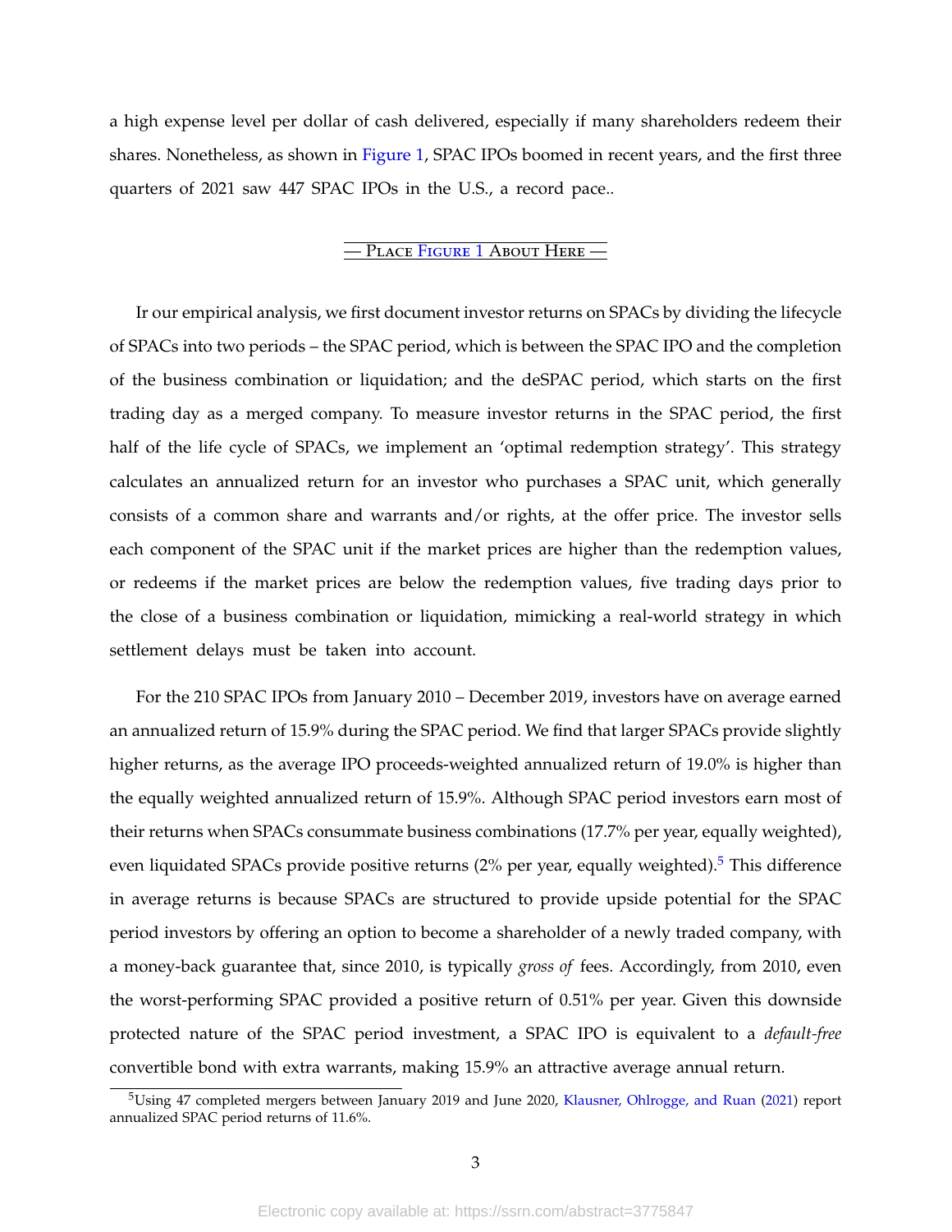a high expense level per dollar of cash delivered, especially if many shareholders redeem their shares. Nonetheless, as shown in Figure 1, SPAC IPOs boomed in recent years, and the first three quarters of 2021 saw 447 SPAC IPOs in the U.S., a record pace..

— Place Figure 1 About Here —

Ir our empirical analysis, we first document investor returns on SPACs by dividing the lifecycle of SPACs into two periods – the SPAC period, which is between the SPAC IPO and the completion of the business combination or liquidation; and the deSPAC period, which starts on the first trading day as a merged company. To measure investor returns in the SPAC period, the first half of the life cycle of SPACs, we implement an 'optimal redemption strategy'. This strategy calculates an annualized return for an investor who purchases a SPAC unit, which generally consists of a common share and warrants and/or rights, at the offer price. The investor sells each component of the SPAC unit if the market prices are higher than the redemption values, or redeems if the market prices are below the redemption values, five trading days prior to the close of a business combination or liquidation, mimicking a real-world strategy in which settlement delays must be taken into account.

For the 210 SPAC IPOs from January 2010 – December 2019, investors have on average earned an annualized return of 15.9% during the SPAC period. We find that larger SPACs provide slightly higher returns, as the average IPO proceeds-weighted annualized return of 19.0% is higher than the equally weighted annualized return of 15.9%. Although SPAC period investors earn most of their returns when SPACs consummate business combinations (17.7% per year, equally weighted), even liquidated SPACs provide positive returns (2% per year, equally weighted).[5] This difference in average returns is because SPACs are structured to provide upside potential for the SPAC period investors by offering an option to become a shareholder of a newly traded company, with a money-back guarantee that, since 2010, is typically *gross of* fees. Accordingly, from 2010, even the worst-performing SPAC provided a positive return of 0.51% per year. Given this downside protected nature of the SPAC period investment, a SPAC IPO is equivalent to a *default-free* convertible bond with extra warrants, making 15.9% an attractive average annual return.

[5] Using 47 completed mergers between January 2019 and June 2020, Klausner, Ohlrogge, and Ruan (2021) report annualized SPAC period returns of 11.6%.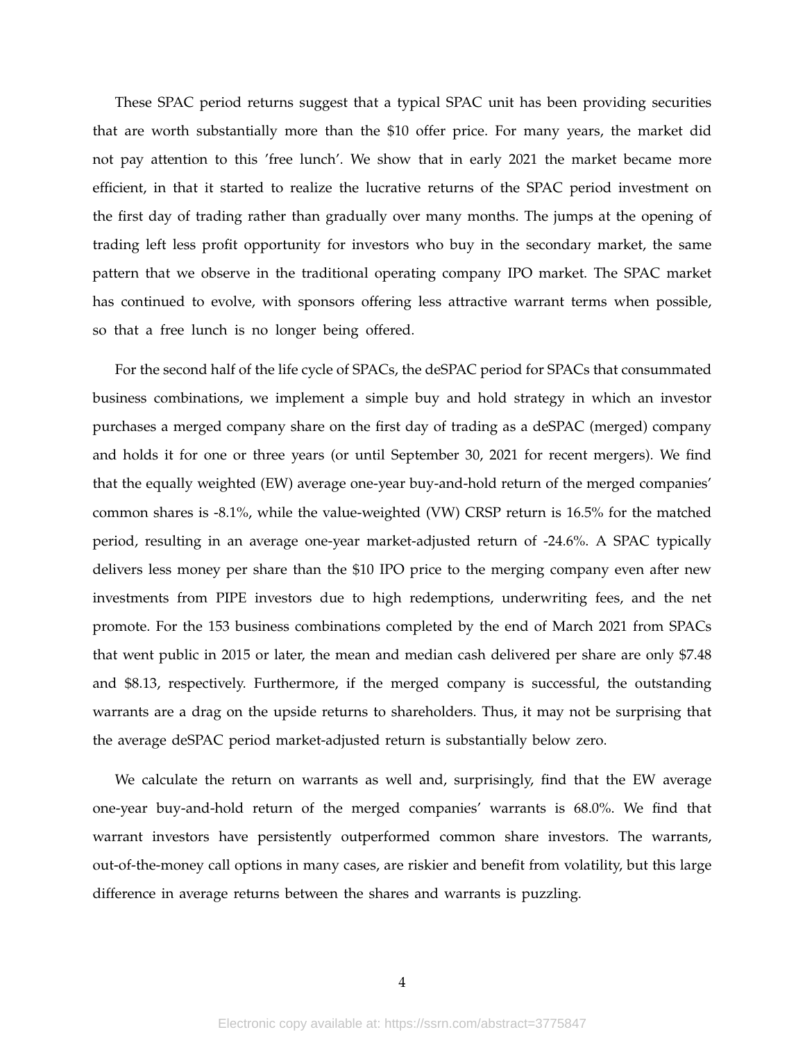These SPAC period returns suggest that a typical SPAC unit has been providing securities that are worth substantially more than the $10 offer price. For many years, the market did not pay attention to this 'free lunch'. We show that in early 2021 the market became more efficient, in that it started to realize the lucrative returns of the SPAC period investment on the first day of trading rather than gradually over many months. The jumps at the opening of trading left less profit opportunity for investors who buy in the secondary market, the same pattern that we observe in the traditional operating company IPO market. The SPAC market has continued to evolve, with sponsors offering less attractive warrant terms when possible, so that a free lunch is no longer being offered.

For the second half of the life cycle of SPACs, the deSPAC period for SPACs that consummated business combinations, we implement a simple buy and hold strategy in which an investor purchases a merged company share on the first day of trading as a deSPAC (merged) company and holds it for one or three years (or until September 30, 2021 for recent mergers). We find that the equally weighted (EW) average one-year buy-and-hold return of the merged companies' common shares is -8.1%, while the value-weighted (VW) CRSP return is 16.5% for the matched period, resulting in an average one-year market-adjusted return of -24.6%. A SPAC typically delivers less money per share than the $10 IPO price to the merging company even after new investments from PIPE investors due to high redemptions, underwriting fees, and the net promote. For the 153 business combinations completed by the end of March 2021 from SPACs that went public in 2015 or later, the mean and median cash delivered per share are only $7.48 and $8.13, respectively. Furthermore, if the merged company is successful, the outstanding warrants are a drag on the upside returns to shareholders. Thus, it may not be surprising that the average deSPAC period market-adjusted return is substantially below zero.

We calculate the return on warrants as well and, surprisingly, find that the EW average one-year buy-and-hold return of the merged companies' warrants is 68.0%. We find that warrant investors have persistently outperformed common share investors. The warrants, out-of-the-money call options in many cases, are riskier and benefit from volatility, but this large difference in average returns between the shares and warrants is puzzling.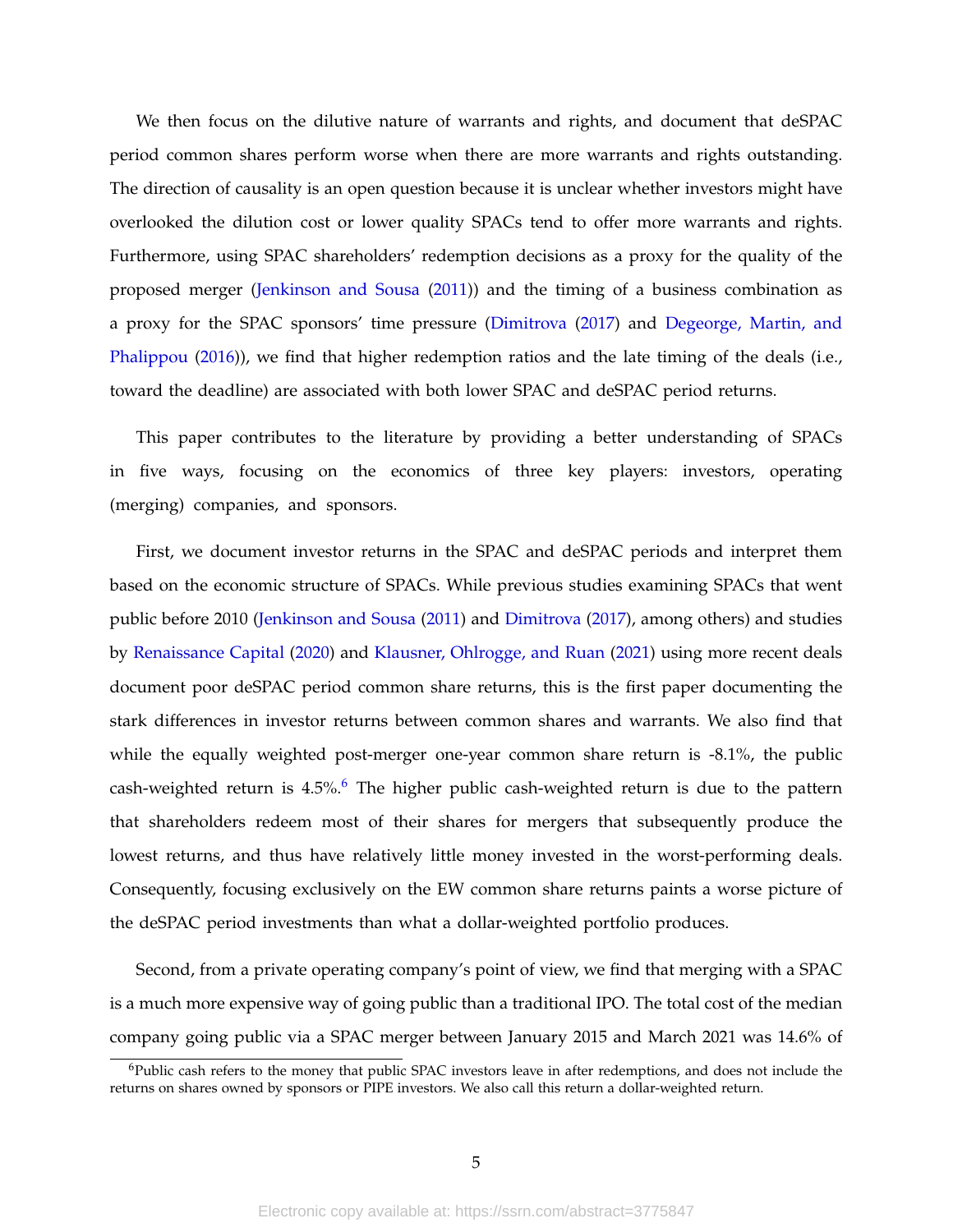We then focus on the dilutive nature of warrants and rights, and document that deSPAC period common shares perform worse when there are more warrants and rights outstanding. The direction of causality is an open question because it is unclear whether investors might have overlooked the dilution cost or lower quality SPACs tend to offer more warrants and rights. Furthermore, using SPAC shareholders' redemption decisions as a proxy for the quality of the proposed merger (Jenkinson and Sousa (2011)) and the timing of a business combination as a proxy for the SPAC sponsors' time pressure (Dimitrova (2017) and Degeorge, Martin, and Phalippou (2016)), we find that higher redemption ratios and the late timing of the deals (i.e., toward the deadline) are associated with both lower SPAC and deSPAC period returns.

This paper contributes to the literature by providing a better understanding of SPACs in five ways, focusing on the economics of three key players: investors, operating (merging) companies, and sponsors.

First, we document investor returns in the SPAC and deSPAC periods and interpret them based on the economic structure of SPACs. While previous studies examining SPACs that went public before 2010 (Jenkinson and Sousa (2011) and Dimitrova (2017), among others) and studies by Renaissance Capital (2020) and Klausner, Ohlrogge, and Ruan (2021) using more recent deals document poor deSPAC period common share returns, this is the first paper documenting the stark differences in investor returns between common shares and warrants. We also find that while the equally weighted post-merger one-year common share return is -8.1%, the public cash-weighted return is 4.5%.[6] The higher public cash-weighted return is due to the pattern that shareholders redeem most of their shares for mergers that subsequently produce the lowest returns, and thus have relatively little money invested in the worst-performing deals. Consequently, focusing exclusively on the EW common share returns paints a worse picture of the deSPAC period investments than what a dollar-weighted portfolio produces.

Second, from a private operating company's point of view, we find that merging with a SPAC is a much more expensive way of going public than a traditional IPO. The total cost of the median company going public via a SPAC merger between January 2015 and March 2021 was 14.6% of

[6] Public cash refers to the money that public SPAC investors leave in after redemptions, and does not include the returns on shares owned by sponsors or PIPE investors. We also call this return a dollar-weighted return.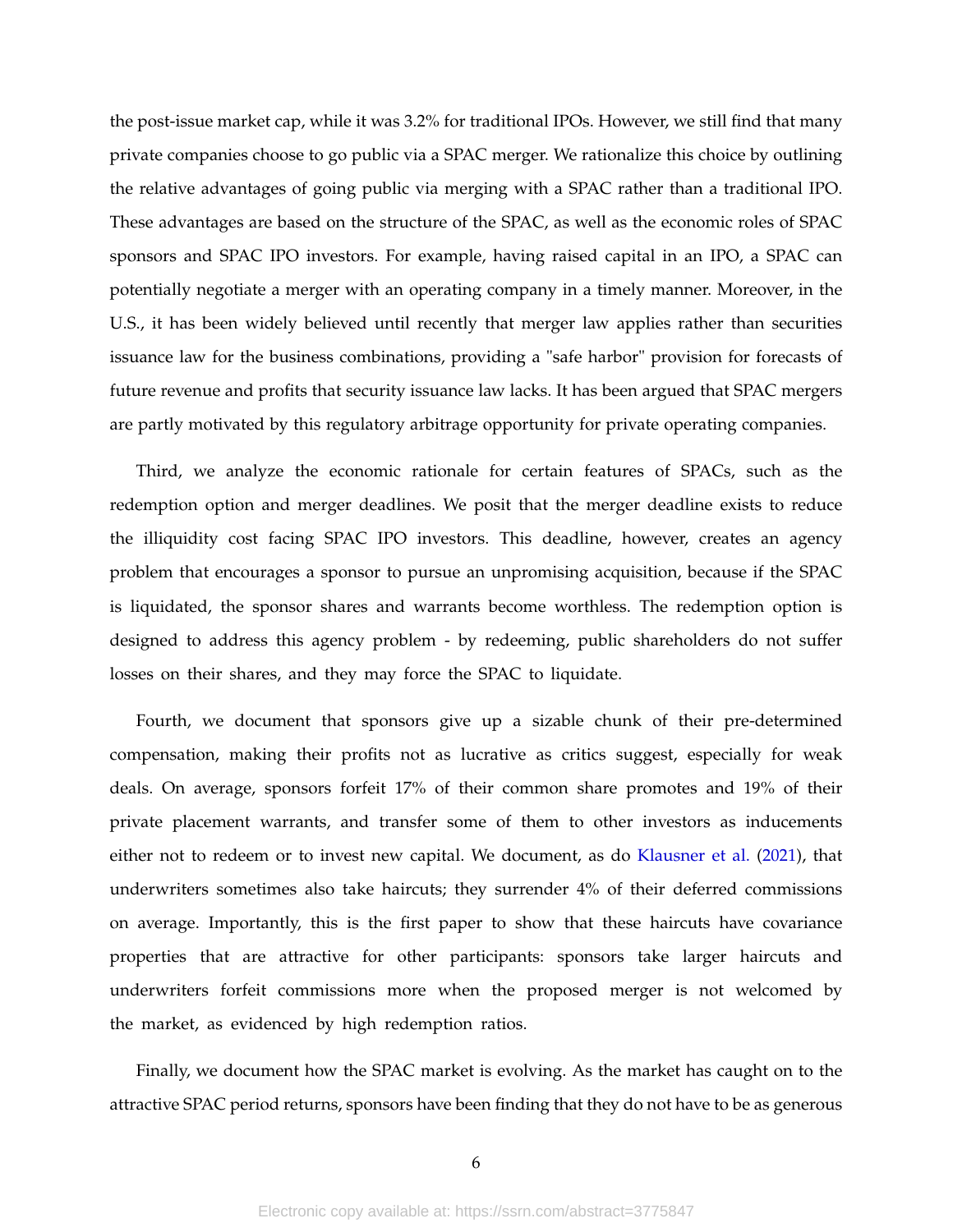the post-issue market cap, while it was 3.2% for traditional IPOs. However, we still find that many private companies choose to go public via a SPAC merger. We rationalize this choice by outlining the relative advantages of going public via merging with a SPAC rather than a traditional IPO. These advantages are based on the structure of the SPAC, as well as the economic roles of SPAC sponsors and SPAC IPO investors. For example, having raised capital in an IPO, a SPAC can potentially negotiate a merger with an operating company in a timely manner. Moreover, in the U.S., it has been widely believed until recently that merger law applies rather than securities issuance law for the business combinations, providing a "safe harbor" provision for forecasts of future revenue and profits that security issuance law lacks. It has been argued that SPAC mergers are partly motivated by this regulatory arbitrage opportunity for private operating companies.

Third, we analyze the economic rationale for certain features of SPACs, such as the redemption option and merger deadlines. We posit that the merger deadline exists to reduce the illiquidity cost facing SPAC IPO investors. This deadline, however, creates an agency problem that encourages a sponsor to pursue an unpromising acquisition, because if the SPAC is liquidated, the sponsor shares and warrants become worthless. The redemption option is designed to address this agency problem - by redeeming, public shareholders do not suffer losses on their shares, and they may force the SPAC to liquidate.

Fourth, we document that sponsors give up a sizable chunk of their pre-determined compensation, making their profits not as lucrative as critics suggest, especially for weak deals. On average, sponsors forfeit 17% of their common share promotes and 19% of their private placement warrants, and transfer some of them to other investors as inducements either not to redeem or to invest new capital. We document, as do Klausner et al. (2021), that underwriters sometimes also take haircuts; they surrender 4% of their deferred commissions on average. Importantly, this is the first paper to show that these haircuts have covariance properties that are attractive for other participants: sponsors take larger haircuts and underwriters forfeit commissions more when the proposed merger is not welcomed by the market, as evidenced by high redemption ratios.

Finally, we document how the SPAC market is evolving. As the market has caught on to the attractive SPAC period returns, sponsors have been finding that they do not have to be as generous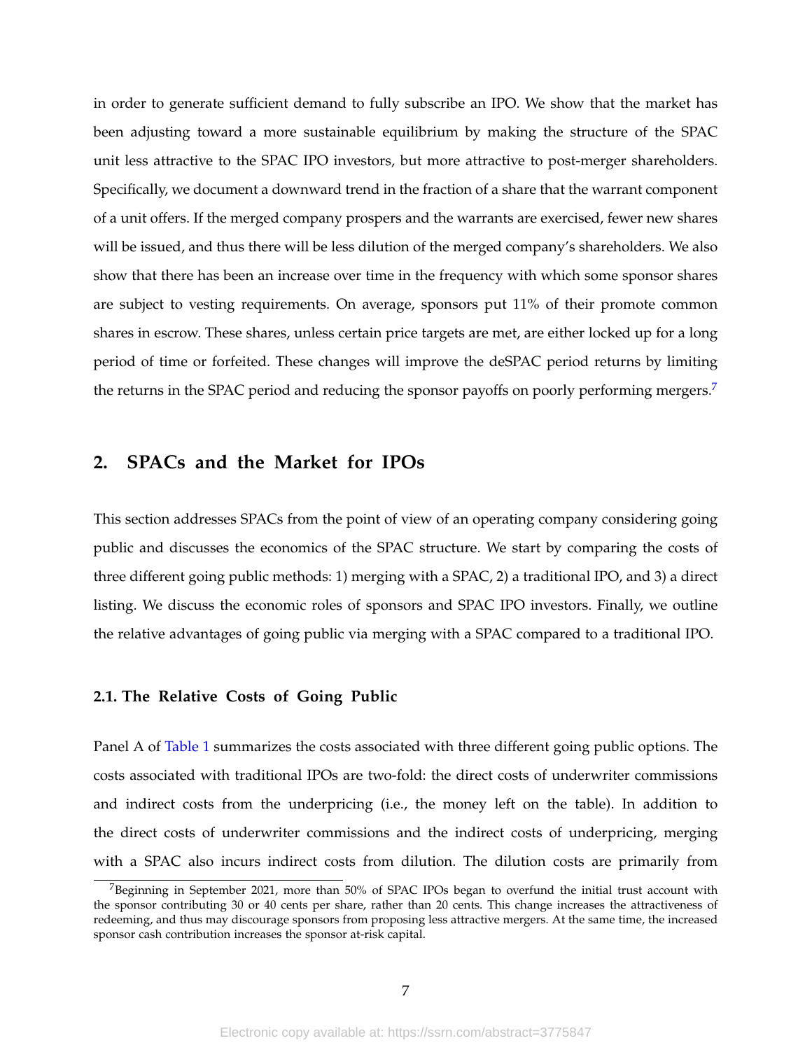in order to generate sufficient demand to fully subscribe an IPO. We show that the market has been adjusting toward a more sustainable equilibrium by making the structure of the SPAC unit less attractive to the SPAC IPO investors, but more attractive to post-merger shareholders. Specifically, we document a downward trend in the fraction of a share that the warrant component of a unit offers. If the merged company prospers and the warrants are exercised, fewer new shares will be issued, and thus there will be less dilution of the merged company's shareholders. We also show that there has been an increase over time in the frequency with which some sponsor shares are subject to vesting requirements. On average, sponsors put 11% of their promote common shares in escrow. These shares, unless certain price targets are met, are either locked up for a long period of time or forfeited. These changes will improve the deSPAC period returns by limiting the returns in the SPAC period and reducing the sponsor payoffs on poorly performing mergers.[7]

## 2. SPACs and the Market for IPOs

This section addresses SPACs from the point of view of an operating company considering going public and discusses the economics of the SPAC structure. We start by comparing the costs of three different going public methods: 1) merging with a SPAC, 2) a traditional IPO, and 3) a direct listing. We discuss the economic roles of sponsors and SPAC IPO investors. Finally, we outline the relative advantages of going public via merging with a SPAC compared to a traditional IPO.

### 2.1. The Relative Costs of Going Public

Panel A of Table 1 summarizes the costs associated with three different going public options. The costs associated with traditional IPOs are two-fold: the direct costs of underwriter commissions and indirect costs from the underpricing (i.e., the money left on the table). In addition to the direct costs of underwriter commissions and the indirect costs of underpricing, merging with a SPAC also incurs indirect costs from dilution. The dilution costs are primarily from

[7] Beginning in September 2021, more than 50% of SPAC IPOs began to overfund the initial trust account with the sponsor contributing 30 or 40 cents per share, rather than 20 cents. This change increases the attractiveness of redeeming, and thus may discourage sponsors from proposing less attractive mergers. At the same time, the increased sponsor cash contribution increases the sponsor at-risk capital.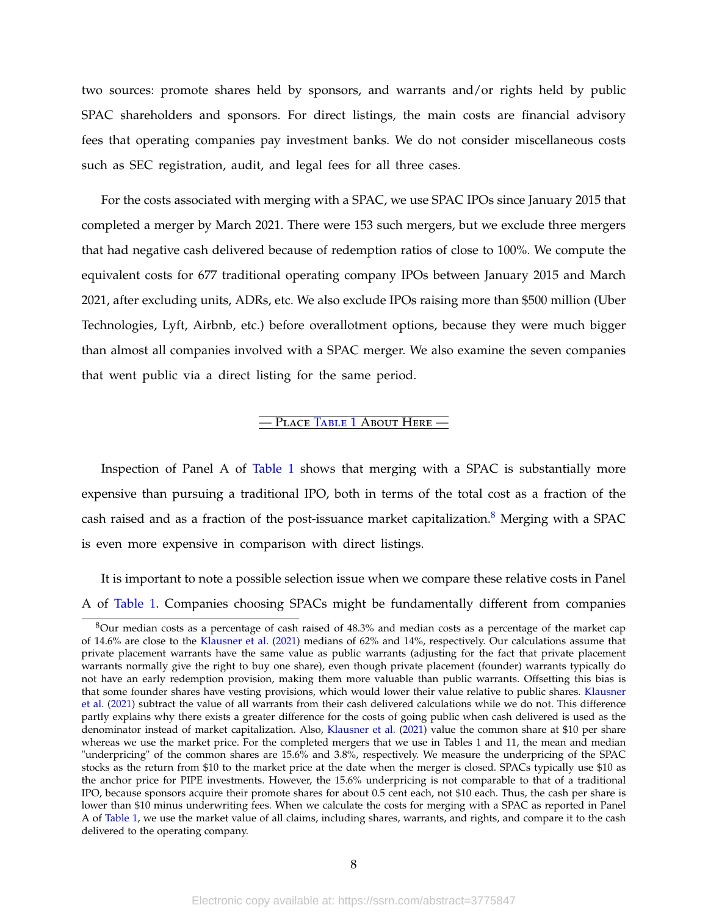two sources: promote shares held by sponsors, and warrants and/or rights held by public SPAC shareholders and sponsors. For direct listings, the main costs are financial advisory fees that operating companies pay investment banks. We do not consider miscellaneous costs such as SEC registration, audit, and legal fees for all three cases.

For the costs associated with merging with a SPAC, we use SPAC IPOs since January 2015 that completed a merger by March 2021. There were 153 such mergers, but we exclude three mergers that had negative cash delivered because of redemption ratios of close to 100%. We compute the equivalent costs for 677 traditional operating company IPOs between January 2015 and March 2021, after excluding units, ADRs, etc. We also exclude IPOs raising more than $500 million (Uber Technologies, Lyft, Airbnb, etc.) before overallotment options, because they were much bigger than almost all companies involved with a SPAC merger. We also examine the seven companies that went public via a direct listing for the same period.

— Place Table 1 About Here —

Inspection of Panel A of Table 1 shows that merging with a SPAC is substantially more expensive than pursuing a traditional IPO, both in terms of the total cost as a fraction of the cash raised and as a fraction of the post-issuance market capitalization.[8] Merging with a SPAC is even more expensive in comparison with direct listings.

It is important to note a possible selection issue when we compare these relative costs in Panel A of Table 1. Companies choosing SPACs might be fundamentally different from companies

[8] Our median costs as a percentage of cash raised of 48.3% and median costs as a percentage of the market cap of 14.6% are close to the Klausner et al. (2021) medians of 62% and 14%, respectively. Our calculations assume that private placement warrants have the same value as public warrants (adjusting for the fact that private placement warrants normally give the right to buy one share), even though private placement (founder) warrants typically do not have an early redemption provision, making them more valuable than public warrants. Offsetting this bias is that some founder shares have vesting provisions, which would lower their value relative to public shares. Klausner et al. (2021) subtract the value of all warrants from their cash delivered calculations while we do not. This difference partly explains why there exists a greater difference for the costs of going public when cash delivered is used as the denominator instead of market capitalization. Also, Klausner et al. (2021) value the common share at $10 per share whereas we use the market price. For the completed mergers that we use in Tables 1 and 11, the mean and median "underpricing" of the common shares are 15.6% and 3.8%, respectively. We measure the underpricing of the SPAC stocks as the return from $10 to the market price at the date when the merger is closed. SPACs typically use $10 as the anchor price for PIPE investments. However, the 15.6% underpricing is not comparable to that of a traditional IPO, because sponsors acquire their promote shares for about 0.5 cent each, not $10 each. Thus, the cash per share is lower than $10 minus underwriting fees. When we calculate the costs for merging with a SPAC as reported in Panel A of Table 1, we use the market value of all claims, including shares, warrants, and rights, and compare it to the cash delivered to the operating company.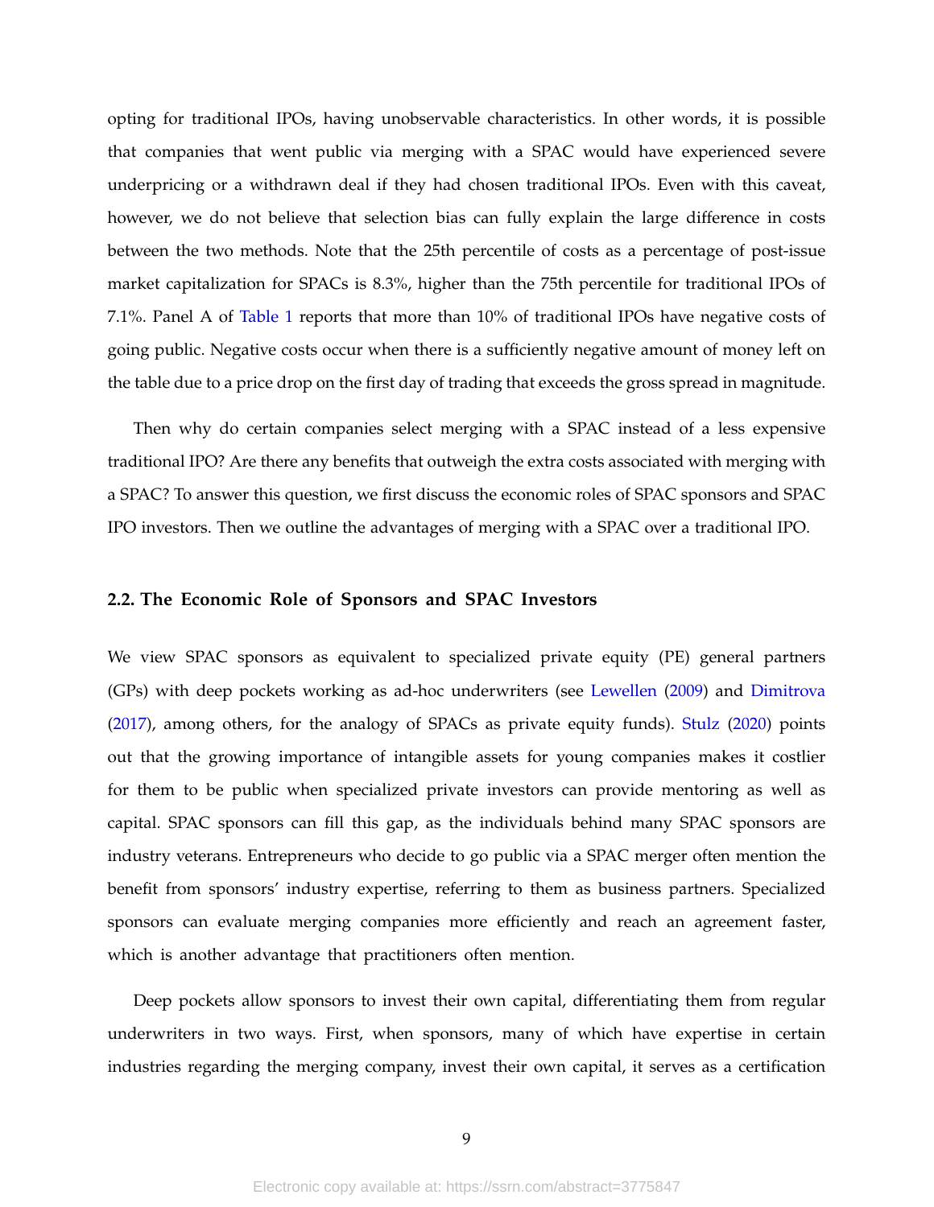opting for traditional IPOs, having unobservable characteristics. In other words, it is possible that companies that went public via merging with a SPAC would have experienced severe underpricing or a withdrawn deal if they had chosen traditional IPOs. Even with this caveat, however, we do not believe that selection bias can fully explain the large difference in costs between the two methods. Note that the 25th percentile of costs as a percentage of post-issue market capitalization for SPACs is 8.3%, higher than the 75th percentile for traditional IPOs of 7.1%. Panel A of Table 1 reports that more than 10% of traditional IPOs have negative costs of going public. Negative costs occur when there is a sufficiently negative amount of money left on the table due to a price drop on the first day of trading that exceeds the gross spread in magnitude.

Then why do certain companies select merging with a SPAC instead of a less expensive traditional IPO? Are there any benefits that outweigh the extra costs associated with merging with a SPAC? To answer this question, we first discuss the economic roles of SPAC sponsors and SPAC IPO investors. Then we outline the advantages of merging with a SPAC over a traditional IPO.

### 2.2. The Economic Role of Sponsors and SPAC Investors

We view SPAC sponsors as equivalent to specialized private equity (PE) general partners (GPs) with deep pockets working as ad-hoc underwriters (see Lewellen (2009) and Dimitrova (2017), among others, for the analogy of SPACs as private equity funds). Stulz (2020) points out that the growing importance of intangible assets for young companies makes it costlier for them to be public when specialized private investors can provide mentoring as well as capital. SPAC sponsors can fill this gap, as the individuals behind many SPAC sponsors are industry veterans. Entrepreneurs who decide to go public via a SPAC merger often mention the benefit from sponsors' industry expertise, referring to them as business partners. Specialized sponsors can evaluate merging companies more efficiently and reach an agreement faster, which is another advantage that practitioners often mention.

Deep pockets allow sponsors to invest their own capital, differentiating them from regular underwriters in two ways. First, when sponsors, many of which have expertise in certain industries regarding the merging company, invest their own capital, it serves as a certification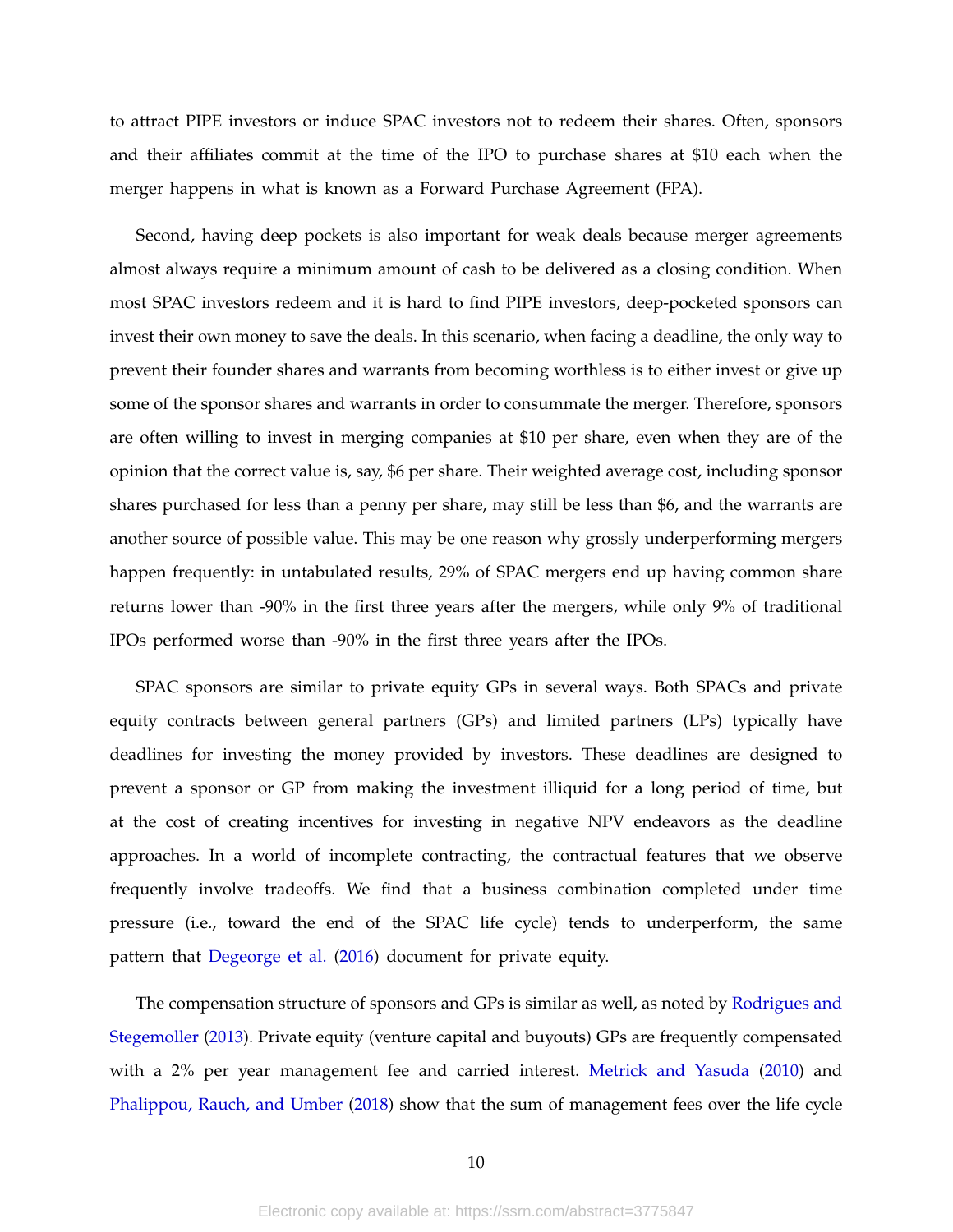to attract PIPE investors or induce SPAC investors not to redeem their shares. Often, sponsors and their affiliates commit at the time of the IPO to purchase shares at $10 each when the merger happens in what is known as a Forward Purchase Agreement (FPA).

Second, having deep pockets is also important for weak deals because merger agreements almost always require a minimum amount of cash to be delivered as a closing condition. When most SPAC investors redeem and it is hard to find PIPE investors, deep-pocketed sponsors can invest their own money to save the deals. In this scenario, when facing a deadline, the only way to prevent their founder shares and warrants from becoming worthless is to either invest or give up some of the sponsor shares and warrants in order to consummate the merger. Therefore, sponsors are often willing to invest in merging companies at $10 per share, even when they are of the opinion that the correct value is, say, $6 per share. Their weighted average cost, including sponsor shares purchased for less than a penny per share, may still be less than $6, and the warrants are another source of possible value. This may be one reason why grossly underperforming mergers happen frequently: in untabulated results, 29% of SPAC mergers end up having common share returns lower than -90% in the first three years after the mergers, while only 9% of traditional IPOs performed worse than -90% in the first three years after the IPOs.

SPAC sponsors are similar to private equity GPs in several ways. Both SPACs and private equity contracts between general partners (GPs) and limited partners (LPs) typically have deadlines for investing the money provided by investors. These deadlines are designed to prevent a sponsor or GP from making the investment illiquid for a long period of time, but at the cost of creating incentives for investing in negative NPV endeavors as the deadline approaches. In a world of incomplete contracting, the contractual features that we observe frequently involve tradeoffs. We find that a business combination completed under time pressure (i.e., toward the end of the SPAC life cycle) tends to underperform, the same pattern that Degeorge et al. (2016) document for private equity.

The compensation structure of sponsors and GPs is similar as well, as noted by Rodrigues and Stegemoller (2013). Private equity (venture capital and buyouts) GPs are frequently compensated with a 2% per year management fee and carried interest. Metrick and Yasuda (2010) and Phalippou, Rauch, and Umber (2018) show that the sum of management fees over the life cycle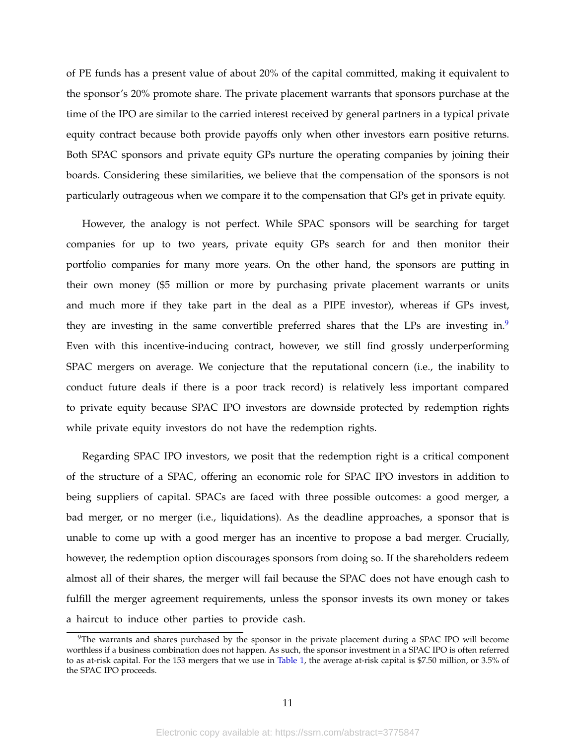of PE funds has a present value of about 20% of the capital committed, making it equivalent to the sponsor's 20% promote share. The private placement warrants that sponsors purchase at the time of the IPO are similar to the carried interest received by general partners in a typical private equity contract because both provide payoffs only when other investors earn positive returns. Both SPAC sponsors and private equity GPs nurture the operating companies by joining their boards. Considering these similarities, we believe that the compensation of the sponsors is not particularly outrageous when we compare it to the compensation that GPs get in private equity.

However, the analogy is not perfect. While SPAC sponsors will be searching for target companies for up to two years, private equity GPs search for and then monitor their portfolio companies for many more years. On the other hand, the sponsors are putting in their own money ($5 million or more by purchasing private placement warrants or units and much more if they take part in the deal as a PIPE investor), whereas if GPs invest, they are investing in the same convertible preferred shares that the LPs are investing in.[9] Even with this incentive-inducing contract, however, we still find grossly underperforming SPAC mergers on average. We conjecture that the reputational concern (i.e., the inability to conduct future deals if there is a poor track record) is relatively less important compared to private equity because SPAC IPO investors are downside protected by redemption rights while private equity investors do not have the redemption rights.

Regarding SPAC IPO investors, we posit that the redemption right is a critical component of the structure of a SPAC, offering an economic role for SPAC IPO investors in addition to being suppliers of capital. SPACs are faced with three possible outcomes: a good merger, a bad merger, or no merger (i.e., liquidations). As the deadline approaches, a sponsor that is unable to come up with a good merger has an incentive to propose a bad merger. Crucially, however, the redemption option discourages sponsors from doing so. If the shareholders redeem almost all of their shares, the merger will fail because the SPAC does not have enough cash to fulfill the merger agreement requirements, unless the sponsor invests its own money or takes a haircut to induce other parties to provide cash.

[9] The warrants and shares purchased by the sponsor in the private placement during a SPAC IPO will become worthless if a business combination does not happen. As such, the sponsor investment in a SPAC IPO is often referred to as at-risk capital. For the 153 mergers that we use in Table 1, the average at-risk capital is $7.50 million, or 3.5% of the SPAC IPO proceeds.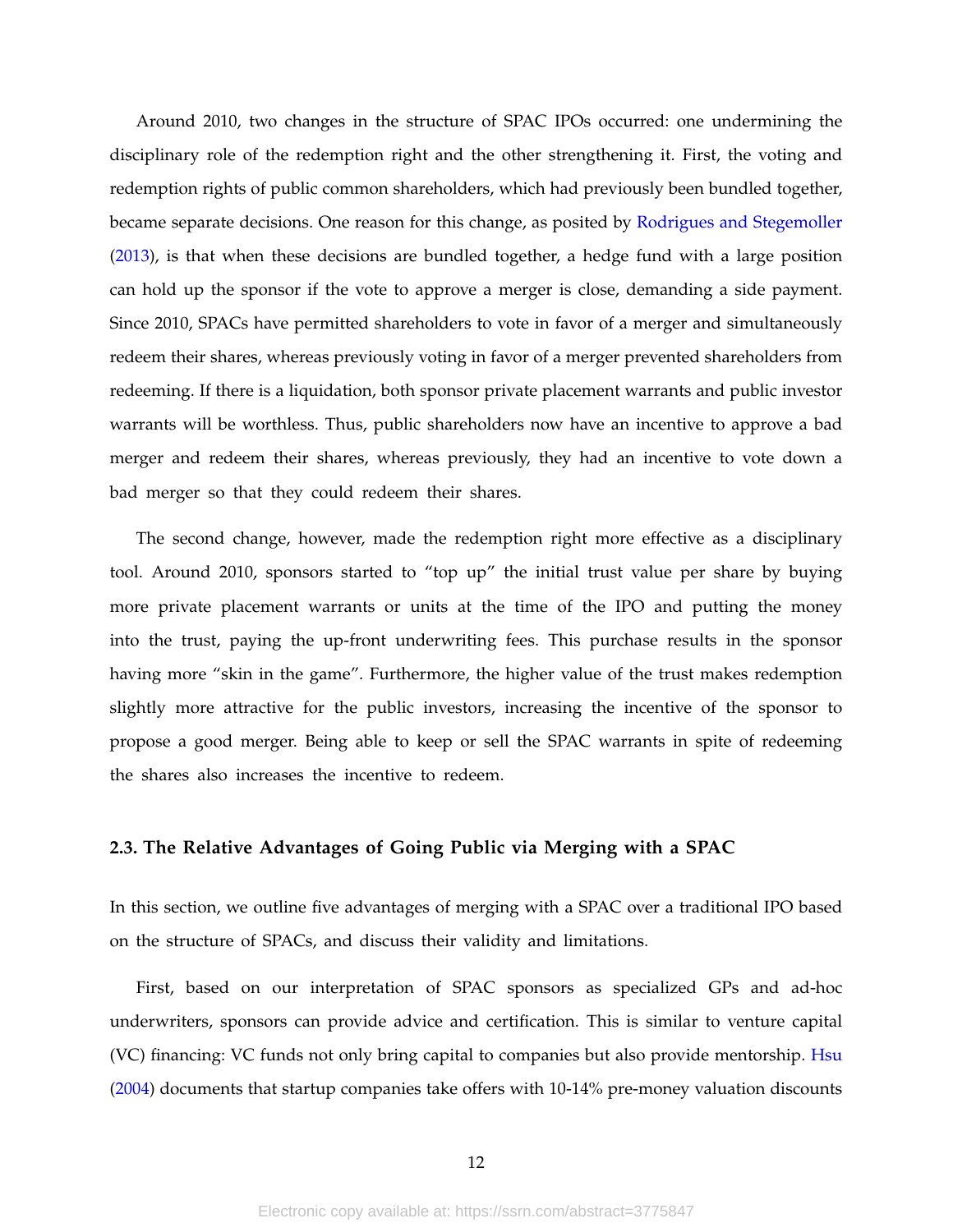Around 2010, two changes in the structure of SPAC IPOs occurred: one undermining the disciplinary role of the redemption right and the other strengthening it. First, the voting and redemption rights of public common shareholders, which had previously been bundled together, became separate decisions. One reason for this change, as posited by Rodrigues and Stegemoller (2013), is that when these decisions are bundled together, a hedge fund with a large position can hold up the sponsor if the vote to approve a merger is close, demanding a side payment. Since 2010, SPACs have permitted shareholders to vote in favor of a merger and simultaneously redeem their shares, whereas previously voting in favor of a merger prevented shareholders from redeeming. If there is a liquidation, both sponsor private placement warrants and public investor warrants will be worthless. Thus, public shareholders now have an incentive to approve a bad merger and redeem their shares, whereas previously, they had an incentive to vote down a bad merger so that they could redeem their shares.

The second change, however, made the redemption right more effective as a disciplinary tool. Around 2010, sponsors started to "top up" the initial trust value per share by buying more private placement warrants or units at the time of the IPO and putting the money into the trust, paying the up-front underwriting fees. This purchase results in the sponsor having more "skin in the game". Furthermore, the higher value of the trust makes redemption slightly more attractive for the public investors, increasing the incentive of the sponsor to propose a good merger. Being able to keep or sell the SPAC warrants in spite of redeeming the shares also increases the incentive to redeem.

### 2.3. The Relative Advantages of Going Public via Merging with a SPAC

In this section, we outline five advantages of merging with a SPAC over a traditional IPO based on the structure of SPACs, and discuss their validity and limitations.

First, based on our interpretation of SPAC sponsors as specialized GPs and ad-hoc underwriters, sponsors can provide advice and certification. This is similar to venture capital (VC) financing: VC funds not only bring capital to companies but also provide mentorship. Hsu (2004) documents that startup companies take offers with 10-14% pre-money valuation discounts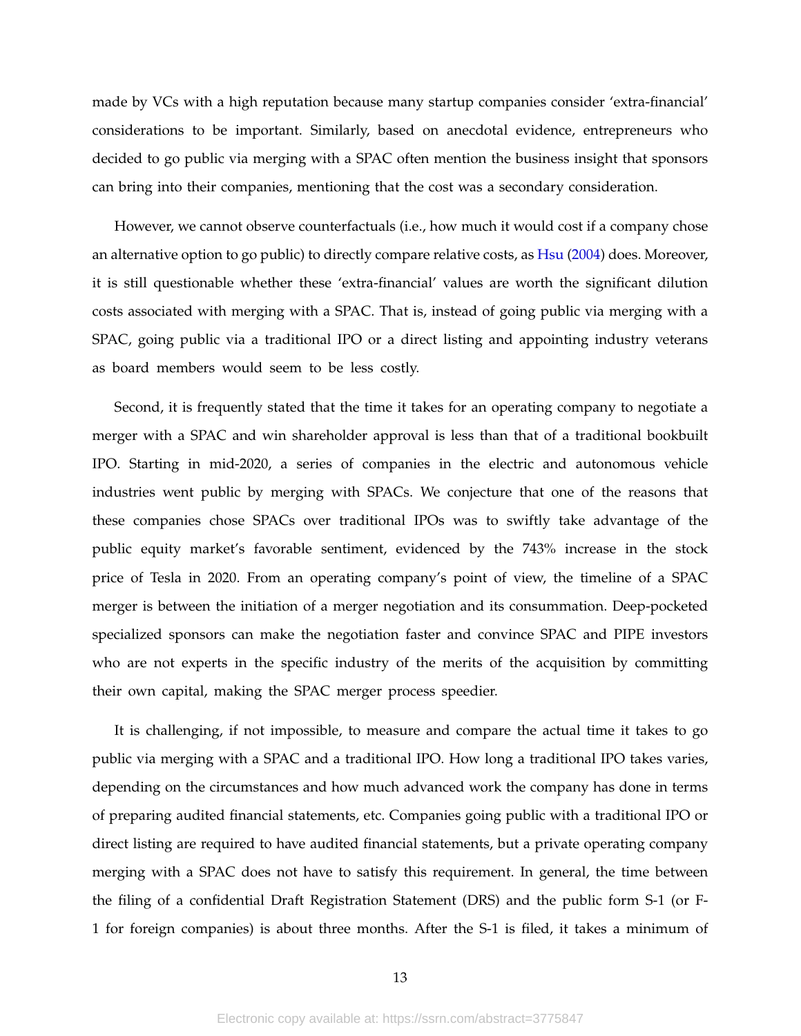made by VCs with a high reputation because many startup companies consider 'extra-financial' considerations to be important. Similarly, based on anecdotal evidence, entrepreneurs who decided to go public via merging with a SPAC often mention the business insight that sponsors can bring into their companies, mentioning that the cost was a secondary consideration.

However, we cannot observe counterfactuals (i.e., how much it would cost if a company chose an alternative option to go public) to directly compare relative costs, as Hsu (2004) does. Moreover, it is still questionable whether these 'extra-financial' values are worth the significant dilution costs associated with merging with a SPAC. That is, instead of going public via merging with a SPAC, going public via a traditional IPO or a direct listing and appointing industry veterans as board members would seem to be less costly.

Second, it is frequently stated that the time it takes for an operating company to negotiate a merger with a SPAC and win shareholder approval is less than that of a traditional bookbuilt IPO. Starting in mid-2020, a series of companies in the electric and autonomous vehicle industries went public by merging with SPACs. We conjecture that one of the reasons that these companies chose SPACs over traditional IPOs was to swiftly take advantage of the public equity market's favorable sentiment, evidenced by the 743% increase in the stock price of Tesla in 2020. From an operating company's point of view, the timeline of a SPAC merger is between the initiation of a merger negotiation and its consummation. Deep-pocketed specialized sponsors can make the negotiation faster and convince SPAC and PIPE investors who are not experts in the specific industry of the merits of the acquisition by committing their own capital, making the SPAC merger process speedier.

It is challenging, if not impossible, to measure and compare the actual time it takes to go public via merging with a SPAC and a traditional IPO. How long a traditional IPO takes varies, depending on the circumstances and how much advanced work the company has done in terms of preparing audited financial statements, etc. Companies going public with a traditional IPO or direct listing are required to have audited financial statements, but a private operating company merging with a SPAC does not have to satisfy this requirement. In general, the time between the filing of a confidential Draft Registration Statement (DRS) and the public form S-1 (or F-1 for foreign companies) is about three months. After the S-1 is filed, it takes a minimum of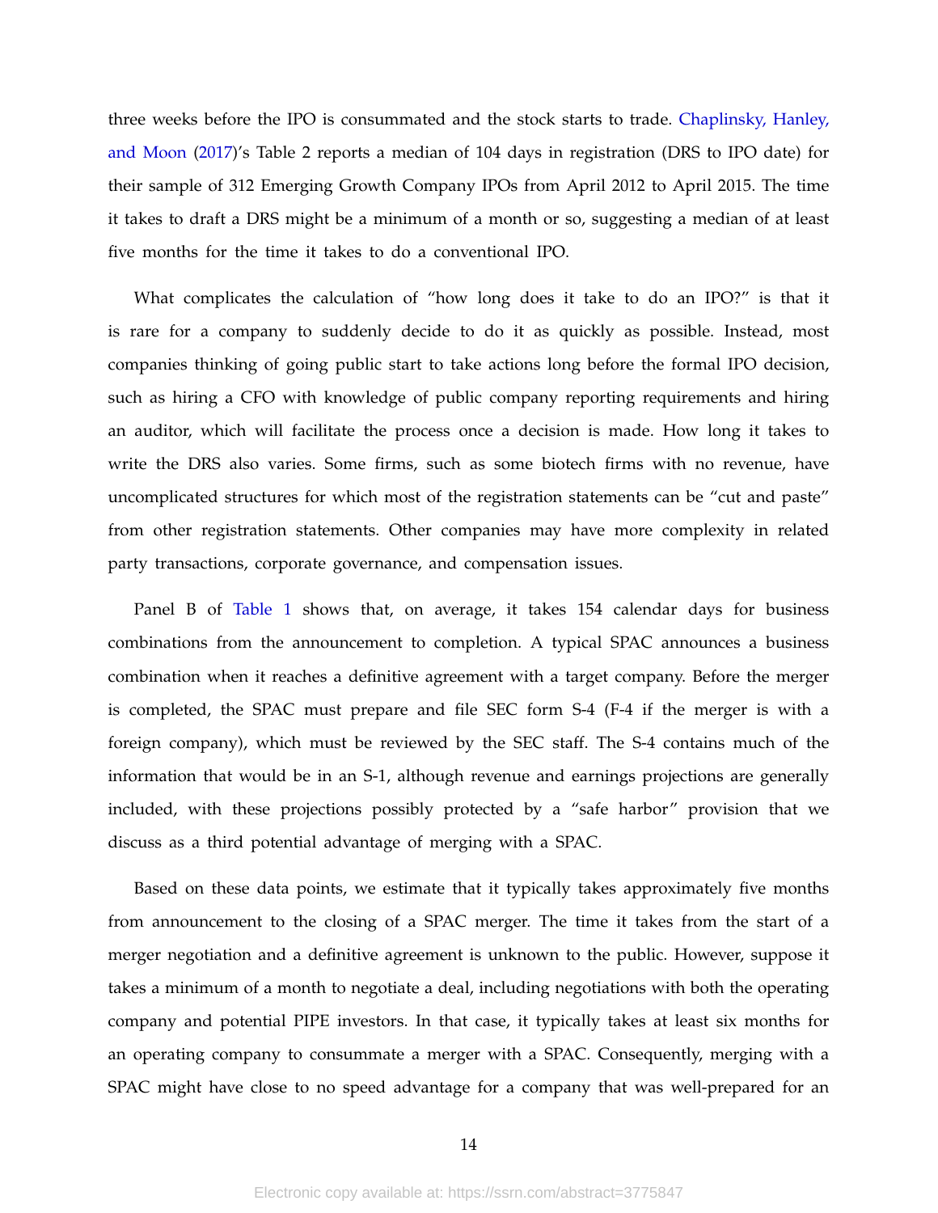three weeks before the IPO is consummated and the stock starts to trade. Chaplinsky, Hanley, and Moon (2017)'s Table 2 reports a median of 104 days in registration (DRS to IPO date) for their sample of 312 Emerging Growth Company IPOs from April 2012 to April 2015. The time it takes to draft a DRS might be a minimum of a month or so, suggesting a median of at least five months for the time it takes to do a conventional IPO.

What complicates the calculation of "how long does it take to do an IPO?" is that it is rare for a company to suddenly decide to do it as quickly as possible. Instead, most companies thinking of going public start to take actions long before the formal IPO decision, such as hiring a CFO with knowledge of public company reporting requirements and hiring an auditor, which will facilitate the process once a decision is made. How long it takes to write the DRS also varies. Some firms, such as some biotech firms with no revenue, have uncomplicated structures for which most of the registration statements can be "cut and paste" from other registration statements. Other companies may have more complexity in related party transactions, corporate governance, and compensation issues.

Panel B of Table 1 shows that, on average, it takes 154 calendar days for business combinations from the announcement to completion. A typical SPAC announces a business combination when it reaches a definitive agreement with a target company. Before the merger is completed, the SPAC must prepare and file SEC form S-4 (F-4 if the merger is with a foreign company), which must be reviewed by the SEC staff. The S-4 contains much of the information that would be in an S-1, although revenue and earnings projections are generally included, with these projections possibly protected by a "safe harbor" provision that we discuss as a third potential advantage of merging with a SPAC.

Based on these data points, we estimate that it typically takes approximately five months from announcement to the closing of a SPAC merger. The time it takes from the start of a merger negotiation and a definitive agreement is unknown to the public. However, suppose it takes a minimum of a month to negotiate a deal, including negotiations with both the operating company and potential PIPE investors. In that case, it typically takes at least six months for an operating company to consummate a merger with a SPAC. Consequently, merging with a SPAC might have close to no speed advantage for a company that was well-prepared for an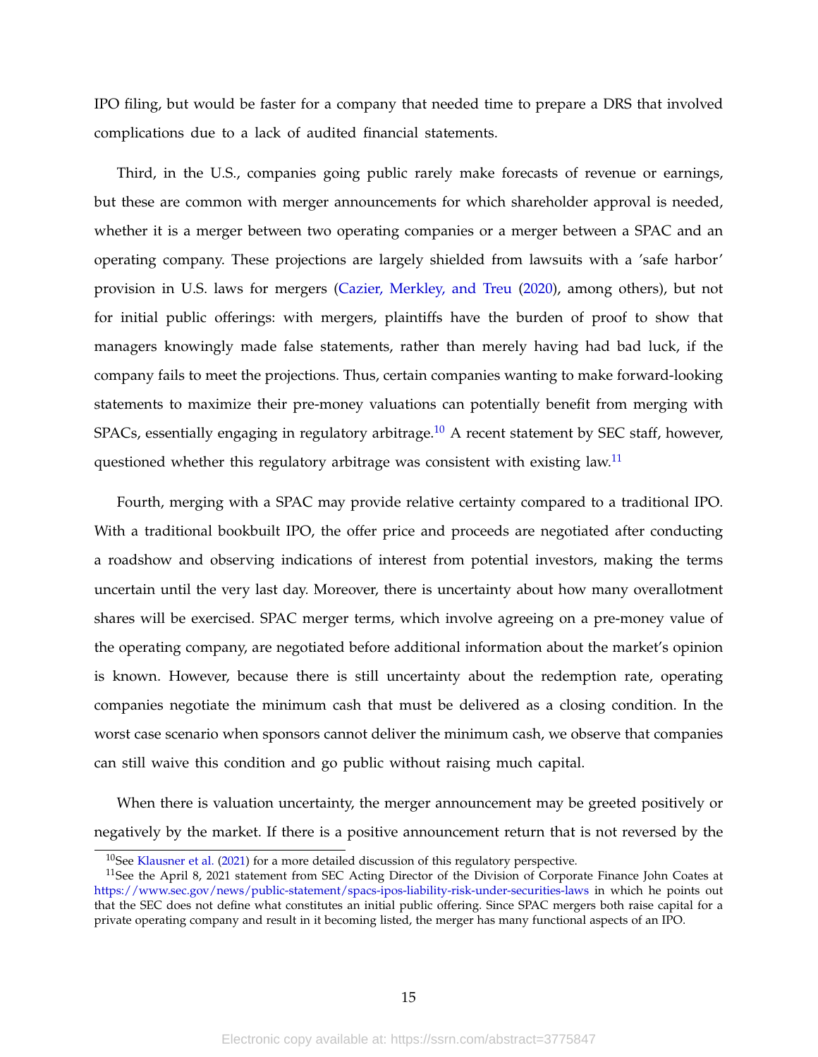IPO filing, but would be faster for a company that needed time to prepare a DRS that involved complications due to a lack of audited financial statements.

Third, in the U.S., companies going public rarely make forecasts of revenue or earnings, but these are common with merger announcements for which shareholder approval is needed, whether it is a merger between two operating companies or a merger between a SPAC and an operating company. These projections are largely shielded from lawsuits with a 'safe harbor' provision in U.S. laws for mergers (Cazier, Merkley, and Treu (2020), among others), but not for initial public offerings: with mergers, plaintiffs have the burden of proof to show that managers knowingly made false statements, rather than merely having had bad luck, if the company fails to meet the projections. Thus, certain companies wanting to make forward-looking statements to maximize their pre-money valuations can potentially benefit from merging with SPACs, essentially engaging in regulatory arbitrage.[10] A recent statement by SEC staff, however, questioned whether this regulatory arbitrage was consistent with existing law.[11]

Fourth, merging with a SPAC may provide relative certainty compared to a traditional IPO. With a traditional bookbuilt IPO, the offer price and proceeds are negotiated after conducting a roadshow and observing indications of interest from potential investors, making the terms uncertain until the very last day. Moreover, there is uncertainty about how many overallotment shares will be exercised. SPAC merger terms, which involve agreeing on a pre-money value of the operating company, are negotiated before additional information about the market's opinion is known. However, because there is still uncertainty about the redemption rate, operating companies negotiate the minimum cash that must be delivered as a closing condition. In the worst case scenario when sponsors cannot deliver the minimum cash, we observe that companies can still waive this condition and go public without raising much capital.

When there is valuation uncertainty, the merger announcement may be greeted positively or negatively by the market. If there is a positive announcement return that is not reversed by the

[10] See Klausner et al. (2021) for a more detailed discussion of this regulatory perspective.

[11] See the April 8, 2021 statement from SEC Acting Director of the Division of Corporate Finance John Coates at https://www.sec.gov/news/public-statement/spacs-ipos-liability-risk-under-securities-laws in which he points out that the SEC does not define what constitutes an initial public offering. Since SPAC mergers both raise capital for a private operating company and result in it becoming listed, the merger has many functional aspects of an IPO.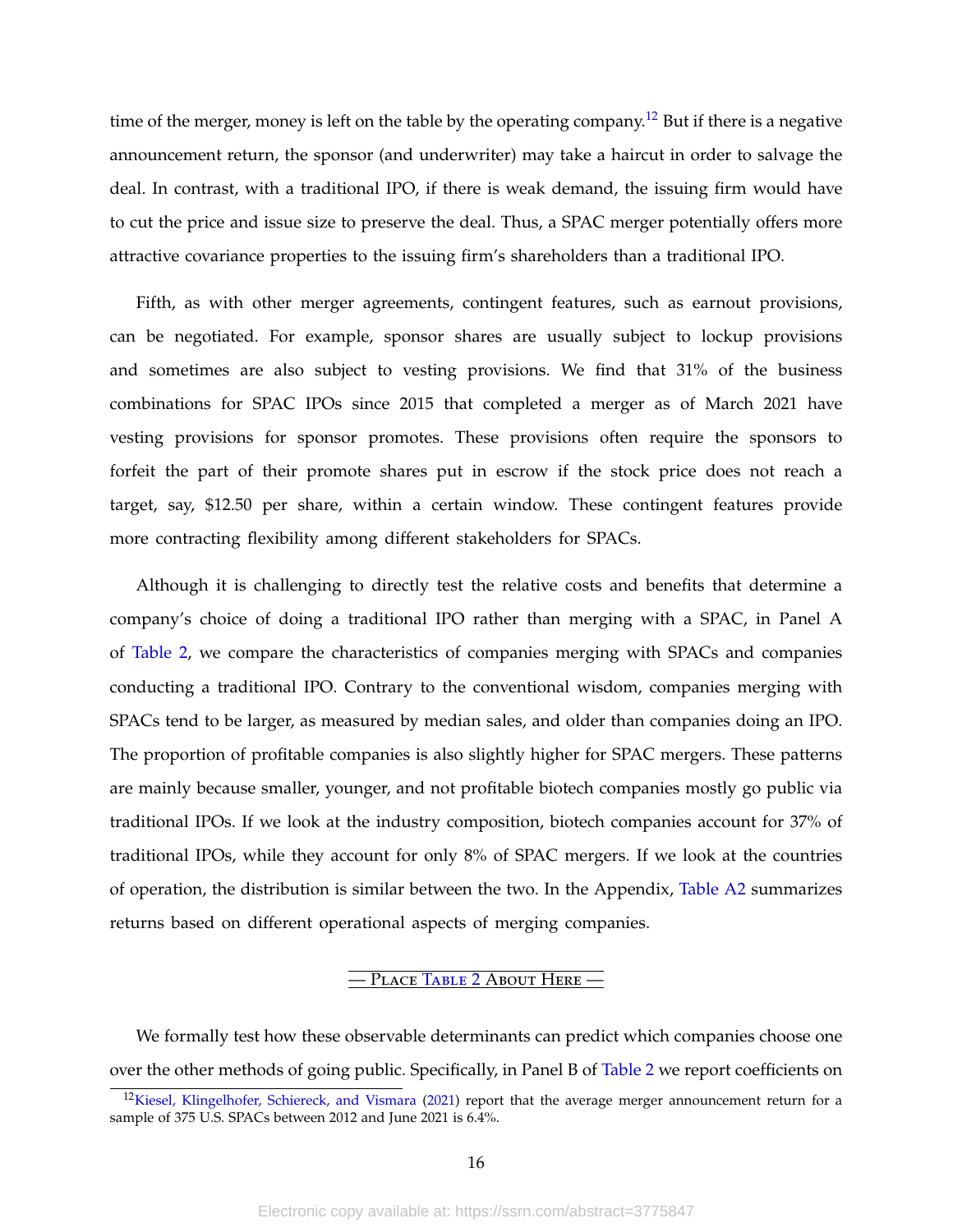time of the merger, money is left on the table by the operating company.[12] But if there is a negative announcement return, the sponsor (and underwriter) may take a haircut in order to salvage the deal. In contrast, with a traditional IPO, if there is weak demand, the issuing firm would have to cut the price and issue size to preserve the deal. Thus, a SPAC merger potentially offers more attractive covariance properties to the issuing firm's shareholders than a traditional IPO.

Fifth, as with other merger agreements, contingent features, such as earnout provisions, can be negotiated. For example, sponsor shares are usually subject to lockup provisions and sometimes are also subject to vesting provisions. We find that 31% of the business combinations for SPAC IPOs since 2015 that completed a merger as of March 2021 have vesting provisions for sponsor promotes. These provisions often require the sponsors to forfeit the part of their promote shares put in escrow if the stock price does not reach a target, say, $12.50 per share, within a certain window. These contingent features provide more contracting flexibility among different stakeholders for SPACs.

Although it is challenging to directly test the relative costs and benefits that determine a company's choice of doing a traditional IPO rather than merging with a SPAC, in Panel A of Table 2, we compare the characteristics of companies merging with SPACs and companies conducting a traditional IPO. Contrary to the conventional wisdom, companies merging with SPACs tend to be larger, as measured by median sales, and older than companies doing an IPO. The proportion of profitable companies is also slightly higher for SPAC mergers. These patterns are mainly because smaller, younger, and not profitable biotech companies mostly go public via traditional IPOs. If we look at the industry composition, biotech companies account for 37% of traditional IPOs, while they account for only 8% of SPAC mergers. If we look at the countries of operation, the distribution is similar between the two. In the Appendix, Table A2 summarizes returns based on different operational aspects of merging companies.

— Place Table 2 About Here —

We formally test how these observable determinants can predict which companies choose one over the other methods of going public. Specifically, in Panel B of Table 2 we report coefficients on

[12] Kiesel, Klingelhofer, Schiereck, and Vismara (2021) report that the average merger announcement return for a sample of 375 U.S. SPACs between 2012 and June 2021 is 6.4%.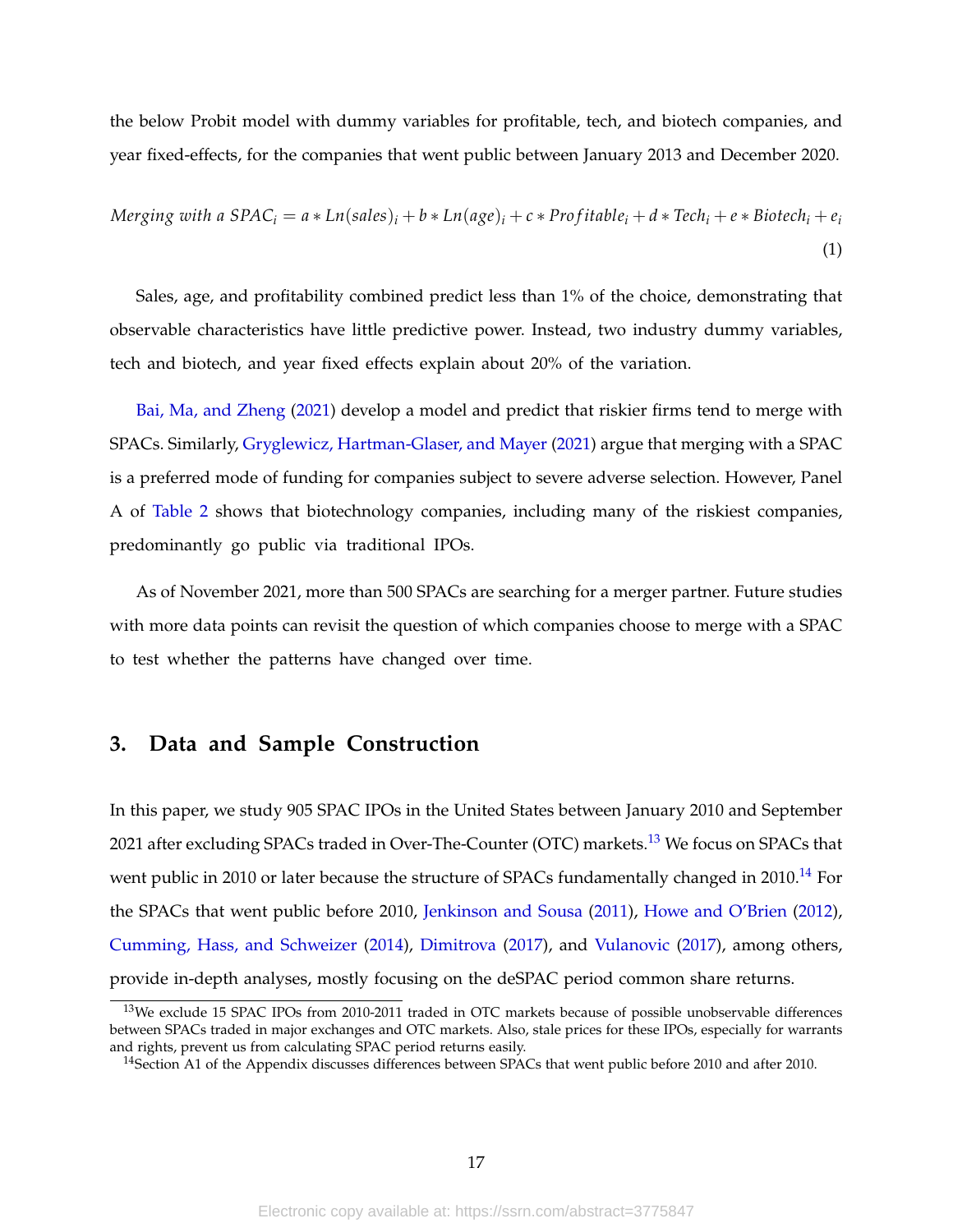the below Probit model with dummy variables for profitable, tech, and biotech companies, and year fixed-effects, for the companies that went public between January 2013 and December 2020.

$$Merging\ with\ a\ SPAC_i = a * Ln(sales)_i + b * Ln(age)_i + c * Profitable_i + d * Tech_i + e * Biotech_i + e_i \quad (1)$$

Sales, age, and profitability combined predict less than 1% of the choice, demonstrating that observable characteristics have little predictive power. Instead, two industry dummy variables, tech and biotech, and year fixed effects explain about 20% of the variation.

Bai, Ma, and Zheng (2021) develop a model and predict that riskier firms tend to merge with SPACs. Similarly, Gryglewicz, Hartman-Glaser, and Mayer (2021) argue that merging with a SPAC is a preferred mode of funding for companies subject to severe adverse selection. However, Panel A of Table 2 shows that biotechnology companies, including many of the riskiest companies, predominantly go public via traditional IPOs.

As of November 2021, more than 500 SPACs are searching for a merger partner. Future studies with more data points can revisit the question of which companies choose to merge with a SPAC to test whether the patterns have changed over time.

## 3. Data and Sample Construction

In this paper, we study 905 SPAC IPOs in the United States between January 2010 and September 2021 after excluding SPACs traded in Over-The-Counter (OTC) markets.[13] We focus on SPACs that went public in 2010 or later because the structure of SPACs fundamentally changed in 2010.[14] For the SPACs that went public before 2010, Jenkinson and Sousa (2011), Howe and O'Brien (2012), Cumming, Hass, and Schweizer (2014), Dimitrova (2017), and Vulanovic (2017), among others, provide in-depth analyses, mostly focusing on the deSPAC period common share returns.

[13] We exclude 15 SPAC IPOs from 2010-2011 traded in OTC markets because of possible unobservable differences between SPACs traded in major exchanges and OTC markets. Also, stale prices for these IPOs, especially for warrants and rights, prevent us from calculating SPAC period returns easily.

[14] Section A1 of the Appendix discusses differences between SPACs that went public before 2010 and after 2010.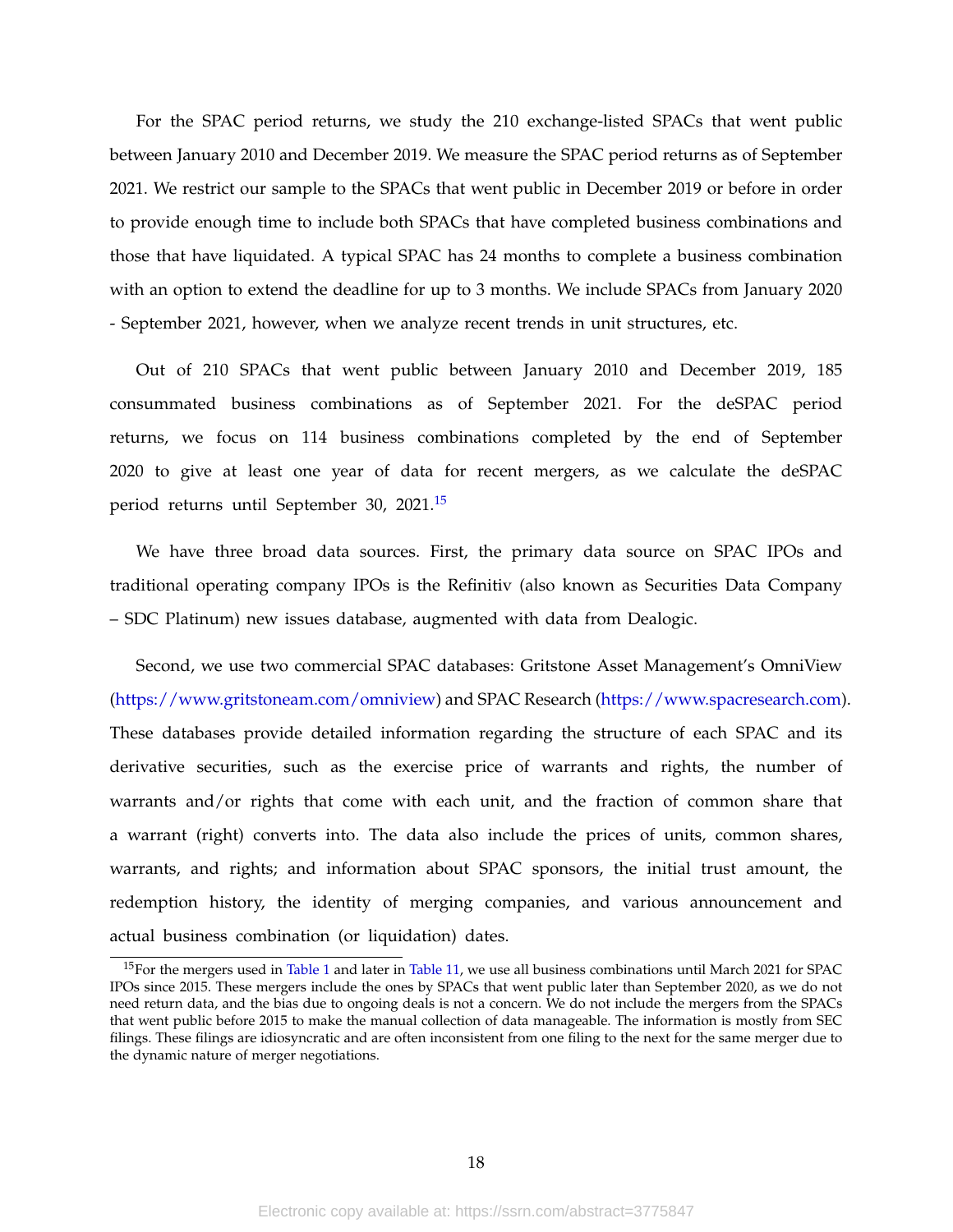For the SPAC period returns, we study the 210 exchange-listed SPACs that went public between January 2010 and December 2019. We measure the SPAC period returns as of September 2021. We restrict our sample to the SPACs that went public in December 2019 or before in order to provide enough time to include both SPACs that have completed business combinations and those that have liquidated. A typical SPAC has 24 months to complete a business combination with an option to extend the deadline for up to 3 months. We include SPACs from January 2020 - September 2021, however, when we analyze recent trends in unit structures, etc.

Out of 210 SPACs that went public between January 2010 and December 2019, 185 consummated business combinations as of September 2021. For the deSPAC period returns, we focus on 114 business combinations completed by the end of September 2020 to give at least one year of data for recent mergers, as we calculate the deSPAC period returns until September 30, 2021.[15]

We have three broad data sources. First, the primary data source on SPAC IPOs and traditional operating company IPOs is the Refinitiv (also known as Securities Data Company – SDC Platinum) new issues database, augmented with data from Dealogic.

Second, we use two commercial SPAC databases: Gritstone Asset Management's OmniView (https://www.gritstoneam.com/omniview) and SPAC Research (https://www.spacresearch.com). These databases provide detailed information regarding the structure of each SPAC and its derivative securities, such as the exercise price of warrants and rights, the number of warrants and/or rights that come with each unit, and the fraction of common share that a warrant (right) converts into. The data also include the prices of units, common shares, warrants, and rights; and information about SPAC sponsors, the initial trust amount, the redemption history, the identity of merging companies, and various announcement and actual business combination (or liquidation) dates.

[15] For the mergers used in Table 1 and later in Table 11, we use all business combinations until March 2021 for SPAC IPOs since 2015. These mergers include the ones by SPACs that went public later than September 2020, as we do not need return data, and the bias due to ongoing deals is not a concern. We do not include the mergers from the SPACs that went public before 2015 to make the manual collection of data manageable. The information is mostly from SEC filings. These filings are idiosyncratic and are often inconsistent from one filing to the next for the same merger due to the dynamic nature of merger negotiations.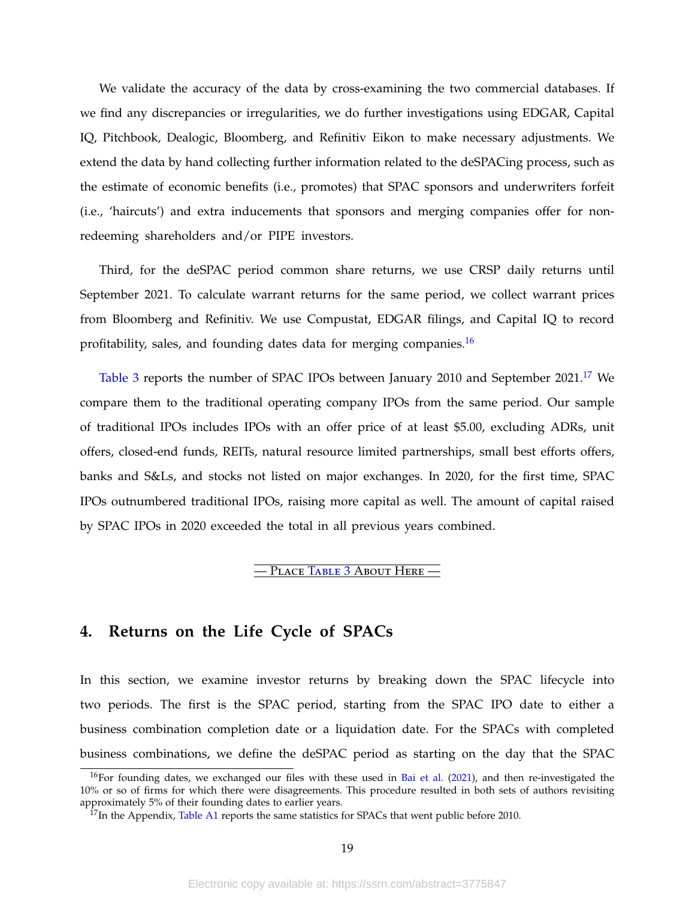We validate the accuracy of the data by cross-examining the two commercial databases. If we find any discrepancies or irregularities, we do further investigations using EDGAR, Capital IQ, Pitchbook, Dealogic, Bloomberg, and Refinitiv Eikon to make necessary adjustments. We extend the data by hand collecting further information related to the deSPACing process, such as the estimate of economic benefits (i.e., promotes) that SPAC sponsors and underwriters forfeit (i.e., 'haircuts') and extra inducements that sponsors and merging companies offer for non-redeeming shareholders and/or PIPE investors.

Third, for the deSPAC period common share returns, we use CRSP daily returns until September 2021. To calculate warrant returns for the same period, we collect warrant prices from Bloomberg and Refinitiv. We use Compustat, EDGAR filings, and Capital IQ to record profitability, sales, and founding dates data for merging companies.[16]

Table 3 reports the number of SPAC IPOs between January 2010 and September 2021.[17] We compare them to the traditional operating company IPOs from the same period. Our sample of traditional IPOs includes IPOs with an offer price of at least $5.00, excluding ADRs, unit offers, closed-end funds, REITs, natural resource limited partnerships, small best efforts offers, banks and S&Ls, and stocks not listed on major exchanges. In 2020, for the first time, SPAC IPOs outnumbered traditional IPOs, raising more capital as well. The amount of capital raised by SPAC IPOs in 2020 exceeded the total in all previous years combined.

— PLACE TABLE 3 ABOUT HERE —

## 4. Returns on the Life Cycle of SPACs

In this section, we examine investor returns by breaking down the SPAC lifecycle into two periods. The first is the SPAC period, starting from the SPAC IPO date to either a business combination completion date or a liquidation date. For the SPACs with completed business combinations, we define the deSPAC period as starting on the day that the SPAC

[16] For founding dates, we exchanged our files with these used in Bai et al. (2021), and then re-investigated the 10% or so of firms for which there were disagreements. This procedure resulted in both sets of authors revisiting approximately 5% of their founding dates to earlier years.

[17] In the Appendix, Table A1 reports the same statistics for SPACs that went public before 2010.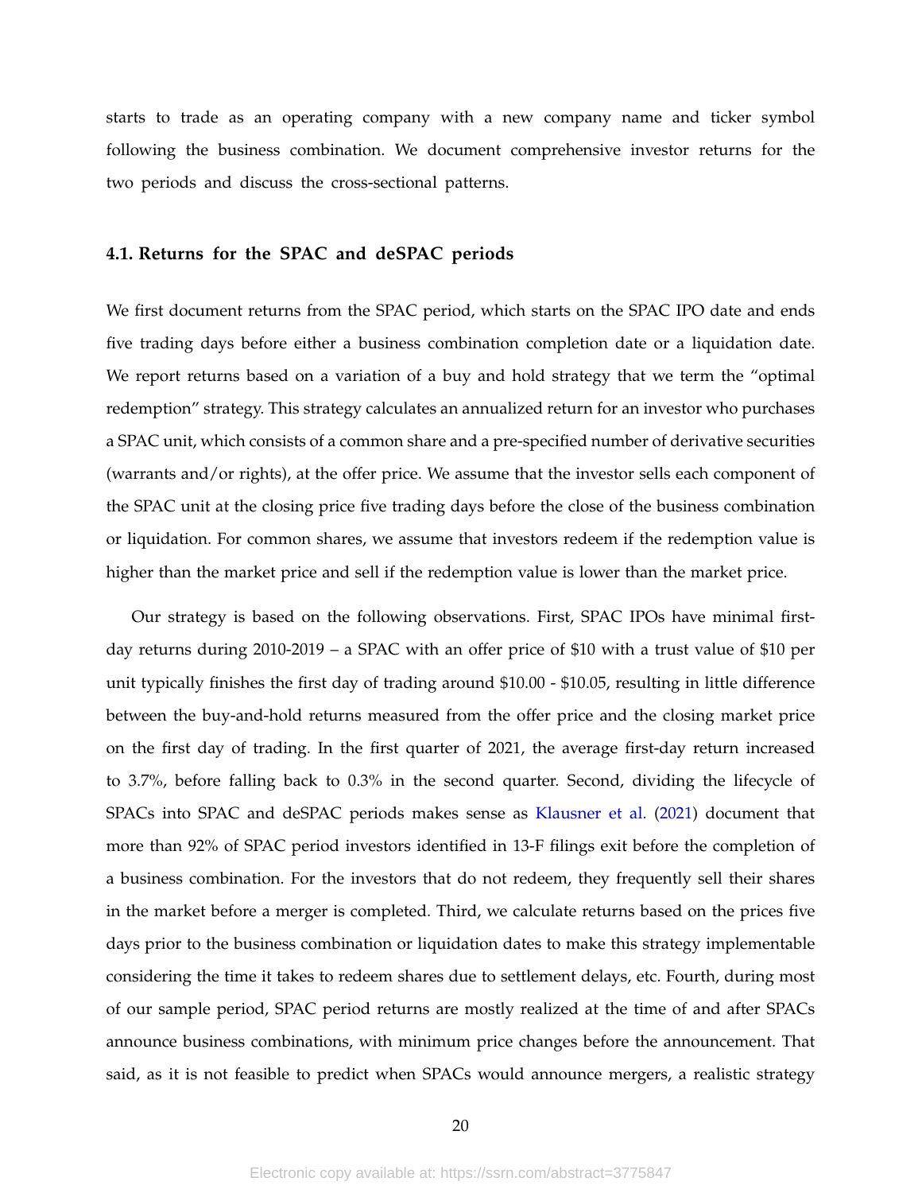starts to trade as an operating company with a new company name and ticker symbol following the business combination. We document comprehensive investor returns for the two periods and discuss the cross-sectional patterns.

### 4.1. Returns for the SPAC and deSPAC periods

We first document returns from the SPAC period, which starts on the SPAC IPO date and ends five trading days before either a business combination completion date or a liquidation date. We report returns based on a variation of a buy and hold strategy that we term the "optimal redemption" strategy. This strategy calculates an annualized return for an investor who purchases a SPAC unit, which consists of a common share and a pre-specified number of derivative securities (warrants and/or rights), at the offer price. We assume that the investor sells each component of the SPAC unit at the closing price five trading days before the close of the business combination or liquidation. For common shares, we assume that investors redeem if the redemption value is higher than the market price and sell if the redemption value is lower than the market price.

Our strategy is based on the following observations. First, SPAC IPOs have minimal first-day returns during 2010-2019 – a SPAC with an offer price of $10 with a trust value of $10 per unit typically finishes the first day of trading around $10.00 - $10.05, resulting in little difference between the buy-and-hold returns measured from the offer price and the closing market price on the first day of trading. In the first quarter of 2021, the average first-day return increased to 3.7%, before falling back to 0.3% in the second quarter. Second, dividing the lifecycle of SPACs into SPAC and deSPAC periods makes sense as Klausner et al. (2021) document that more than 92% of SPAC period investors identified in 13-F filings exit before the completion of a business combination. For the investors that do not redeem, they frequently sell their shares in the market before a merger is completed. Third, we calculate returns based on the prices five days prior to the business combination or liquidation dates to make this strategy implementable considering the time it takes to redeem shares due to settlement delays, etc. Fourth, during most of our sample period, SPAC period returns are mostly realized at the time of and after SPACs announce business combinations, with minimum price changes before the announcement. That said, as it is not feasible to predict when SPACs would announce mergers, a realistic strategy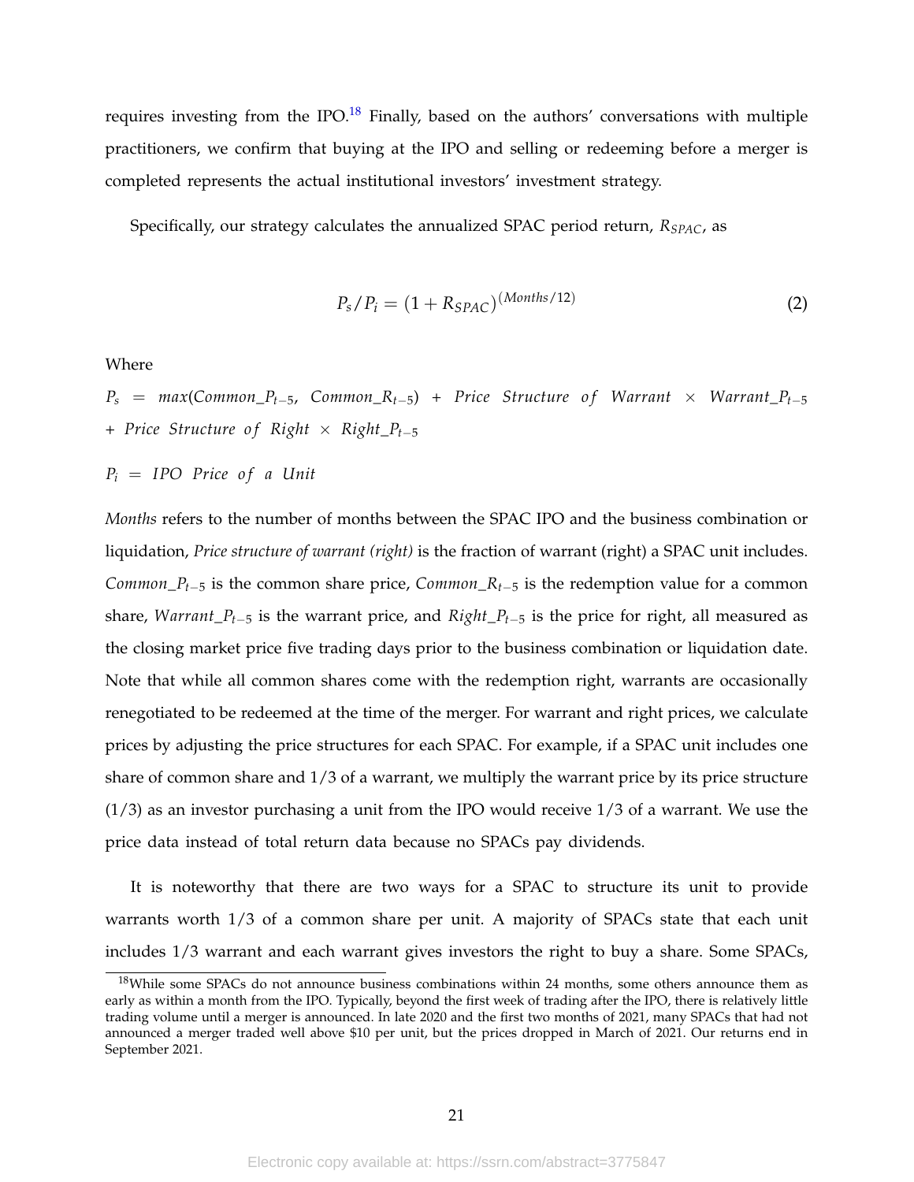requires investing from the IPO.[18] Finally, based on the authors' conversations with multiple practitioners, we confirm that buying at the IPO and selling or redeeming before a merger is completed represents the actual institutional investors' investment strategy.

Specifically, our strategy calculates the annualized SPAC period return, $R_{SPAC}$, as

$$P_s / P_i = (1 + R_{SPAC})^{(Months/12)} \tag{2}$$

Where

$P_s = max(Common\_P_{t-5}, Common\_R_{t-5}) + Price\ Structure\ of\ Warrant \times Warrant\_P_{t-5} + Price\ Structure\ of\ Right \times Right\_P_{t-5}$

$P_i = IPO\ Price\ of\ a\ Unit$

*Months* refers to the number of months between the SPAC IPO and the business combination or liquidation, *Price structure of warrant (right)* is the fraction of warrant (right) a SPAC unit includes. $Common\_P_{t-5}$ is the common share price, $Common\_R_{t-5}$ is the redemption value for a common share, $Warrant\_P_{t-5}$ is the warrant price, and $Right\_P_{t-5}$ is the price for right, all measured as the closing market price five trading days prior to the business combination or liquidation date. Note that while all common shares come with the redemption right, warrants are occasionally renegotiated to be redeemed at the time of the merger. For warrant and right prices, we calculate prices by adjusting the price structures for each SPAC. For example, if a SPAC unit includes one share of common share and 1/3 of a warrant, we multiply the warrant price by its price structure (1/3) as an investor purchasing a unit from the IPO would receive 1/3 of a warrant. We use the price data instead of total return data because no SPACs pay dividends.

It is noteworthy that there are two ways for a SPAC to structure its unit to provide warrants worth 1/3 of a common share per unit. A majority of SPACs state that each unit includes 1/3 warrant and each warrant gives investors the right to buy a share. Some SPACs,

[18] While some SPACs do not announce business combinations within 24 months, some others announce them as early as within a month from the IPO. Typically, beyond the first week of trading after the IPO, there is relatively little trading volume until a merger is announced. In late 2020 and the first two months of 2021, many SPACs that had not announced a merger traded well above \$10 per unit, but the prices dropped in March of 2021. Our returns end in September 2021.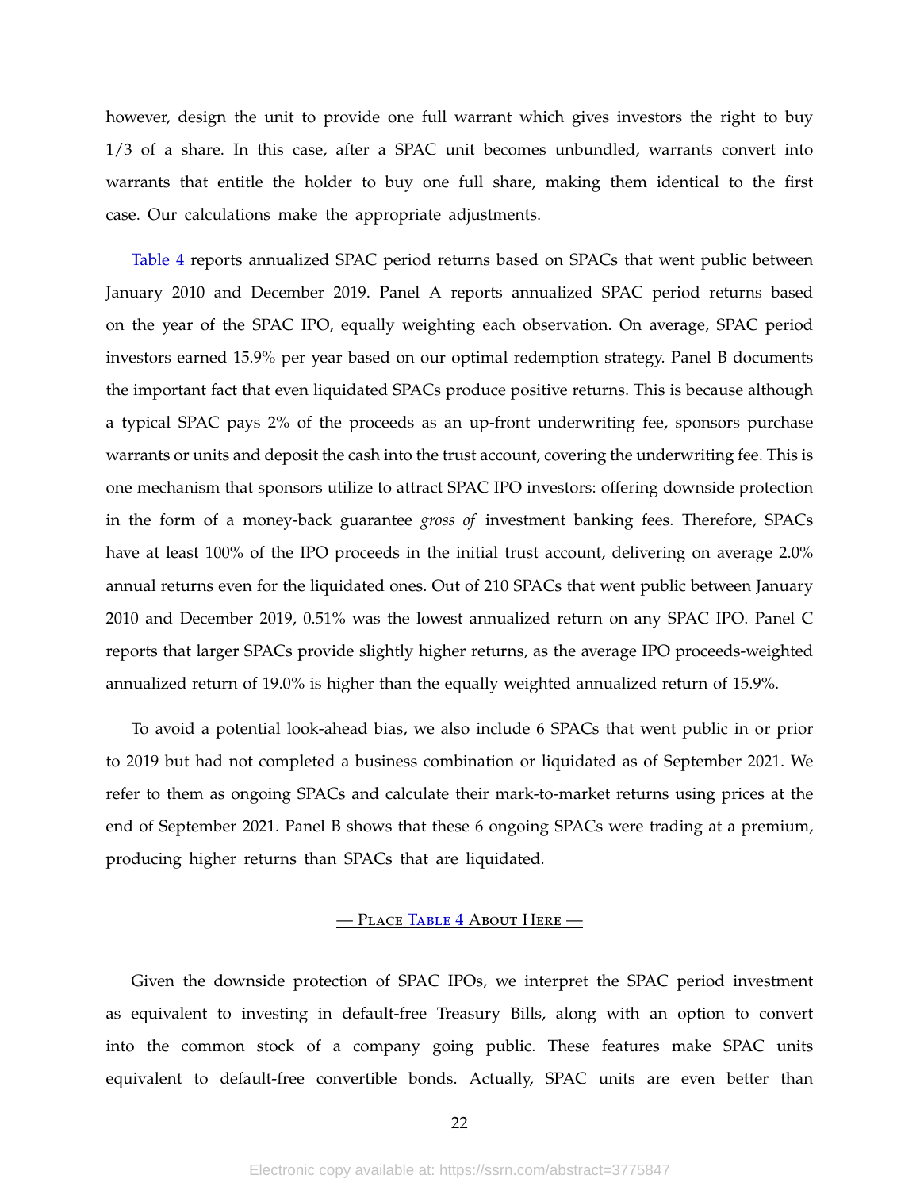however, design the unit to provide one full warrant which gives investors the right to buy 1/3 of a share. In this case, after a SPAC unit becomes unbundled, warrants convert into warrants that entitle the holder to buy one full share, making them identical to the first case. Our calculations make the appropriate adjustments.

Table 4 reports annualized SPAC period returns based on SPACs that went public between January 2010 and December 2019. Panel A reports annualized SPAC period returns based on the year of the SPAC IPO, equally weighting each observation. On average, SPAC period investors earned 15.9% per year based on our optimal redemption strategy. Panel B documents the important fact that even liquidated SPACs produce positive returns. This is because although a typical SPAC pays 2% of the proceeds as an up-front underwriting fee, sponsors purchase warrants or units and deposit the cash into the trust account, covering the underwriting fee. This is one mechanism that sponsors utilize to attract SPAC IPO investors: offering downside protection in the form of a money-back guarantee *gross of* investment banking fees. Therefore, SPACs have at least 100% of the IPO proceeds in the initial trust account, delivering on average 2.0% annual returns even for the liquidated ones. Out of 210 SPACs that went public between January 2010 and December 2019, 0.51% was the lowest annualized return on any SPAC IPO. Panel C reports that larger SPACs provide slightly higher returns, as the average IPO proceeds-weighted annualized return of 19.0% is higher than the equally weighted annualized return of 15.9%.

To avoid a potential look-ahead bias, we also include 6 SPACs that went public in or prior to 2019 but had not completed a business combination or liquidated as of September 2021. We refer to them as ongoing SPACs and calculate their mark-to-market returns using prices at the end of September 2021. Panel B shows that these 6 ongoing SPACs were trading at a premium, producing higher returns than SPACs that are liquidated.

— Place Table 4 About Here —

Given the downside protection of SPAC IPOs, we interpret the SPAC period investment as equivalent to investing in default-free Treasury Bills, along with an option to convert into the common stock of a company going public. These features make SPAC units equivalent to default-free convertible bonds. Actually, SPAC units are even better than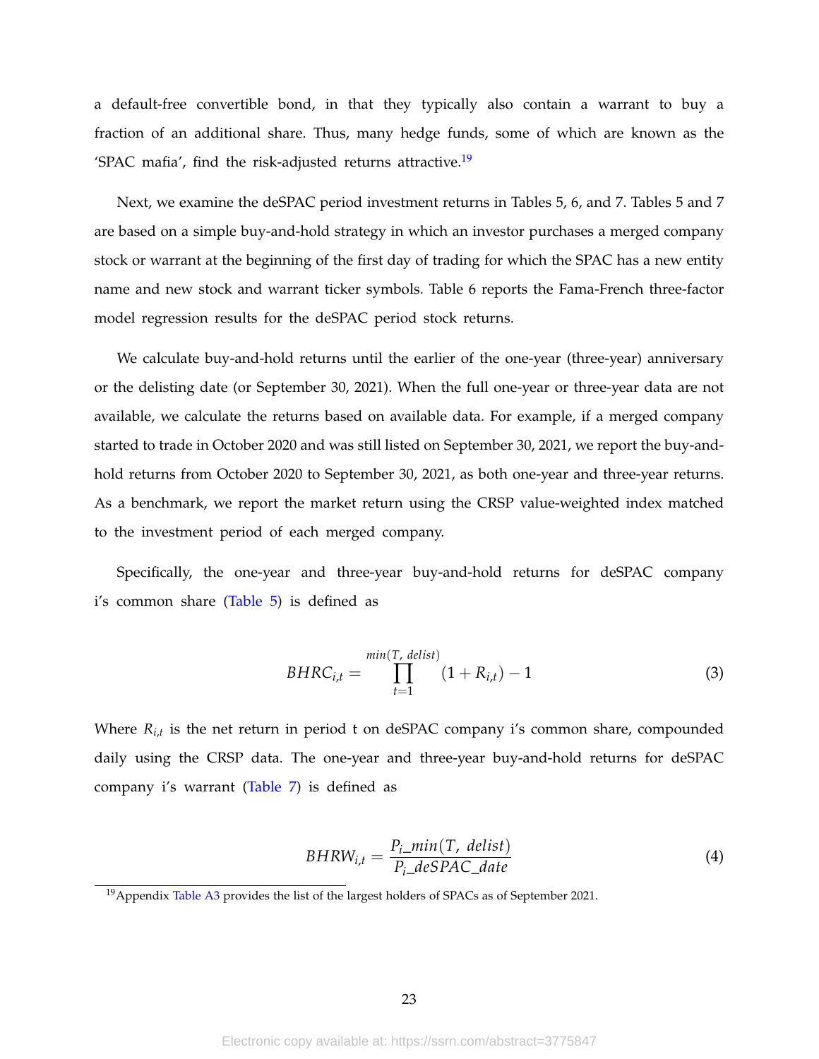a default-free convertible bond, in that they typically also contain a warrant to buy a fraction of an additional share. Thus, many hedge funds, some of which are known as the 'SPAC mafia', find the risk-adjusted returns attractive.[19]

Next, we examine the deSPAC period investment returns in Tables 5, 6, and 7. Tables 5 and 7 are based on a simple buy-and-hold strategy in which an investor purchases a merged company stock or warrant at the beginning of the first day of trading for which the SPAC has a new entity name and new stock and warrant ticker symbols. Table 6 reports the Fama-French three-factor model regression results for the deSPAC period stock returns.

We calculate buy-and-hold returns until the earlier of the one-year (three-year) anniversary or the delisting date (or September 30, 2021). When the full one-year or three-year data are not available, we calculate the returns based on available data. For example, if a merged company started to trade in October 2020 and was still listed on September 30, 2021, we report the buy-and-hold returns from October 2020 to September 30, 2021, as both one-year and three-year returns. As a benchmark, we report the market return using the CRSP value-weighted index matched to the investment period of each merged company.

Specifically, the one-year and three-year buy-and-hold returns for deSPAC company i's common share (Table 5) is defined as

$$BHRC_{i,t} = \prod_{t=1}^{min(T,\ delist)} (1 + R_{i,t}) - 1 \tag{3}$$

Where $R_{i,t}$ is the net return in period t on deSPAC company i's common share, compounded daily using the CRSP data. The one-year and three-year buy-and-hold returns for deSPAC company i's warrant (Table 7) is defined as

$$BHRW_{i,t} = \frac{P_i\_min(T,\ delist)}{P_i\_deSPAC\_date} \tag{4}$$

[19] Appendix Table A3 provides the list of the largest holders of SPACs as of September 2021.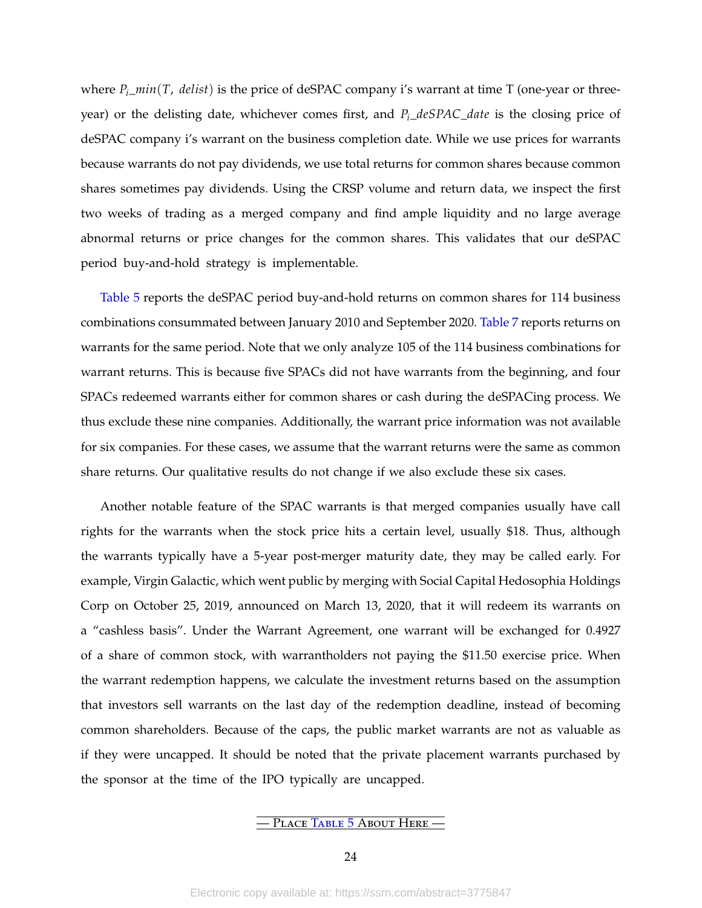where $P_i\_min(T,\ delist)$ is the price of deSPAC company i's warrant at time T (one-year or three-year) or the delisting date, whichever comes first, and $P_i\_deSPAC\_date$ is the closing price of deSPAC company i's warrant on the business completion date. While we use prices for warrants because warrants do not pay dividends, we use total returns for common shares because common shares sometimes pay dividends. Using the CRSP volume and return data, we inspect the first two weeks of trading as a merged company and find ample liquidity and no large average abnormal returns or price changes for the common shares. This validates that our deSPAC period buy-and-hold strategy is implementable.

Table 5 reports the deSPAC period buy-and-hold returns on common shares for 114 business combinations consummated between January 2010 and September 2020. Table 7 reports returns on warrants for the same period. Note that we only analyze 105 of the 114 business combinations for warrant returns. This is because five SPACs did not have warrants from the beginning, and four SPACs redeemed warrants either for common shares or cash during the deSPACing process. We thus exclude these nine companies. Additionally, the warrant price information was not available for six companies. For these cases, we assume that the warrant returns were the same as common share returns. Our qualitative results do not change if we also exclude these six cases.

Another notable feature of the SPAC warrants is that merged companies usually have call rights for the warrants when the stock price hits a certain level, usually $18. Thus, although the warrants typically have a 5-year post-merger maturity date, they may be called early. For example, Virgin Galactic, which went public by merging with Social Capital Hedosophia Holdings Corp on October 25, 2019, announced on March 13, 2020, that it will redeem its warrants on a "cashless basis". Under the Warrant Agreement, one warrant will be exchanged for 0.4927 of a share of common stock, with warrantholders not paying the $11.50 exercise price. When the warrant redemption happens, we calculate the investment returns based on the assumption that investors sell warrants on the last day of the redemption deadline, instead of becoming common shareholders. Because of the caps, the public market warrants are not as valuable as if they were uncapped. It should be noted that the private placement warrants purchased by the sponsor at the time of the IPO typically are uncapped.

— Place Table 5 About Here —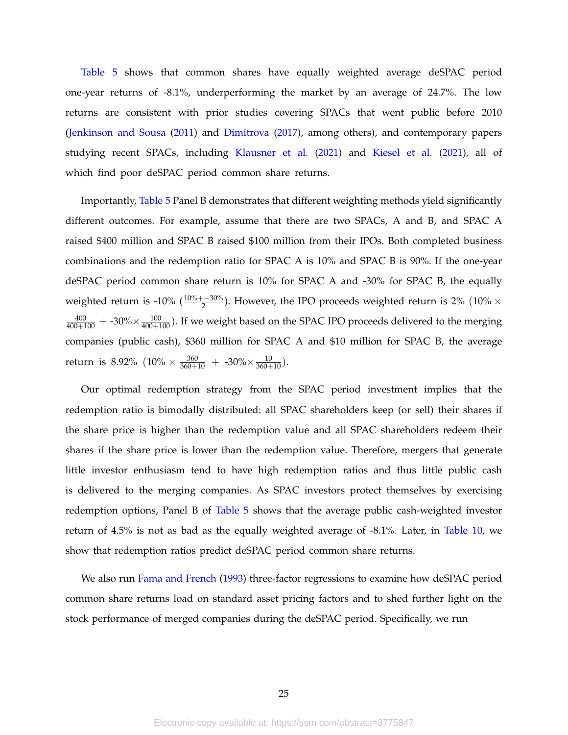Table 5 shows that common shares have equally weighted average deSPAC period one-year returns of -8.1%, underperforming the market by an average of 24.7%. The low returns are consistent with prior studies covering SPACs that went public before 2010 (Jenkinson and Sousa (2011) and Dimitrova (2017), among others), and contemporary papers studying recent SPACs, including Klausner et al. (2021) and Kiesel et al. (2021), all of which find poor deSPAC period common share returns.

Importantly, Table 5 Panel B demonstrates that different weighting methods yield significantly different outcomes. For example, assume that there are two SPACs, A and B, and SPAC A raised \$400 million and SPAC B raised \$100 million from their IPOs. Both completed business combinations and the redemption ratio for SPAC A is 10% and SPAC B is 90%. If the one-year deSPAC period common share return is 10% for SPAC A and -30% for SPAC B, the equally weighted return is -10% ($\frac{10\% + -30\%}{2}$). However, the IPO proceeds weighted return is 2% ($10\% \times \frac{400}{400+100}$ + $-30\% \times \frac{100}{400+100}$). If we weight based on the SPAC IPO proceeds delivered to the merging companies (public cash), \$360 million for SPAC A and \$10 million for SPAC B, the average return is 8.92% ($10\% \times \frac{360}{360+10}$ + $-30\% \times \frac{10}{360+10}$).

Our optimal redemption strategy from the SPAC period investment implies that the redemption ratio is bimodally distributed: all SPAC shareholders keep (or sell) their shares if the share price is higher than the redemption value and all SPAC shareholders redeem their shares if the share price is lower than the redemption value. Therefore, mergers that generate little investor enthusiasm tend to have high redemption ratios and thus little public cash is delivered to the merging companies. As SPAC investors protect themselves by exercising redemption options, Panel B of Table 5 shows that the average public cash-weighted investor return of 4.5% is not as bad as the equally weighted average of -8.1%. Later, in Table 10, we show that redemption ratios predict deSPAC period common share returns.

We also run Fama and French (1993) three-factor regressions to examine how deSPAC period common share returns load on standard asset pricing factors and to shed further light on the stock performance of merged companies during the deSPAC period. Specifically, we run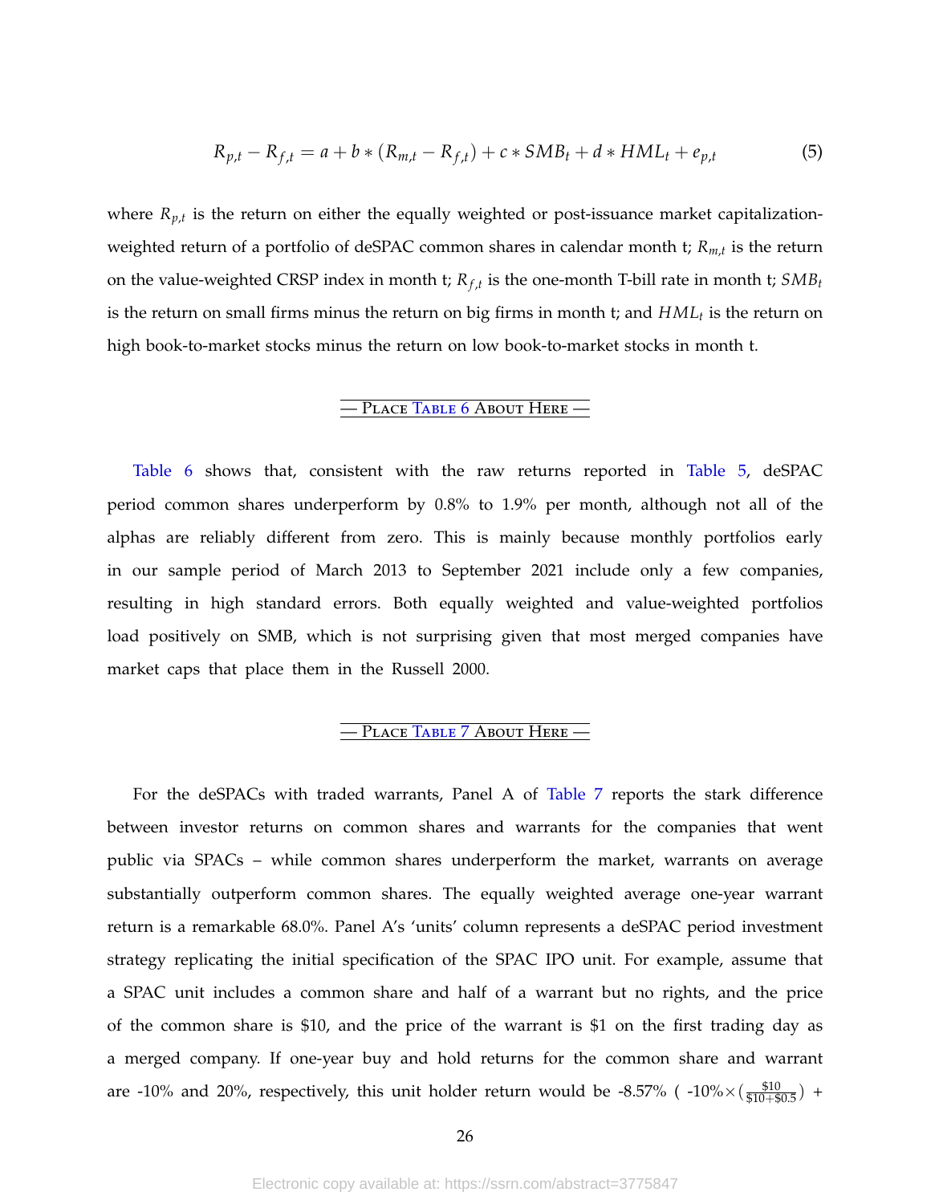$$R_{p,t} - R_{f,t} = a + b * (R_{m,t} - R_{f,t}) + c * SMB_t + d * HML_t + e_{p,t} \tag{5}$$

where $R_{p,t}$ is the return on either the equally weighted or post-issuance market capitalization-weighted return of a portfolio of deSPAC common shares in calendar month t; $R_{m,t}$ is the return on the value-weighted CRSP index in month t; $R_{f,t}$ is the one-month T-bill rate in month t; $SMB_t$ is the return on small firms minus the return on big firms in month t; and $HML_t$ is the return on high book-to-market stocks minus the return on low book-to-market stocks in month t.

— Place Table 6 About Here —

Table 6 shows that, consistent with the raw returns reported in Table 5, deSPAC period common shares underperform by 0.8% to 1.9% per month, although not all of the alphas are reliably different from zero. This is mainly because monthly portfolios early in our sample period of March 2013 to September 2021 include only a few companies, resulting in high standard errors. Both equally weighted and value-weighted portfolios load positively on SMB, which is not surprising given that most merged companies have market caps that place them in the Russell 2000.

— Place Table 7 About Here —

For the deSPACs with traded warrants, Panel A of Table 7 reports the stark difference between investor returns on common shares and warrants for the companies that went public via SPACs – while common shares underperform the market, warrants on average substantially outperform common shares. The equally weighted average one-year warrant return is a remarkable 68.0%. Panel A's 'units' column represents a deSPAC period investment strategy replicating the initial specification of the SPAC IPO unit. For example, assume that a SPAC unit includes a common share and half of a warrant but no rights, and the price of the common share is \$10, and the price of the warrant is \$1 on the first trading day as a merged company. If one-year buy and hold returns for the common share and warrant are -10% and 20%, respectively, this unit holder return would be -8.57% ( $-10\% \times (\frac{\$10}{\$10+\$0.5})$ +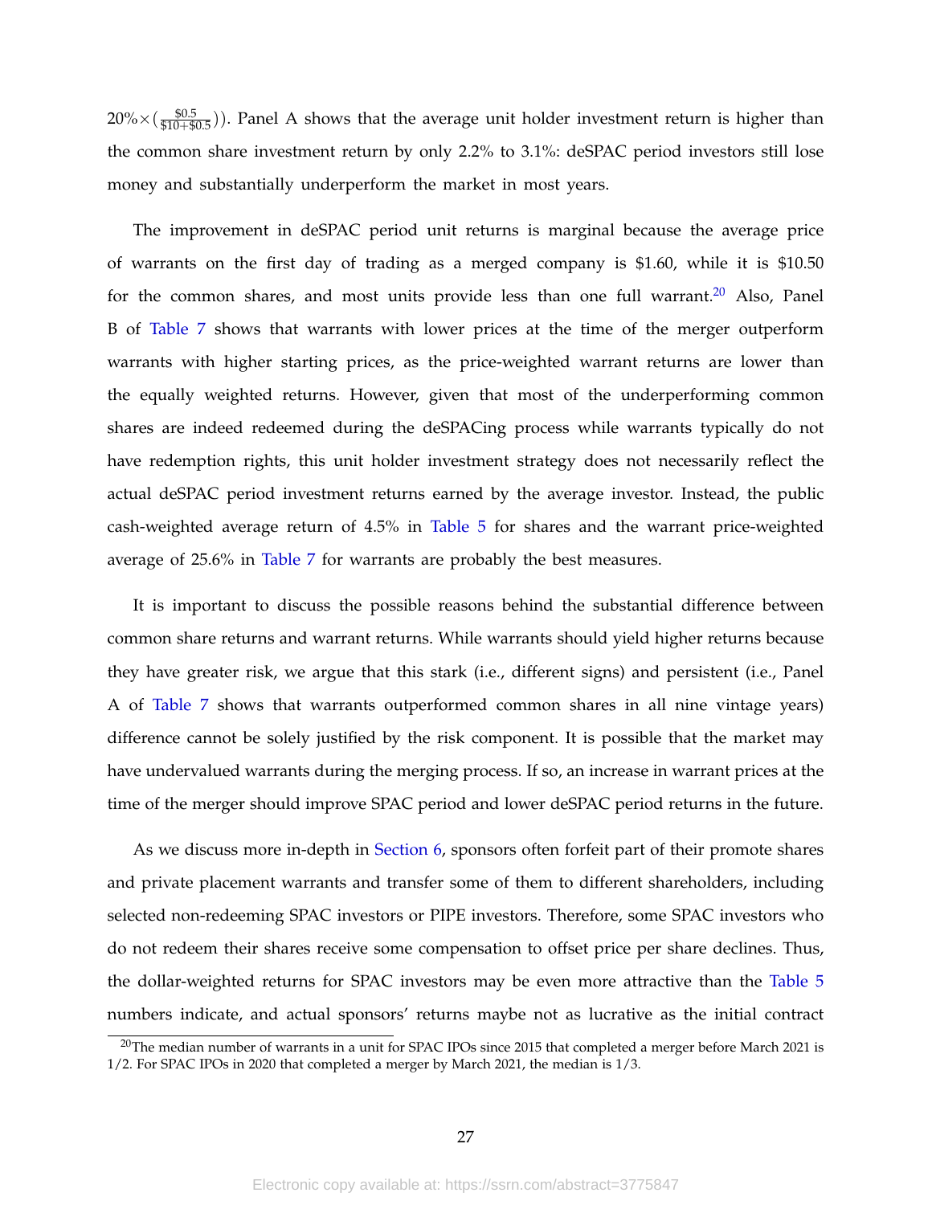$20\% \times (\frac{\$0.5}{\$10+\$0.5})$). Panel A shows that the average unit holder investment return is higher than the common share investment return by only 2.2% to 3.1%: deSPAC period investors still lose money and substantially underperform the market in most years.

The improvement in deSPAC period unit returns is marginal because the average price of warrants on the first day of trading as a merged company is $1.60, while it is $10.50 for the common shares, and most units provide less than one full warrant.[20] Also, Panel B of Table 7 shows that warrants with lower prices at the time of the merger outperform warrants with higher starting prices, as the price-weighted warrant returns are lower than the equally weighted returns. However, given that most of the underperforming common shares are indeed redeemed during the deSPACing process while warrants typically do not have redemption rights, this unit holder investment strategy does not necessarily reflect the actual deSPAC period investment returns earned by the average investor. Instead, the public cash-weighted average return of 4.5% in Table 5 for shares and the warrant price-weighted average of 25.6% in Table 7 for warrants are probably the best measures.

It is important to discuss the possible reasons behind the substantial difference between common share returns and warrant returns. While warrants should yield higher returns because they have greater risk, we argue that this stark (i.e., different signs) and persistent (i.e., Panel A of Table 7 shows that warrants outperformed common shares in all nine vintage years) difference cannot be solely justified by the risk component. It is possible that the market may have undervalued warrants during the merging process. If so, an increase in warrant prices at the time of the merger should improve SPAC period and lower deSPAC period returns in the future.

As we discuss more in-depth in Section 6, sponsors often forfeit part of their promote shares and private placement warrants and transfer some of them to different shareholders, including selected non-redeeming SPAC investors or PIPE investors. Therefore, some SPAC investors who do not redeem their shares receive some compensation to offset price per share declines. Thus, the dollar-weighted returns for SPAC investors may be even more attractive than the Table 5 numbers indicate, and actual sponsors' returns maybe not as lucrative as the initial contract

[20] The median number of warrants in a unit for SPAC IPOs since 2015 that completed a merger before March 2021 is 1/2. For SPAC IPOs in 2020 that completed a merger by March 2021, the median is 1/3.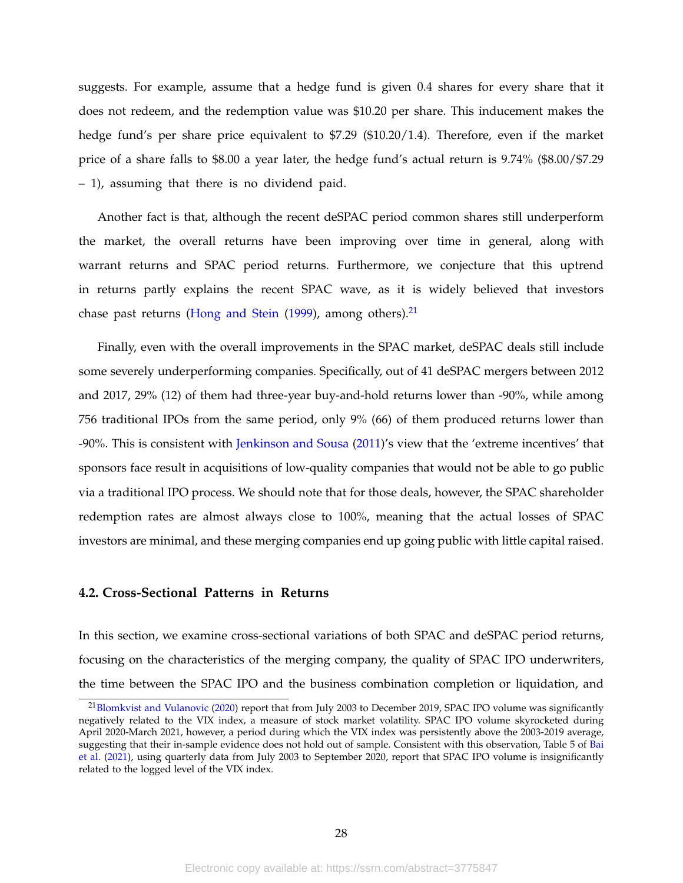suggests. For example, assume that a hedge fund is given 0.4 shares for every share that it does not redeem, and the redemption value was $10.20 per share. This inducement makes the hedge fund's per share price equivalent to $7.29 ($10.20/1.4). Therefore, even if the market price of a share falls to $8.00 a year later, the hedge fund's actual return is 9.74% ($8.00/$7.29 – 1), assuming that there is no dividend paid.

Another fact is that, although the recent deSPAC period common shares still underperform the market, the overall returns have been improving over time in general, along with warrant returns and SPAC period returns. Furthermore, we conjecture that this uptrend in returns partly explains the recent SPAC wave, as it is widely believed that investors chase past returns (Hong and Stein (1999), among others).[21]

Finally, even with the overall improvements in the SPAC market, deSPAC deals still include some severely underperforming companies. Specifically, out of 41 deSPAC mergers between 2012 and 2017, 29% (12) of them had three-year buy-and-hold returns lower than -90%, while among 756 traditional IPOs from the same period, only 9% (66) of them produced returns lower than -90%. This is consistent with Jenkinson and Sousa (2011)'s view that the 'extreme incentives' that sponsors face result in acquisitions of low-quality companies that would not be able to go public via a traditional IPO process. We should note that for those deals, however, the SPAC shareholder redemption rates are almost always close to 100%, meaning that the actual losses of SPAC investors are minimal, and these merging companies end up going public with little capital raised.

### 4.2. Cross-Sectional Patterns in Returns

In this section, we examine cross-sectional variations of both SPAC and deSPAC period returns, focusing on the characteristics of the merging company, the quality of SPAC IPO underwriters, the time between the SPAC IPO and the business combination completion or liquidation, and

[21] Blomkvist and Vulanovic (2020) report that from July 2003 to December 2019, SPAC IPO volume was significantly negatively related to the VIX index, a measure of stock market volatility. SPAC IPO volume skyrocketed during April 2020-March 2021, however, a period during which the VIX index was persistently above the 2003-2019 average, suggesting that their in-sample evidence does not hold out of sample. Consistent with this observation, Table 5 of Bai et al. (2021), using quarterly data from July 2003 to September 2020, report that SPAC IPO volume is insignificantly related to the logged level of the VIX index.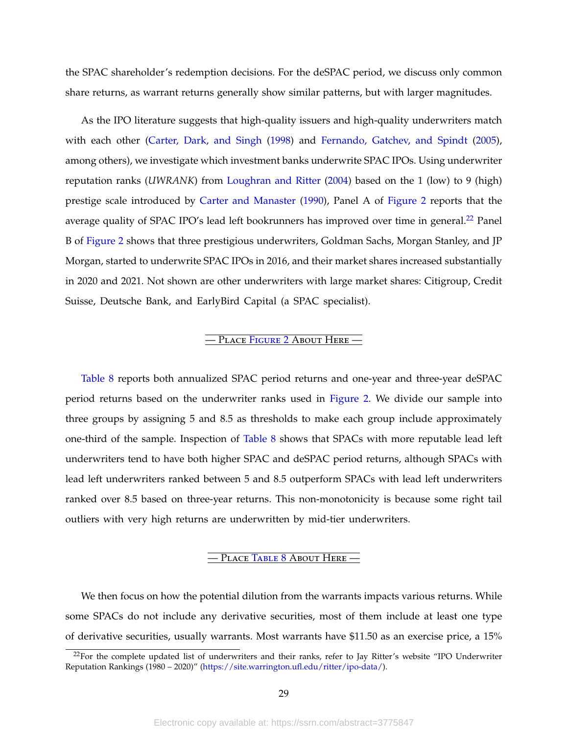the SPAC shareholder's redemption decisions. For the deSPAC period, we discuss only common share returns, as warrant returns generally show similar patterns, but with larger magnitudes.

As the IPO literature suggests that high-quality issuers and high-quality underwriters match with each other (Carter, Dark, and Singh (1998) and Fernando, Gatchev, and Spindt (2005), among others), we investigate which investment banks underwrite SPAC IPOs. Using underwriter reputation ranks (*UWRANK*) from Loughran and Ritter (2004) based on the 1 (low) to 9 (high) prestige scale introduced by Carter and Manaster (1990), Panel A of Figure 2 reports that the average quality of SPAC IPO's lead left bookrunners has improved over time in general.[22] Panel B of Figure 2 shows that three prestigious underwriters, Goldman Sachs, Morgan Stanley, and JP Morgan, started to underwrite SPAC IPOs in 2016, and their market shares increased substantially in 2020 and 2021. Not shown are other underwriters with large market shares: Citigroup, Credit Suisse, Deutsche Bank, and EarlyBird Capital (a SPAC specialist).

— Place Figure 2 About Here —

Table 8 reports both annualized SPAC period returns and one-year and three-year deSPAC period returns based on the underwriter ranks used in Figure 2. We divide our sample into three groups by assigning 5 and 8.5 as thresholds to make each group include approximately one-third of the sample. Inspection of Table 8 shows that SPACs with more reputable lead left underwriters tend to have both higher SPAC and deSPAC period returns, although SPACs with lead left underwriters ranked between 5 and 8.5 outperform SPACs with lead left underwriters ranked over 8.5 based on three-year returns. This non-monotonicity is because some right tail outliers with very high returns are underwritten by mid-tier underwriters.

— Place Table 8 About Here —

We then focus on how the potential dilution from the warrants impacts various returns. While some SPACs do not include any derivative securities, most of them include at least one type of derivative securities, usually warrants. Most warrants have \$11.50 as an exercise price, a 15%

[22] For the complete updated list of underwriters and their ranks, refer to Jay Ritter's website "IPO Underwriter Reputation Rankings (1980 – 2020)" (https://site.warrington.ufl.edu/ritter/ipo-data/).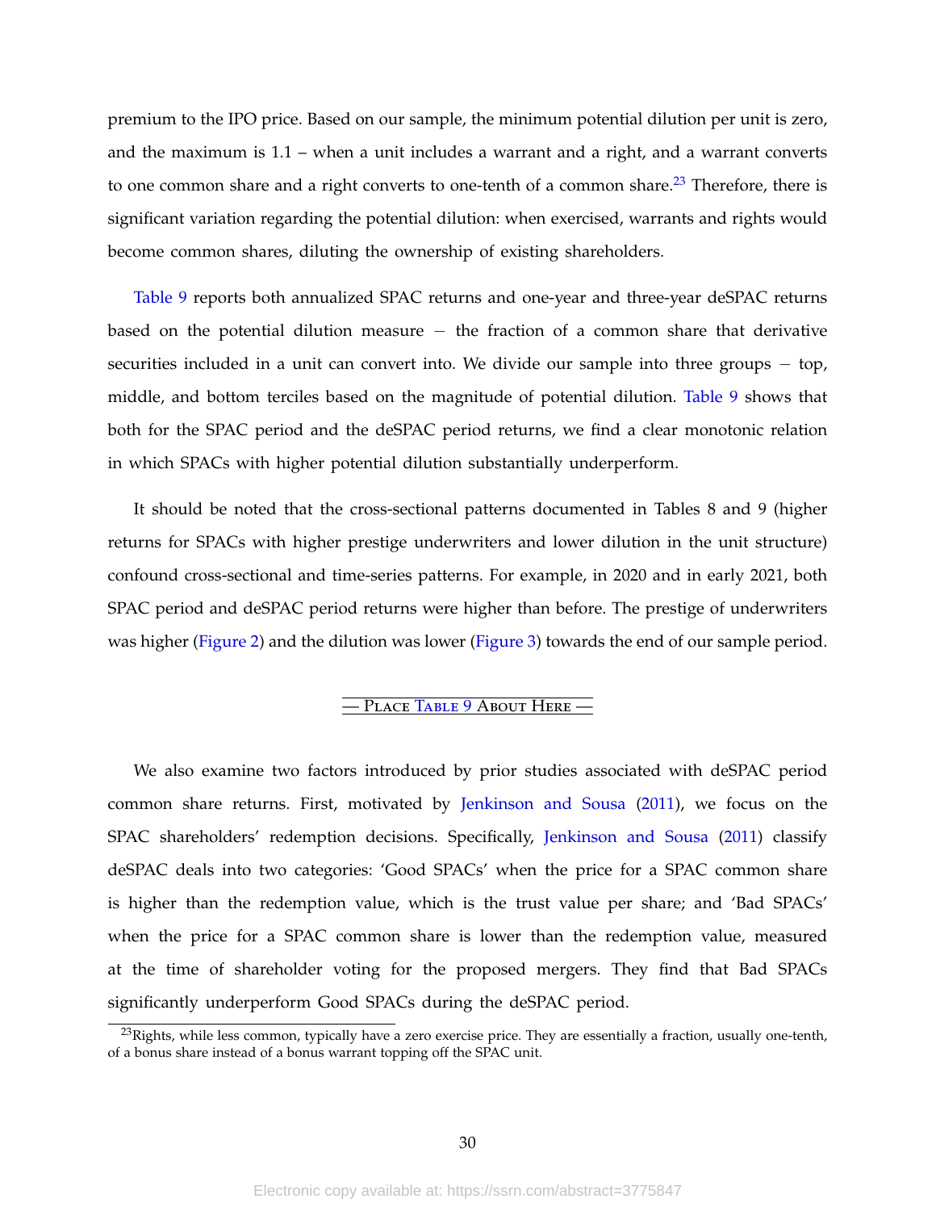premium to the IPO price. Based on our sample, the minimum potential dilution per unit is zero, and the maximum is 1.1 – when a unit includes a warrant and a right, and a warrant converts to one common share and a right converts to one-tenth of a common share.[23] Therefore, there is significant variation regarding the potential dilution: when exercised, warrants and rights would become common shares, diluting the ownership of existing shareholders.

Table 9 reports both annualized SPAC returns and one-year and three-year deSPAC returns based on the potential dilution measure − the fraction of a common share that derivative securities included in a unit can convert into. We divide our sample into three groups − top, middle, and bottom terciles based on the magnitude of potential dilution. Table 9 shows that both for the SPAC period and the deSPAC period returns, we find a clear monotonic relation in which SPACs with higher potential dilution substantially underperform.

It should be noted that the cross-sectional patterns documented in Tables 8 and 9 (higher returns for SPACs with higher prestige underwriters and lower dilution in the unit structure) confound cross-sectional and time-series patterns. For example, in 2020 and in early 2021, both SPAC period and deSPAC period returns were higher than before. The prestige of underwriters was higher (Figure 2) and the dilution was lower (Figure 3) towards the end of our sample period.

— Place Table 9 About Here —

We also examine two factors introduced by prior studies associated with deSPAC period common share returns. First, motivated by Jenkinson and Sousa (2011), we focus on the SPAC shareholders' redemption decisions. Specifically, Jenkinson and Sousa (2011) classify deSPAC deals into two categories: 'Good SPACs' when the price for a SPAC common share is higher than the redemption value, which is the trust value per share; and 'Bad SPACs' when the price for a SPAC common share is lower than the redemption value, measured at the time of shareholder voting for the proposed mergers. They find that Bad SPACs significantly underperform Good SPACs during the deSPAC period.

[23] Rights, while less common, typically have a zero exercise price. They are essentially a fraction, usually one-tenth, of a bonus share instead of a bonus warrant topping off the SPAC unit.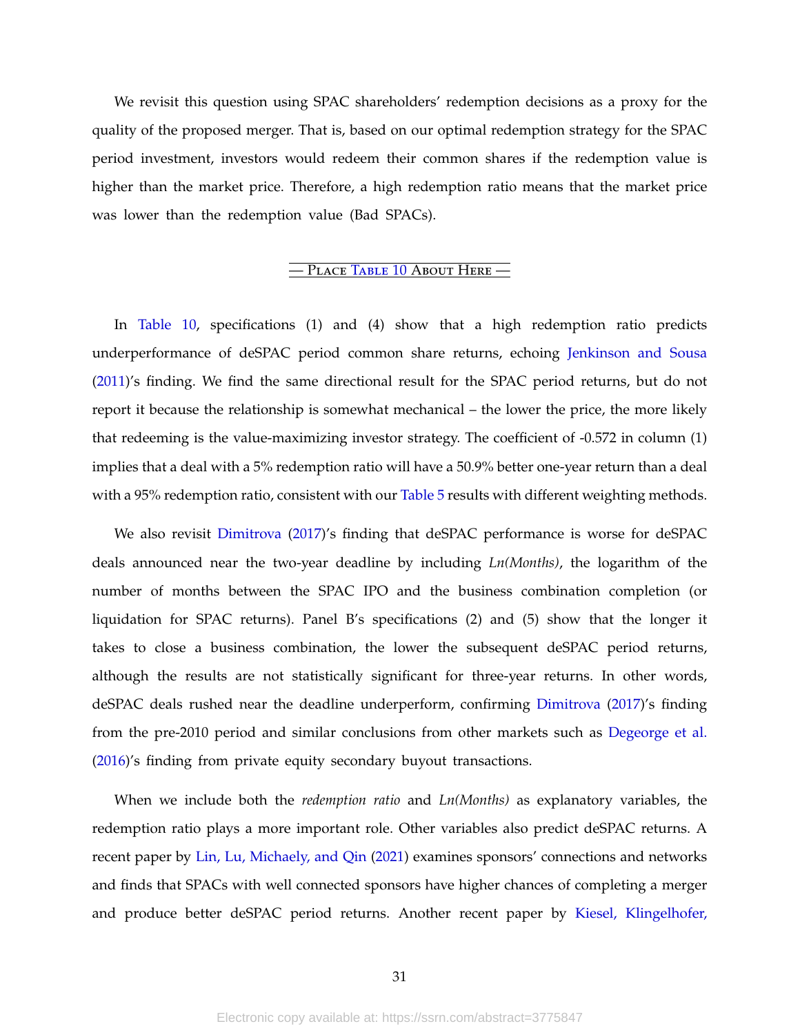We revisit this question using SPAC shareholders' redemption decisions as a proxy for the quality of the proposed merger. That is, based on our optimal redemption strategy for the SPAC period investment, investors would redeem their common shares if the redemption value is higher than the market price. Therefore, a high redemption ratio means that the market price was lower than the redemption value (Bad SPACs).

— Place Table 10 About Here —

In Table 10, specifications (1) and (4) show that a high redemption ratio predicts underperformance of deSPAC period common share returns, echoing Jenkinson and Sousa (2011)'s finding. We find the same directional result for the SPAC period returns, but do not report it because the relationship is somewhat mechanical – the lower the price, the more likely that redeeming is the value-maximizing investor strategy. The coefficient of -0.572 in column (1) implies that a deal with a 5% redemption ratio will have a 50.9% better one-year return than a deal with a 95% redemption ratio, consistent with our Table 5 results with different weighting methods.

We also revisit Dimitrova (2017)'s finding that deSPAC performance is worse for deSPAC deals announced near the two-year deadline by including *Ln(Months)*, the logarithm of the number of months between the SPAC IPO and the business combination completion (or liquidation for SPAC returns). Panel B's specifications (2) and (5) show that the longer it takes to close a business combination, the lower the subsequent deSPAC period returns, although the results are not statistically significant for three-year returns. In other words, deSPAC deals rushed near the deadline underperform, confirming Dimitrova (2017)'s finding from the pre-2010 period and similar conclusions from other markets such as Degeorge et al. (2016)'s finding from private equity secondary buyout transactions.

When we include both the *redemption ratio* and *Ln(Months)* as explanatory variables, the redemption ratio plays a more important role. Other variables also predict deSPAC returns. A recent paper by Lin, Lu, Michaely, and Qin (2021) examines sponsors' connections and networks and finds that SPACs with well connected sponsors have higher chances of completing a merger and produce better deSPAC period returns. Another recent paper by Kiesel, Klingelhofer,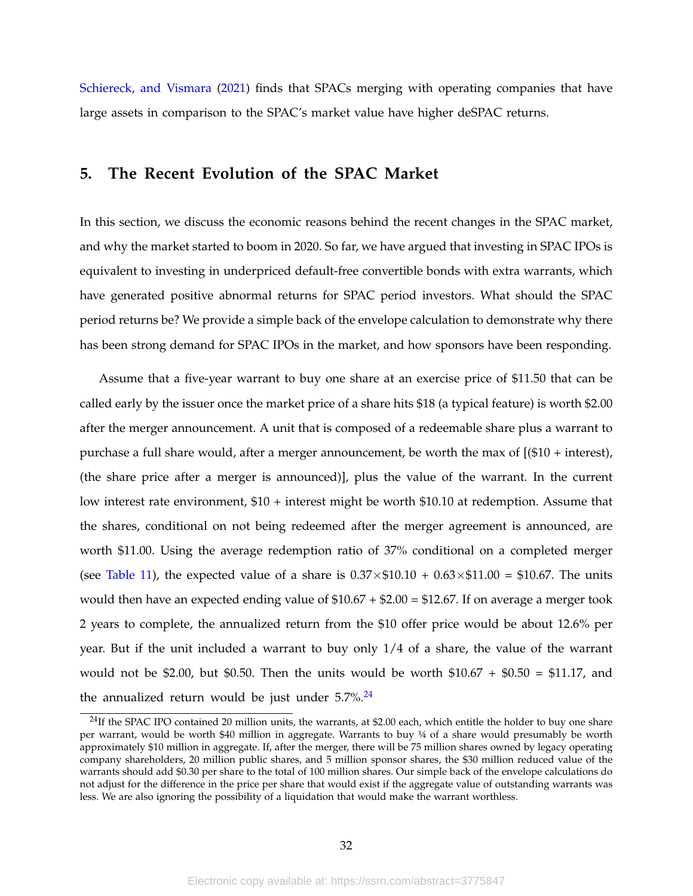Schiereck, and Vismara (2021) finds that SPACs merging with operating companies that have large assets in comparison to the SPAC's market value have higher deSPAC returns.

## 5. The Recent Evolution of the SPAC Market

In this section, we discuss the economic reasons behind the recent changes in the SPAC market, and why the market started to boom in 2020. So far, we have argued that investing in SPAC IPOs is equivalent to investing in underpriced default-free convertible bonds with extra warrants, which have generated positive abnormal returns for SPAC period investors. What should the SPAC period returns be? We provide a simple back of the envelope calculation to demonstrate why there has been strong demand for SPAC IPOs in the market, and how sponsors have been responding.

Assume that a five-year warrant to buy one share at an exercise price of \$11.50 that can be called early by the issuer once the market price of a share hits \$18 (a typical feature) is worth \$2.00 after the merger announcement. A unit that is composed of a redeemable share plus a warrant to purchase a full share would, after a merger announcement, be worth the max of [(\$10 + interest), (the share price after a merger is announced)], plus the value of the warrant. In the current low interest rate environment, \$10 + interest might be worth \$10.10 at redemption. Assume that the shares, conditional on not being redeemed after the merger agreement is announced, are worth \$11.00. Using the average redemption ratio of 37% conditional on a completed merger (see Table 11), the expected value of a share is $0.37 \times \$10.10 + 0.63 \times \$11.00 = \$10.67$. The units would then have an expected ending value of \$10.67 + \$2.00 = \$12.67. If on average a merger took 2 years to complete, the annualized return from the \$10 offer price would be about 12.6% per year. But if the unit included a warrant to buy only 1/4 of a share, the value of the warrant would not be \$2.00, but \$0.50. Then the units would be worth \$10.67 + \$0.50 = \$11.17, and the annualized return would be just under 5.7%.[24]

[24] If the SPAC IPO contained 20 million units, the warrants, at \$2.00 each, which entitle the holder to buy one share per warrant, would be worth \$40 million in aggregate. Warrants to buy ¼ of a share would presumably be worth approximately \$10 million in aggregate. If, after the merger, there will be 75 million shares owned by legacy operating company shareholders, 20 million public shares, and 5 million sponsor shares, the \$30 million reduced value of the warrants should add \$0.30 per share to the total of 100 million shares. Our simple back of the envelope calculations do not adjust for the difference in the price per share that would exist if the aggregate value of outstanding warrants was less. We are also ignoring the possibility of a liquidation that would make the warrant worthless.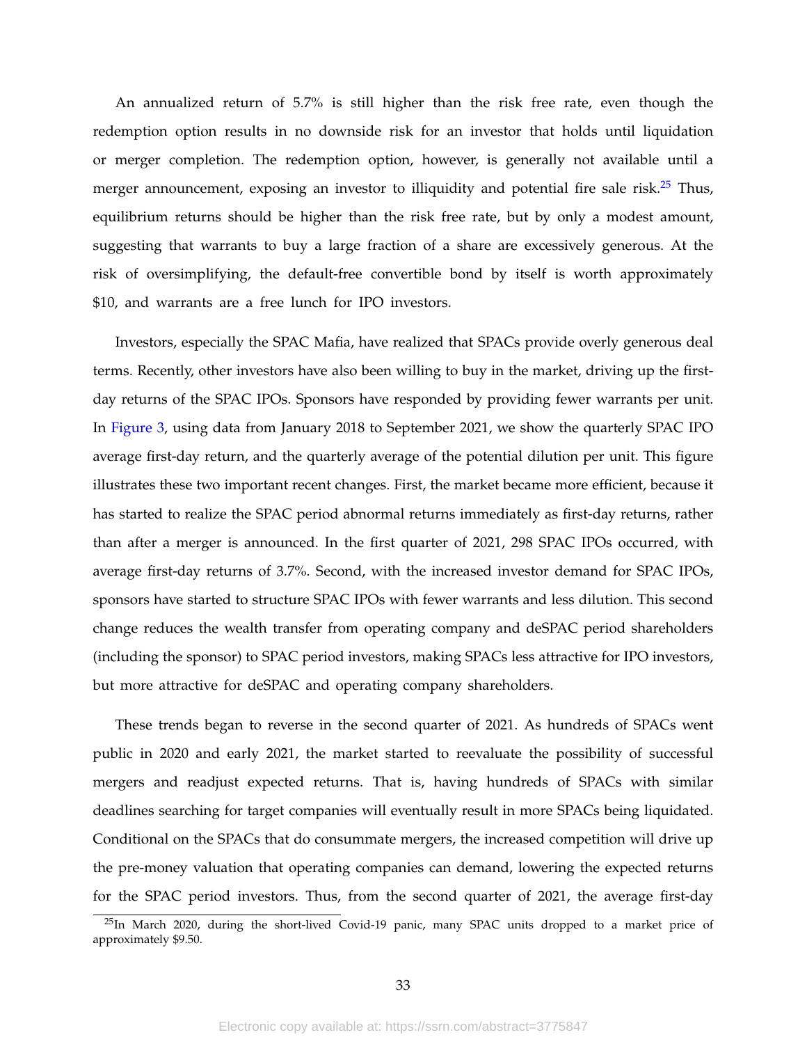An annualized return of 5.7% is still higher than the risk free rate, even though the redemption option results in no downside risk for an investor that holds until liquidation or merger completion. The redemption option, however, is generally not available until a merger announcement, exposing an investor to illiquidity and potential fire sale risk.[25] Thus, equilibrium returns should be higher than the risk free rate, but by only a modest amount, suggesting that warrants to buy a large fraction of a share are excessively generous. At the risk of oversimplifying, the default-free convertible bond by itself is worth approximately $10, and warrants are a free lunch for IPO investors.

Investors, especially the SPAC Mafia, have realized that SPACs provide overly generous deal terms. Recently, other investors have also been willing to buy in the market, driving up the first-day returns of the SPAC IPOs. Sponsors have responded by providing fewer warrants per unit. In Figure 3, using data from January 2018 to September 2021, we show the quarterly SPAC IPO average first-day return, and the quarterly average of the potential dilution per unit. This figure illustrates these two important recent changes. First, the market became more efficient, because it has started to realize the SPAC period abnormal returns immediately as first-day returns, rather than after a merger is announced. In the first quarter of 2021, 298 SPAC IPOs occurred, with average first-day returns of 3.7%. Second, with the increased investor demand for SPAC IPOs, sponsors have started to structure SPAC IPOs with fewer warrants and less dilution. This second change reduces the wealth transfer from operating company and deSPAC period shareholders (including the sponsor) to SPAC period investors, making SPACs less attractive for IPO investors, but more attractive for deSPAC and operating company shareholders.

These trends began to reverse in the second quarter of 2021. As hundreds of SPACs went public in 2020 and early 2021, the market started to reevaluate the possibility of successful mergers and readjust expected returns. That is, having hundreds of SPACs with similar deadlines searching for target companies will eventually result in more SPACs being liquidated. Conditional on the SPACs that do consummate mergers, the increased competition will drive up the pre-money valuation that operating companies can demand, lowering the expected returns for the SPAC period investors. Thus, from the second quarter of 2021, the average first-day

[25] In March 2020, during the short-lived Covid-19 panic, many SPAC units dropped to a market price of approximately $9.50.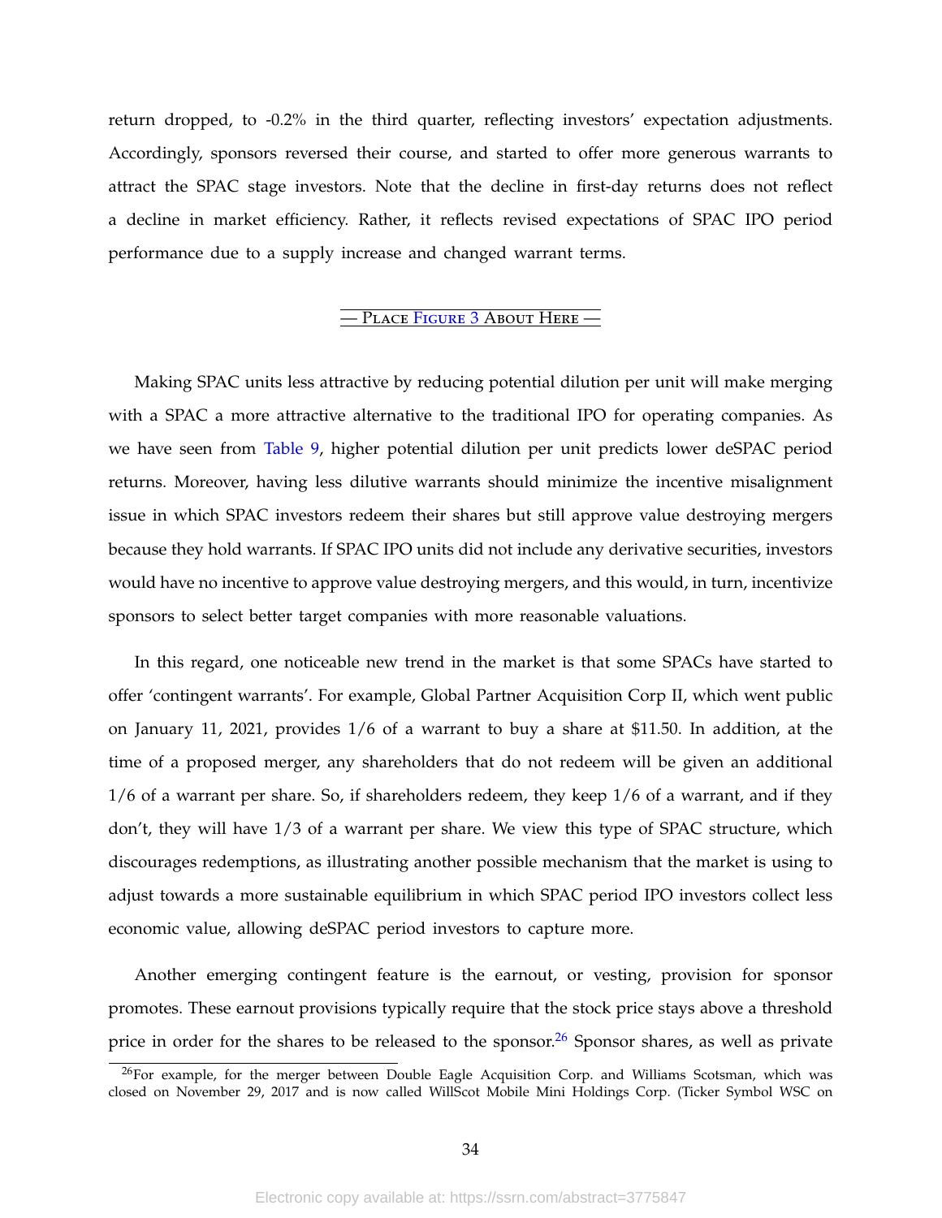return dropped, to -0.2% in the third quarter, reflecting investors' expectation adjustments. Accordingly, sponsors reversed their course, and started to offer more generous warrants to attract the SPAC stage investors. Note that the decline in first-day returns does not reflect a decline in market efficiency. Rather, it reflects revised expectations of SPAC IPO period performance due to a supply increase and changed warrant terms.

— PLACE FIGURE 3 ABOUT HERE —

Making SPAC units less attractive by reducing potential dilution per unit will make merging with a SPAC a more attractive alternative to the traditional IPO for operating companies. As we have seen from Table 9, higher potential dilution per unit predicts lower deSPAC period returns. Moreover, having less dilutive warrants should minimize the incentive misalignment issue in which SPAC investors redeem their shares but still approve value destroying mergers because they hold warrants. If SPAC IPO units did not include any derivative securities, investors would have no incentive to approve value destroying mergers, and this would, in turn, incentivize sponsors to select better target companies with more reasonable valuations.

In this regard, one noticeable new trend in the market is that some SPACs have started to offer 'contingent warrants'. For example, Global Partner Acquisition Corp II, which went public on January 11, 2021, provides 1/6 of a warrant to buy a share at $11.50. In addition, at the time of a proposed merger, any shareholders that do not redeem will be given an additional 1/6 of a warrant per share. So, if shareholders redeem, they keep 1/6 of a warrant, and if they don't, they will have 1/3 of a warrant per share. We view this type of SPAC structure, which discourages redemptions, as illustrating another possible mechanism that the market is using to adjust towards a more sustainable equilibrium in which SPAC period IPO investors collect less economic value, allowing deSPAC period investors to capture more.

Another emerging contingent feature is the earnout, or vesting, provision for sponsor promotes. These earnout provisions typically require that the stock price stays above a threshold price in order for the shares to be released to the sponsor.[26] Sponsor shares, as well as private

[26] For example, for the merger between Double Eagle Acquisition Corp. and Williams Scotsman, which was closed on November 29, 2017 and is now called WillScot Mobile Mini Holdings Corp. (Ticker Symbol WSC on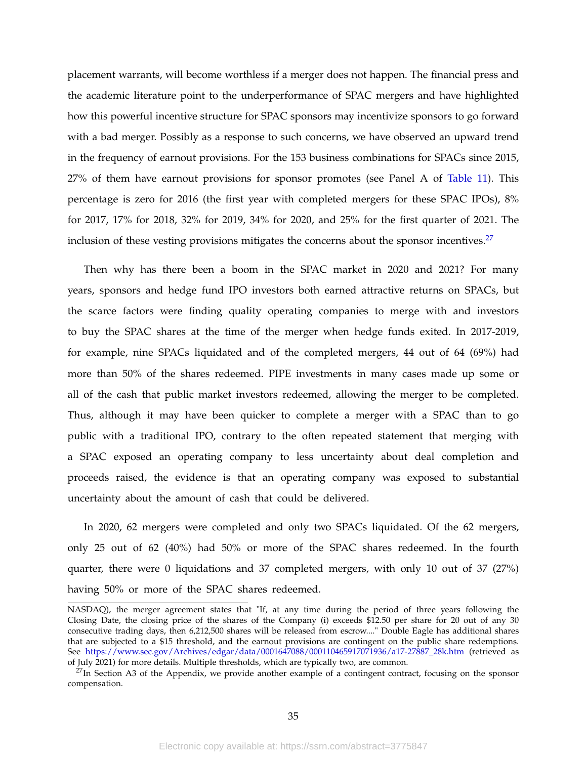placement warrants, will become worthless if a merger does not happen. The financial press and the academic literature point to the underperformance of SPAC mergers and have highlighted how this powerful incentive structure for SPAC sponsors may incentivize sponsors to go forward with a bad merger. Possibly as a response to such concerns, we have observed an upward trend in the frequency of earnout provisions. For the 153 business combinations for SPACs since 2015, 27% of them have earnout provisions for sponsor promotes (see Panel A of Table 11). This percentage is zero for 2016 (the first year with completed mergers for these SPAC IPOs), 8% for 2017, 17% for 2018, 32% for 2019, 34% for 2020, and 25% for the first quarter of 2021. The inclusion of these vesting provisions mitigates the concerns about the sponsor incentives.[27]

Then why has there been a boom in the SPAC market in 2020 and 2021? For many years, sponsors and hedge fund IPO investors both earned attractive returns on SPACs, but the scarce factors were finding quality operating companies to merge with and investors to buy the SPAC shares at the time of the merger when hedge funds exited. In 2017-2019, for example, nine SPACs liquidated and of the completed mergers, 44 out of 64 (69%) had more than 50% of the shares redeemed. PIPE investments in many cases made up some or all of the cash that public market investors redeemed, allowing the merger to be completed. Thus, although it may have been quicker to complete a merger with a SPAC than to go public with a traditional IPO, contrary to the often repeated statement that merging with a SPAC exposed an operating company to less uncertainty about deal completion and proceeds raised, the evidence is that an operating company was exposed to substantial uncertainty about the amount of cash that could be delivered.

In 2020, 62 mergers were completed and only two SPACs liquidated. Of the 62 mergers, only 25 out of 62 (40%) had 50% or more of the SPAC shares redeemed. In the fourth quarter, there were 0 liquidations and 37 completed mergers, with only 10 out of 37 (27%) having 50% or more of the SPAC shares redeemed.

NASDAQ), the merger agreement states that "If, at any time during the period of three years following the Closing Date, the closing price of the shares of the Company (i) exceeds $12.50 per share for 20 out of any 30 consecutive trading days, then 6,212,500 shares will be released from escrow...." Double Eagle has additional shares that are subjected to a $15 threshold, and the earnout provisions are contingent on the public share redemptions. See https://www.sec.gov/Archives/edgar/data/0001647088/000110465917071936/a17-27887_28k.htm (retrieved as of July 2021) for more details. Multiple thresholds, which are typically two, are common.

[27]In Section A3 of the Appendix, we provide another example of a contingent contract, focusing on the sponsor compensation.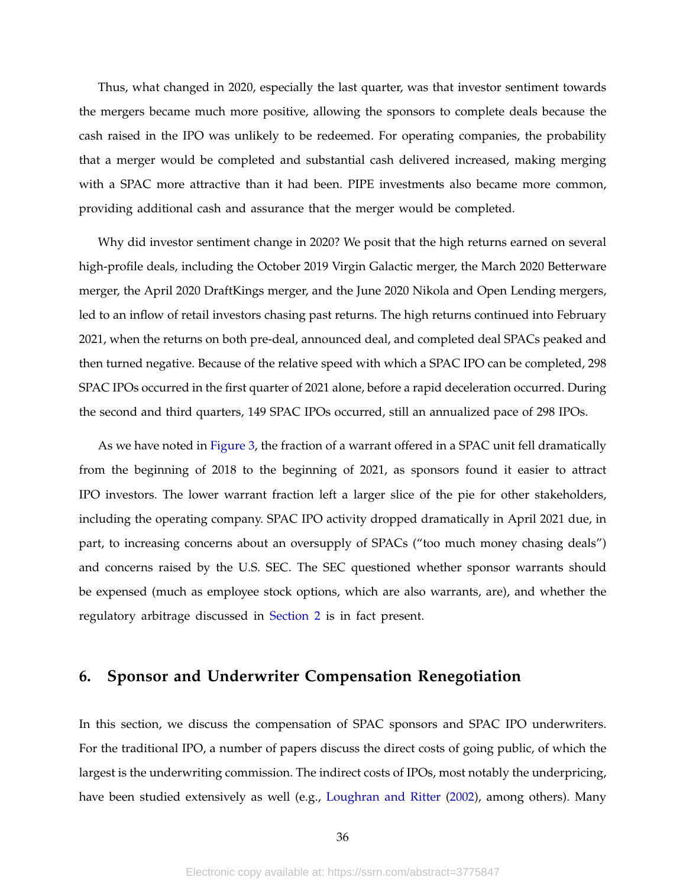Thus, what changed in 2020, especially the last quarter, was that investor sentiment towards the mergers became much more positive, allowing the sponsors to complete deals because the cash raised in the IPO was unlikely to be redeemed. For operating companies, the probability that a merger would be completed and substantial cash delivered increased, making merging with a SPAC more attractive than it had been. PIPE investments also became more common, providing additional cash and assurance that the merger would be completed.

Why did investor sentiment change in 2020? We posit that the high returns earned on several high-profile deals, including the October 2019 Virgin Galactic merger, the March 2020 Betterware merger, the April 2020 DraftKings merger, and the June 2020 Nikola and Open Lending mergers, led to an inflow of retail investors chasing past returns. The high returns continued into February 2021, when the returns on both pre-deal, announced deal, and completed deal SPACs peaked and then turned negative. Because of the relative speed with which a SPAC IPO can be completed, 298 SPAC IPOs occurred in the first quarter of 2021 alone, before a rapid deceleration occurred. During the second and third quarters, 149 SPAC IPOs occurred, still an annualized pace of 298 IPOs.

As we have noted in Figure 3, the fraction of a warrant offered in a SPAC unit fell dramatically from the beginning of 2018 to the beginning of 2021, as sponsors found it easier to attract IPO investors. The lower warrant fraction left a larger slice of the pie for other stakeholders, including the operating company. SPAC IPO activity dropped dramatically in April 2021 due, in part, to increasing concerns about an oversupply of SPACs ("too much money chasing deals") and concerns raised by the U.S. SEC. The SEC questioned whether sponsor warrants should be expensed (much as employee stock options, which are also warrants, are), and whether the regulatory arbitrage discussed in Section 2 is in fact present.

## 6. Sponsor and Underwriter Compensation Renegotiation

In this section, we discuss the compensation of SPAC sponsors and SPAC IPO underwriters. For the traditional IPO, a number of papers discuss the direct costs of going public, of which the largest is the underwriting commission. The indirect costs of IPOs, most notably the underpricing, have been studied extensively as well (e.g., Loughran and Ritter (2002), among others). Many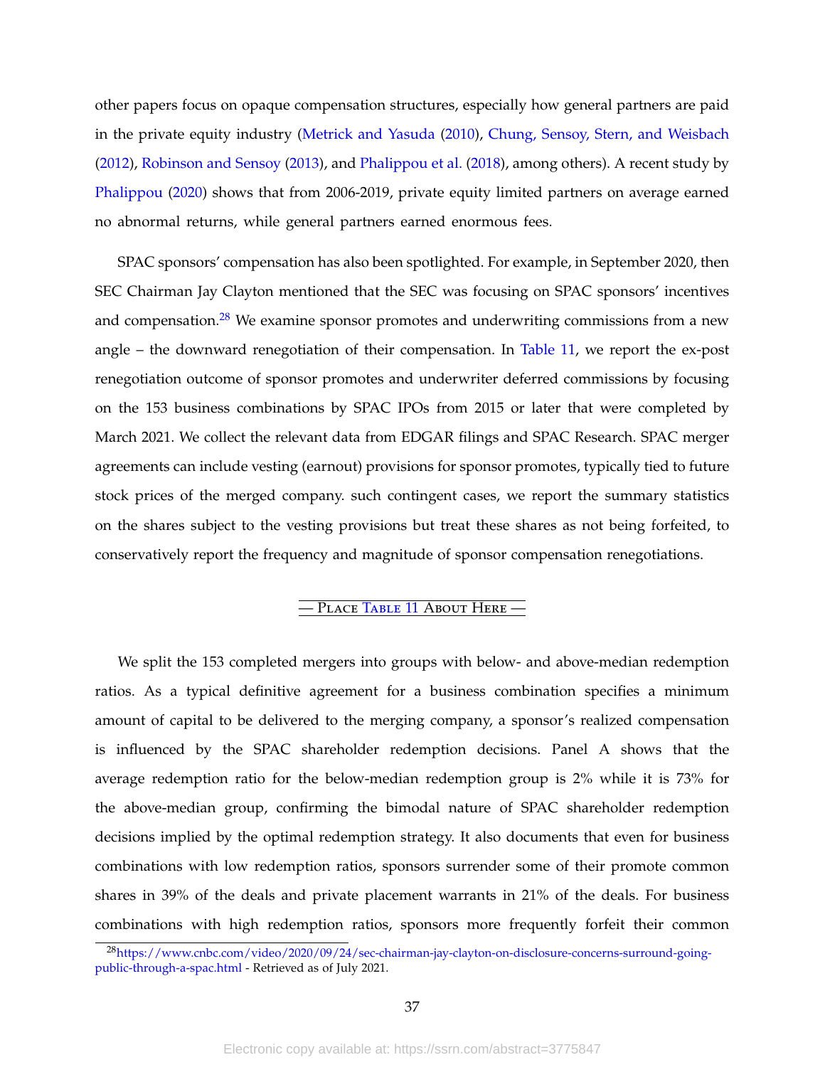other papers focus on opaque compensation structures, especially how general partners are paid in the private equity industry (Metrick and Yasuda (2010), Chung, Sensoy, Stern, and Weisbach (2012), Robinson and Sensoy (2013), and Phalippou et al. (2018), among others). A recent study by Phalippou (2020) shows that from 2006-2019, private equity limited partners on average earned no abnormal returns, while general partners earned enormous fees.

SPAC sponsors' compensation has also been spotlighted. For example, in September 2020, then SEC Chairman Jay Clayton mentioned that the SEC was focusing on SPAC sponsors' incentives and compensation.[28] We examine sponsor promotes and underwriting commissions from a new angle – the downward renegotiation of their compensation. In Table 11, we report the ex-post renegotiation outcome of sponsor promotes and underwriter deferred commissions by focusing on the 153 business combinations by SPAC IPOs from 2015 or later that were completed by March 2021. We collect the relevant data from EDGAR filings and SPAC Research. SPAC merger agreements can include vesting (earnout) provisions for sponsor promotes, typically tied to future stock prices of the merged company. such contingent cases, we report the summary statistics on the shares subject to the vesting provisions but treat these shares as not being forfeited, to conservatively report the frequency and magnitude of sponsor compensation renegotiations.

— PLACE TABLE 11 ABOUT HERE —

We split the 153 completed mergers into groups with below- and above-median redemption ratios. As a typical definitive agreement for a business combination specifies a minimum amount of capital to be delivered to the merging company, a sponsor's realized compensation is influenced by the SPAC shareholder redemption decisions. Panel A shows that the average redemption ratio for the below-median redemption group is 2% while it is 73% for the above-median group, confirming the bimodal nature of SPAC shareholder redemption decisions implied by the optimal redemption strategy. It also documents that even for business combinations with low redemption ratios, sponsors surrender some of their promote common shares in 39% of the deals and private placement warrants in 21% of the deals. For business combinations with high redemption ratios, sponsors more frequently forfeit their common

[28] https://www.cnbc.com/video/2020/09/24/sec-chairman-jay-clayton-on-disclosure-concerns-surround-going-public-through-a-spac.html - Retrieved as of July 2021.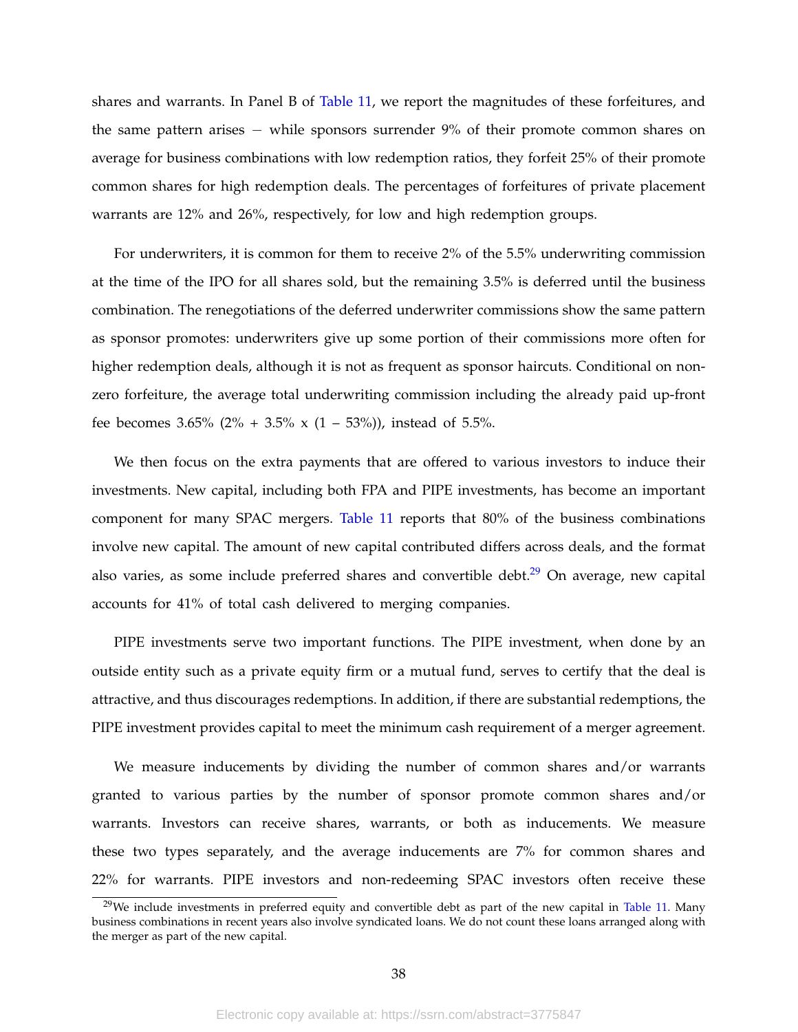shares and warrants. In Panel B of Table 11, we report the magnitudes of these forfeitures, and the same pattern arises − while sponsors surrender 9% of their promote common shares on average for business combinations with low redemption ratios, they forfeit 25% of their promote common shares for high redemption deals. The percentages of forfeitures of private placement warrants are 12% and 26%, respectively, for low and high redemption groups.

For underwriters, it is common for them to receive 2% of the 5.5% underwriting commission at the time of the IPO for all shares sold, but the remaining 3.5% is deferred until the business combination. The renegotiations of the deferred underwriter commissions show the same pattern as sponsor promotes: underwriters give up some portion of their commissions more often for higher redemption deals, although it is not as frequent as sponsor haircuts. Conditional on non-zero forfeiture, the average total underwriting commission including the already paid up-front fee becomes 3.65% (2% + 3.5% x (1 – 53%)), instead of 5.5%.

We then focus on the extra payments that are offered to various investors to induce their investments. New capital, including both FPA and PIPE investments, has become an important component for many SPAC mergers. Table 11 reports that 80% of the business combinations involve new capital. The amount of new capital contributed differs across deals, and the format also varies, as some include preferred shares and convertible debt.[29] On average, new capital accounts for 41% of total cash delivered to merging companies.

PIPE investments serve two important functions. The PIPE investment, when done by an outside entity such as a private equity firm or a mutual fund, serves to certify that the deal is attractive, and thus discourages redemptions. In addition, if there are substantial redemptions, the PIPE investment provides capital to meet the minimum cash requirement of a merger agreement.

We measure inducements by dividing the number of common shares and/or warrants granted to various parties by the number of sponsor promote common shares and/or warrants. Investors can receive shares, warrants, or both as inducements. We measure these two types separately, and the average inducements are 7% for common shares and 22% for warrants. PIPE investors and non-redeeming SPAC investors often receive these

[29] We include investments in preferred equity and convertible debt as part of the new capital in Table 11. Many business combinations in recent years also involve syndicated loans. We do not count these loans arranged along with the merger as part of the new capital.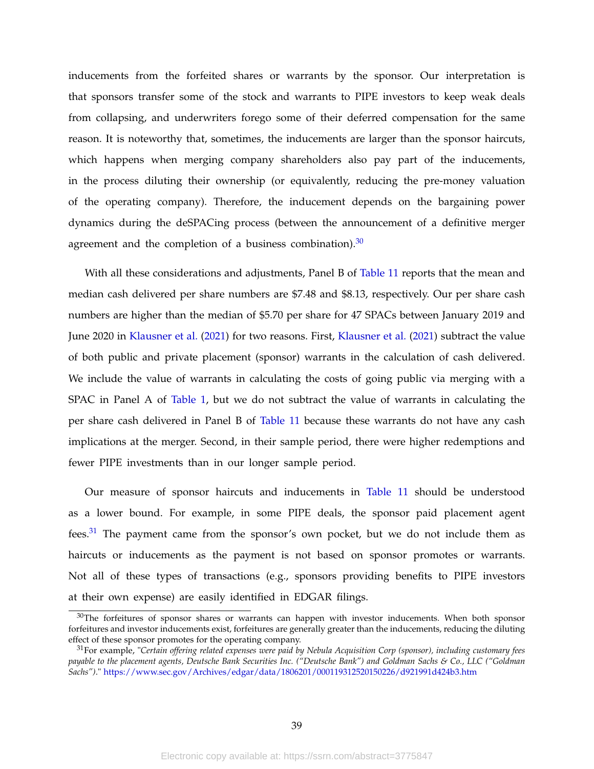inducements from the forfeited shares or warrants by the sponsor. Our interpretation is that sponsors transfer some of the stock and warrants to PIPE investors to keep weak deals from collapsing, and underwriters forego some of their deferred compensation for the same reason. It is noteworthy that, sometimes, the inducements are larger than the sponsor haircuts, which happens when merging company shareholders also pay part of the inducements, in the process diluting their ownership (or equivalently, reducing the pre-money valuation of the operating company). Therefore, the inducement depends on the bargaining power dynamics during the deSPACing process (between the announcement of a definitive merger agreement and the completion of a business combination).[30]

With all these considerations and adjustments, Panel B of Table 11 reports that the mean and median cash delivered per share numbers are $7.48 and $8.13, respectively. Our per share cash numbers are higher than the median of $5.70 per share for 47 SPACs between January 2019 and June 2020 in Klausner et al. (2021) for two reasons. First, Klausner et al. (2021) subtract the value of both public and private placement (sponsor) warrants in the calculation of cash delivered. We include the value of warrants in calculating the costs of going public via merging with a SPAC in Panel A of Table 1, but we do not subtract the value of warrants in calculating the per share cash delivered in Panel B of Table 11 because these warrants do not have any cash implications at the merger. Second, in their sample period, there were higher redemptions and fewer PIPE investments than in our longer sample period.

Our measure of sponsor haircuts and inducements in Table 11 should be understood as a lower bound. For example, in some PIPE deals, the sponsor paid placement agent fees.[31] The payment came from the sponsor's own pocket, but we do not include them as haircuts or inducements as the payment is not based on sponsor promotes or warrants. Not all of these types of transactions (e.g., sponsors providing benefits to PIPE investors at their own expense) are easily identified in EDGAR filings.

---

[30] The forfeitures of sponsor shares or warrants can happen with investor inducements. When both sponsor forfeitures and investor inducements exist, forfeitures are generally greater than the inducements, reducing the diluting effect of these sponsor promotes for the operating company.

[31] For example, "*Certain offering related expenses were paid by Nebula Acquisition Corp (sponsor), including customary fees payable to the placement agents, Deutsche Bank Securities Inc. ("Deutsche Bank") and Goldman Sachs & Co., LLC ("Goldman Sachs")*." https://www.sec.gov/Archives/edgar/data/1806201/000119312520150226/d921991d424b3.htm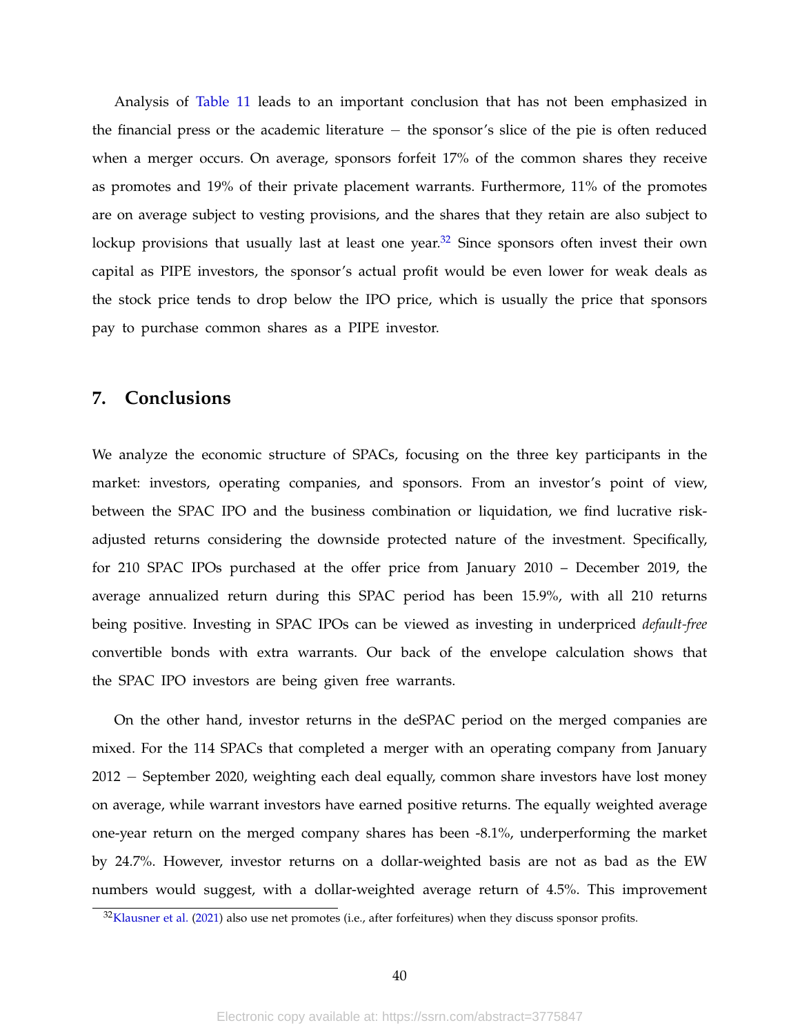Analysis of Table 11 leads to an important conclusion that has not been emphasized in the financial press or the academic literature − the sponsor's slice of the pie is often reduced when a merger occurs. On average, sponsors forfeit 17% of the common shares they receive as promotes and 19% of their private placement warrants. Furthermore, 11% of the promotes are on average subject to vesting provisions, and the shares that they retain are also subject to lockup provisions that usually last at least one year.[32] Since sponsors often invest their own capital as PIPE investors, the sponsor's actual profit would be even lower for weak deals as the stock price tends to drop below the IPO price, which is usually the price that sponsors pay to purchase common shares as a PIPE investor.

## 7. Conclusions

We analyze the economic structure of SPACs, focusing on the three key participants in the market: investors, operating companies, and sponsors. From an investor's point of view, between the SPAC IPO and the business combination or liquidation, we find lucrative risk-adjusted returns considering the downside protected nature of the investment. Specifically, for 210 SPAC IPOs purchased at the offer price from January 2010 – December 2019, the average annualized return during this SPAC period has been 15.9%, with all 210 returns being positive. Investing in SPAC IPOs can be viewed as investing in underpriced *default-free* convertible bonds with extra warrants. Our back of the envelope calculation shows that the SPAC IPO investors are being given free warrants.

On the other hand, investor returns in the deSPAC period on the merged companies are mixed. For the 114 SPACs that completed a merger with an operating company from January 2012 − September 2020, weighting each deal equally, common share investors have lost money on average, while warrant investors have earned positive returns. The equally weighted average one-year return on the merged company shares has been -8.1%, underperforming the market by 24.7%. However, investor returns on a dollar-weighted basis are not as bad as the EW numbers would suggest, with a dollar-weighted average return of 4.5%. This improvement

[32] Klausner et al. (2021) also use net promotes (i.e., after forfeitures) when they discuss sponsor profits.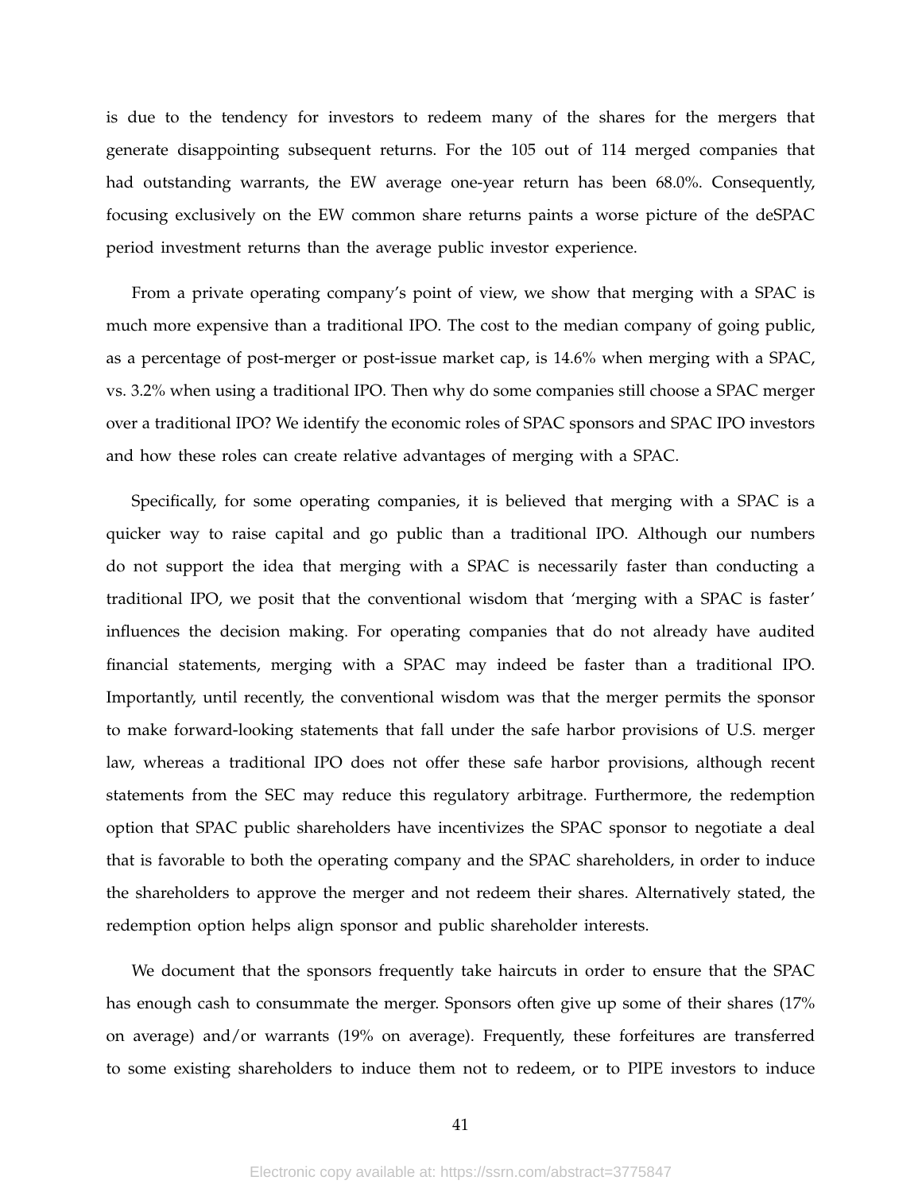is due to the tendency for investors to redeem many of the shares for the mergers that generate disappointing subsequent returns. For the 105 out of 114 merged companies that had outstanding warrants, the EW average one-year return has been 68.0%. Consequently, focusing exclusively on the EW common share returns paints a worse picture of the deSPAC period investment returns than the average public investor experience.

From a private operating company's point of view, we show that merging with a SPAC is much more expensive than a traditional IPO. The cost to the median company of going public, as a percentage of post-merger or post-issue market cap, is 14.6% when merging with a SPAC, vs. 3.2% when using a traditional IPO. Then why do some companies still choose a SPAC merger over a traditional IPO? We identify the economic roles of SPAC sponsors and SPAC IPO investors and how these roles can create relative advantages of merging with a SPAC.

Specifically, for some operating companies, it is believed that merging with a SPAC is a quicker way to raise capital and go public than a traditional IPO. Although our numbers do not support the idea that merging with a SPAC is necessarily faster than conducting a traditional IPO, we posit that the conventional wisdom that 'merging with a SPAC is faster' influences the decision making. For operating companies that do not already have audited financial statements, merging with a SPAC may indeed be faster than a traditional IPO. Importantly, until recently, the conventional wisdom was that the merger permits the sponsor to make forward-looking statements that fall under the safe harbor provisions of U.S. merger law, whereas a traditional IPO does not offer these safe harbor provisions, although recent statements from the SEC may reduce this regulatory arbitrage. Furthermore, the redemption option that SPAC public shareholders have incentivizes the SPAC sponsor to negotiate a deal that is favorable to both the operating company and the SPAC shareholders, in order to induce the shareholders to approve the merger and not redeem their shares. Alternatively stated, the redemption option helps align sponsor and public shareholder interests.

We document that the sponsors frequently take haircuts in order to ensure that the SPAC has enough cash to consummate the merger. Sponsors often give up some of their shares (17% on average) and/or warrants (19% on average). Frequently, these forfeitures are transferred to some existing shareholders to induce them not to redeem, or to PIPE investors to induce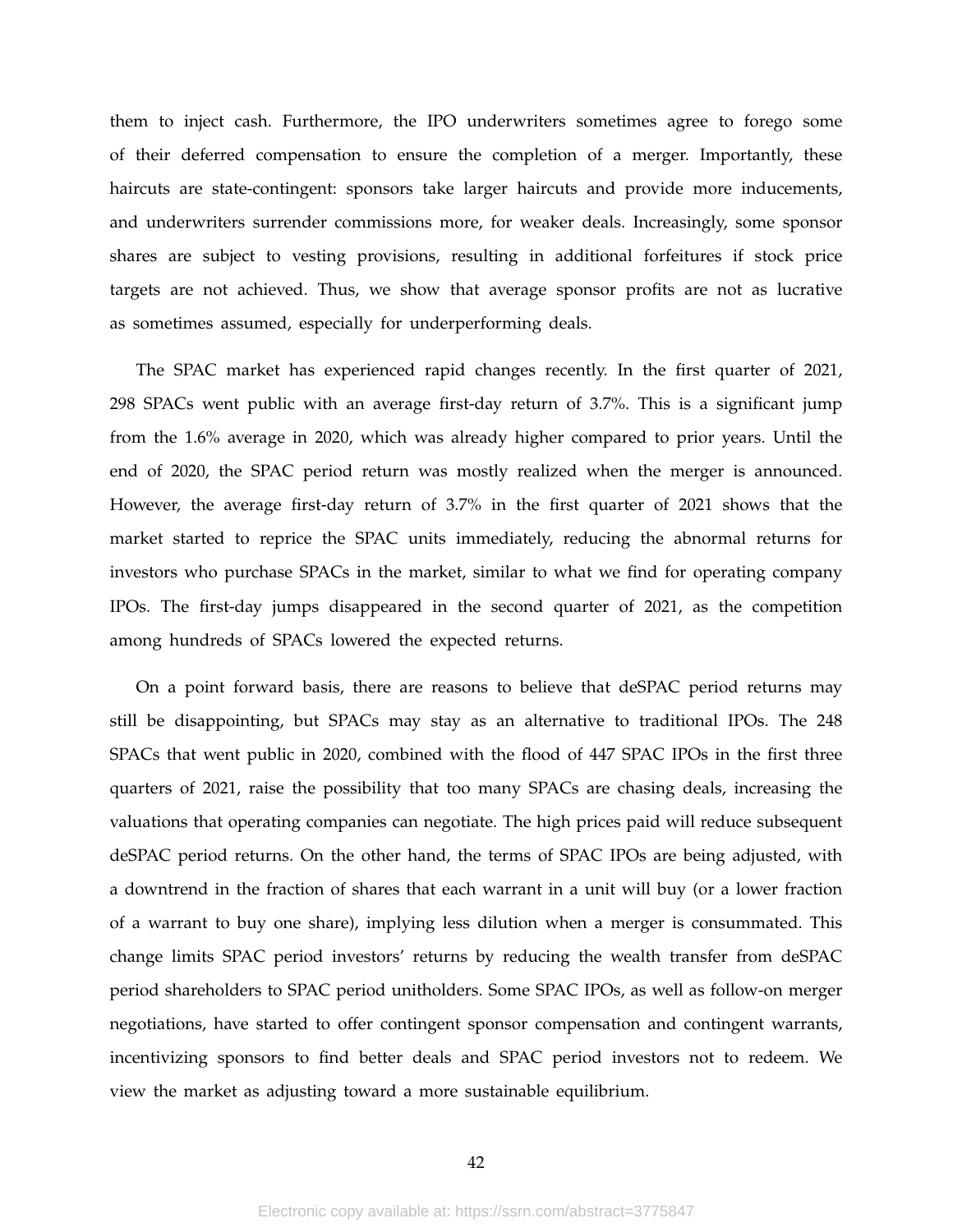them to inject cash. Furthermore, the IPO underwriters sometimes agree to forego some of their deferred compensation to ensure the completion of a merger. Importantly, these haircuts are state-contingent: sponsors take larger haircuts and provide more inducements, and underwriters surrender commissions more, for weaker deals. Increasingly, some sponsor shares are subject to vesting provisions, resulting in additional forfeitures if stock price targets are not achieved. Thus, we show that average sponsor profits are not as lucrative as sometimes assumed, especially for underperforming deals.

The SPAC market has experienced rapid changes recently. In the first quarter of 2021, 298 SPACs went public with an average first-day return of 3.7%. This is a significant jump from the 1.6% average in 2020, which was already higher compared to prior years. Until the end of 2020, the SPAC period return was mostly realized when the merger is announced. However, the average first-day return of 3.7% in the first quarter of 2021 shows that the market started to reprice the SPAC units immediately, reducing the abnormal returns for investors who purchase SPACs in the market, similar to what we find for operating company IPOs. The first-day jumps disappeared in the second quarter of 2021, as the competition among hundreds of SPACs lowered the expected returns.

On a point forward basis, there are reasons to believe that deSPAC period returns may still be disappointing, but SPACs may stay as an alternative to traditional IPOs. The 248 SPACs that went public in 2020, combined with the flood of 447 SPAC IPOs in the first three quarters of 2021, raise the possibility that too many SPACs are chasing deals, increasing the valuations that operating companies can negotiate. The high prices paid will reduce subsequent deSPAC period returns. On the other hand, the terms of SPAC IPOs are being adjusted, with a downtrend in the fraction of shares that each warrant in a unit will buy (or a lower fraction of a warrant to buy one share), implying less dilution when a merger is consummated. This change limits SPAC period investors' returns by reducing the wealth transfer from deSPAC period shareholders to SPAC period unitholders. Some SPAC IPOs, as well as follow-on merger negotiations, have started to offer contingent sponsor compensation and contingent warrants, incentivizing sponsors to find better deals and SPAC period investors not to redeem. We view the market as adjusting toward a more sustainable equilibrium.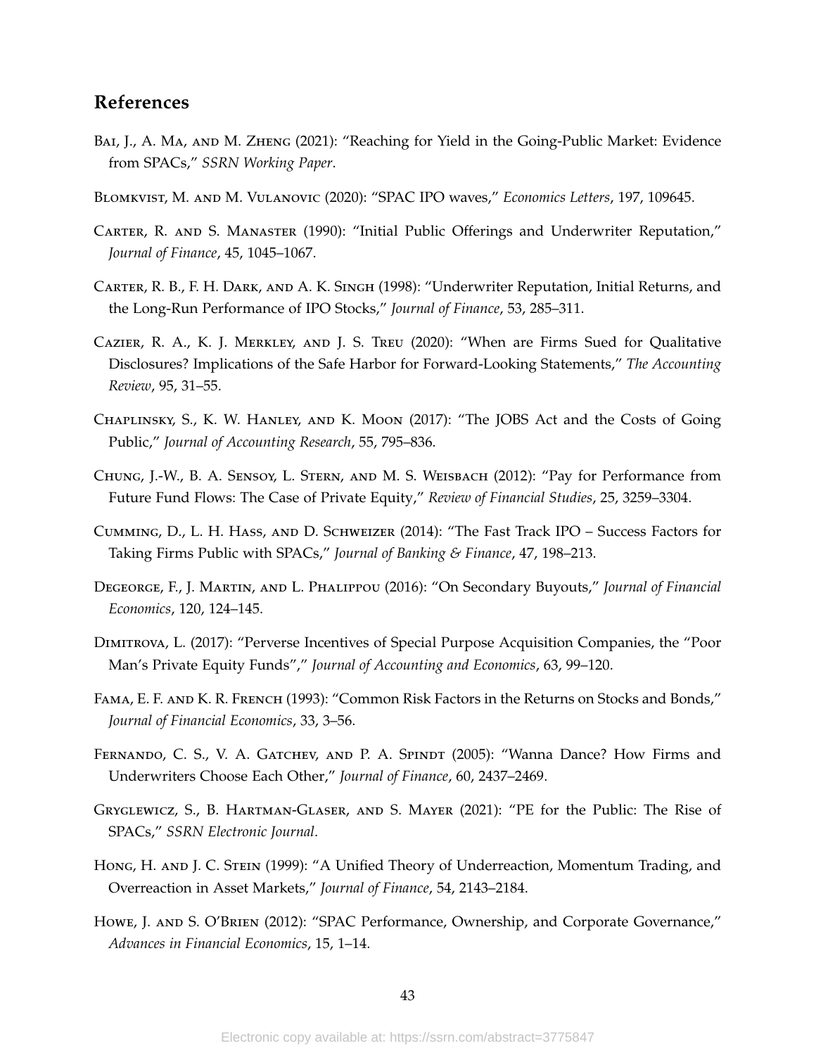## References

Bai, J., A. Ma, and M. Zheng (2021): "Reaching for Yield in the Going-Public Market: Evidence from SPACs," *SSRN Working Paper*.

Blomkvist, M. and M. Vulanovic (2020): "SPAC IPO waves," *Economics Letters*, 197, 109645.

Carter, R. and S. Manaster (1990): "Initial Public Offerings and Underwriter Reputation," *Journal of Finance*, 45, 1045–1067.

Carter, R. B., F. H. Dark, and A. K. Singh (1998): "Underwriter Reputation, Initial Returns, and the Long-Run Performance of IPO Stocks," *Journal of Finance*, 53, 285–311.

Cazier, R. A., K. J. Merkley, and J. S. Treu (2020): "When are Firms Sued for Qualitative Disclosures? Implications of the Safe Harbor for Forward-Looking Statements," *The Accounting Review*, 95, 31–55.

Chaplinsky, S., K. W. Hanley, and K. Moon (2017): "The JOBS Act and the Costs of Going Public," *Journal of Accounting Research*, 55, 795–836.

Chung, J.-W., B. A. Sensoy, L. Stern, and M. S. Weisbach (2012): "Pay for Performance from Future Fund Flows: The Case of Private Equity," *Review of Financial Studies*, 25, 3259–3304.

Cumming, D., L. H. Hass, and D. Schweizer (2014): "The Fast Track IPO – Success Factors for Taking Firms Public with SPACs," *Journal of Banking & Finance*, 47, 198–213.

Degeorge, F., J. Martin, and L. Phalippou (2016): "On Secondary Buyouts," *Journal of Financial Economics*, 120, 124–145.

Dimitrova, L. (2017): "Perverse Incentives of Special Purpose Acquisition Companies, the "Poor Man's Private Equity Funds"," *Journal of Accounting and Economics*, 63, 99–120.

Fama, E. F. and K. R. French (1993): "Common Risk Factors in the Returns on Stocks and Bonds," *Journal of Financial Economics*, 33, 3–56.

Fernando, C. S., V. A. Gatchev, and P. A. Spindt (2005): "Wanna Dance? How Firms and Underwriters Choose Each Other," *Journal of Finance*, 60, 2437–2469.

Gryglewicz, S., B. Hartman-Glaser, and S. Mayer (2021): "PE for the Public: The Rise of SPACs," *SSRN Electronic Journal*.

Hong, H. and J. C. Stein (1999): "A Unified Theory of Underreaction, Momentum Trading, and Overreaction in Asset Markets," *Journal of Finance*, 54, 2143–2184.

Howe, J. and S. O'Brien (2012): "SPAC Performance, Ownership, and Corporate Governance," *Advances in Financial Economics*, 15, 1–14.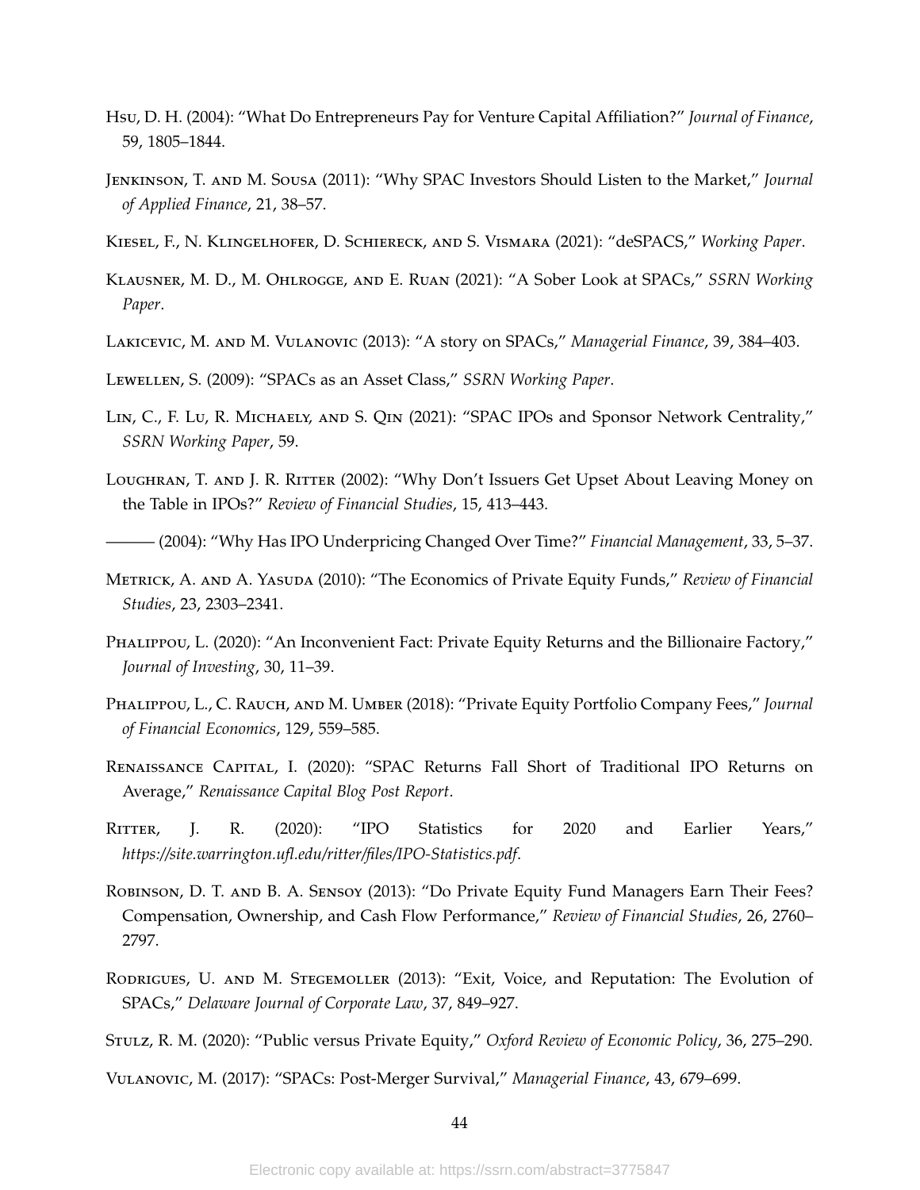Hsu, D. H. (2004): "What Do Entrepreneurs Pay for Venture Capital Affiliation?" *Journal of Finance*, 59, 1805–1844.

Jenkinson, T. and M. Sousa (2011): "Why SPAC Investors Should Listen to the Market," *Journal of Applied Finance*, 21, 38–57.

Kiesel, F., N. Klingelhofer, D. Schiereck, and S. Vismara (2021): "deSPACS," *Working Paper*.

Klausner, M. D., M. Ohlrogge, and E. Ruan (2021): "A Sober Look at SPACs," *SSRN Working Paper*.

Lakicevic, M. and M. Vulanovic (2013): "A story on SPACs," *Managerial Finance*, 39, 384–403.

Lewellen, S. (2009): "SPACs as an Asset Class," *SSRN Working Paper*.

Lin, C., F. Lu, R. Michaely, and S. Qin (2021): "SPAC IPOs and Sponsor Network Centrality," *SSRN Working Paper*, 59.

Loughran, T. and J. R. Ritter (2002): "Why Don't Issuers Get Upset About Leaving Money on the Table in IPOs?" *Review of Financial Studies*, 15, 413–443.

——— (2004): "Why Has IPO Underpricing Changed Over Time?" *Financial Management*, 33, 5–37.

Metrick, A. and A. Yasuda (2010): "The Economics of Private Equity Funds," *Review of Financial Studies*, 23, 2303–2341.

Phalippou, L. (2020): "An Inconvenient Fact: Private Equity Returns and the Billionaire Factory," *Journal of Investing*, 30, 11–39.

Phalippou, L., C. Rauch, and M. Umber (2018): "Private Equity Portfolio Company Fees," *Journal of Financial Economics*, 129, 559–585.

Renaissance Capital, I. (2020): "SPAC Returns Fall Short of Traditional IPO Returns on Average," *Renaissance Capital Blog Post Report*.

Ritter, J. R. (2020): "IPO Statistics for 2020 and Earlier Years," *https://site.warrington.ufl.edu/ritter/files/IPO-Statistics.pdf*.

Robinson, D. T. and B. A. Sensoy (2013): "Do Private Equity Fund Managers Earn Their Fees? Compensation, Ownership, and Cash Flow Performance," *Review of Financial Studies*, 26, 2760–2797.

Rodrigues, U. and M. Stegemoller (2013): "Exit, Voice, and Reputation: The Evolution of SPACs," *Delaware Journal of Corporate Law*, 37, 849–927.

Stulz, R. M. (2020): "Public versus Private Equity," *Oxford Review of Economic Policy*, 36, 275–290.

Vulanovic, M. (2017): "SPACs: Post-Merger Survival," *Managerial Finance*, 43, 679–699.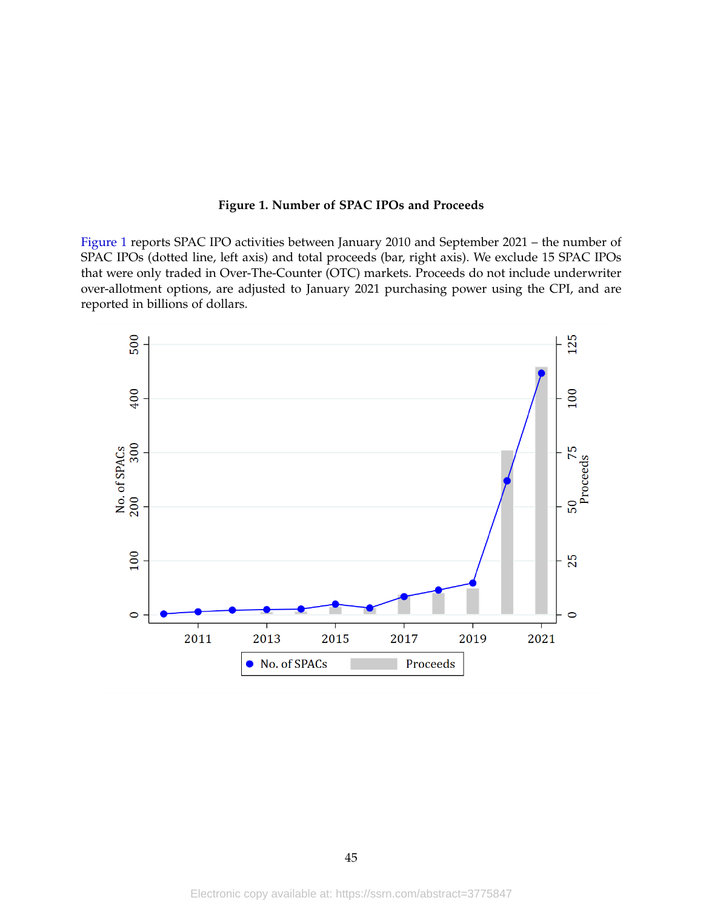**Figure 1. Number of SPAC IPOs and Proceeds**

Figure 1 reports SPAC IPO activities between January 2010 and September 2021 – the number of SPAC IPOs (dotted line, left axis) and total proceeds (bar, right axis). We exclude 15 SPAC IPOs that were only traded in Over-The-Counter (OTC) markets. Proceeds do not include underwriter over-allotment options, are adjusted to January 2021 purchasing power using the CPI, and are reported in billions of dollars.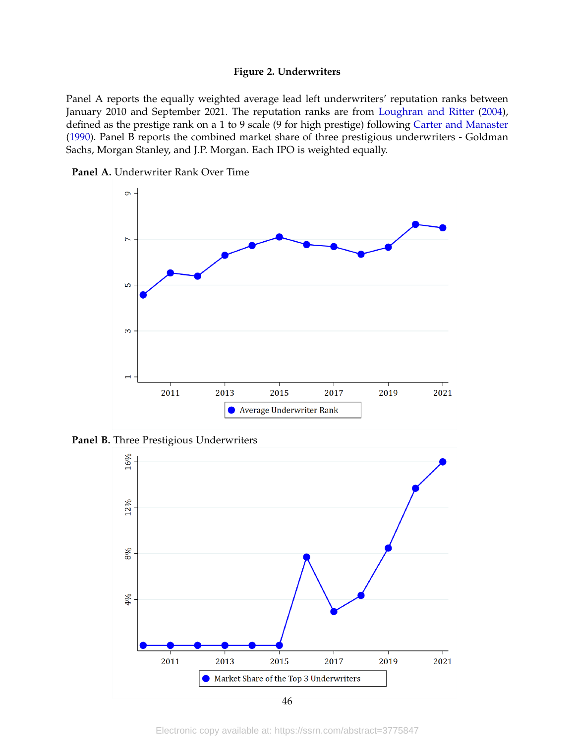**Figure 2. Underwriters**

Panel A reports the equally weighted average lead left underwriters' reputation ranks between January 2010 and September 2021. The reputation ranks are from Loughran and Ritter (2004), defined as the prestige rank on a 1 to 9 scale (9 for high prestige) following Carter and Manaster (1990). Panel B reports the combined market share of three prestigious underwriters - Goldman Sachs, Morgan Stanley, and J.P. Morgan. Each IPO is weighted equally.

**Panel A.** Underwriter Rank Over Time

**Panel B.** Three Prestigious Underwriters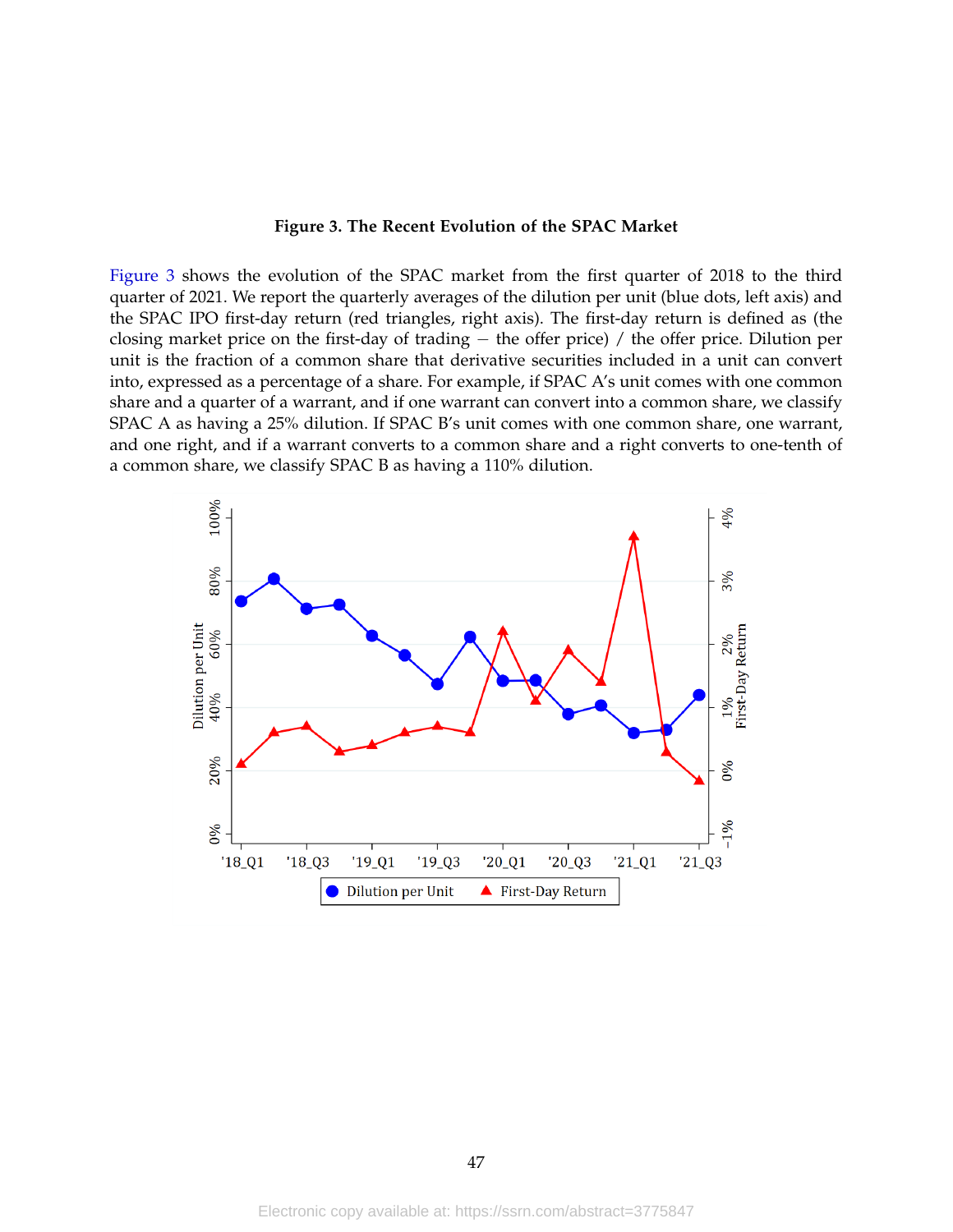**Figure 3. The Recent Evolution of the SPAC Market**

Figure 3 shows the evolution of the SPAC market from the first quarter of 2018 to the third quarter of 2021. We report the quarterly averages of the dilution per unit (blue dots, left axis) and the SPAC IPO first-day return (red triangles, right axis). The first-day return is defined as (the closing market price on the first-day of trading − the offer price) / the offer price. Dilution per unit is the fraction of a common share that derivative securities included in a unit can convert into, expressed as a percentage of a share. For example, if SPAC A's unit comes with one common share and a quarter of a warrant, and if one warrant can convert into a common share, we classify SPAC A as having a 25% dilution. If SPAC B's unit comes with one common share, one warrant, and one right, and if a warrant converts to a common share and a right converts to one-tenth of a common share, we classify SPAC B as having a 110% dilution.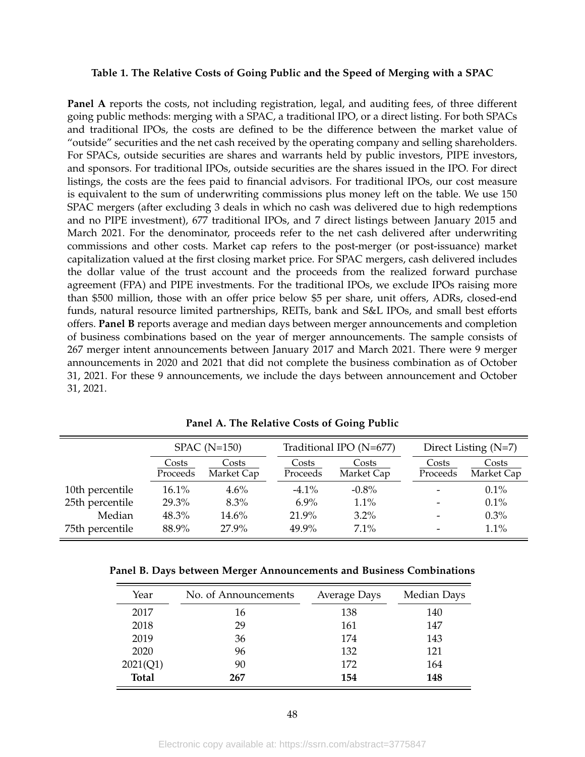**Table 1. The Relative Costs of Going Public and the Speed of Merging with a SPAC**

**Panel A** reports the costs, not including registration, legal, and auditing fees, of three different going public methods: merging with a SPAC, a traditional IPO, or a direct listing. For both SPACs and traditional IPOs, the costs are defined to be the difference between the market value of "outside" securities and the net cash received by the operating company and selling shareholders. For SPACs, outside securities are shares and warrants held by public investors, PIPE investors, and sponsors. For traditional IPOs, outside securities are the shares issued in the IPO. For direct listings, the costs are the fees paid to financial advisors. For traditional IPOs, our cost measure is equivalent to the sum of underwriting commissions plus money left on the table. We use 150 SPAC mergers (after excluding 3 deals in which no cash was delivered due to high redemptions and no PIPE investment), 677 traditional IPOs, and 7 direct listings between January 2015 and March 2021. For the denominator, proceeds refer to the net cash delivered after underwriting commissions and other costs. Market cap refers to the post-merger (or post-issuance) market capitalization valued at the first closing market price. For SPAC mergers, cash delivered includes the dollar value of the trust account and the proceeds from the realized forward purchase agreement (FPA) and PIPE investments. For the traditional IPOs, we exclude IPOs raising more than $500 million, those with an offer price below $5 per share, unit offers, ADRs, closed-end funds, natural resource limited partnerships, REITs, bank and S&L IPOs, and small best efforts offers. **Panel B** reports average and median days between merger announcements and completion of business combinations based on the year of merger announcements. The sample consists of 267 merger intent announcements between January 2017 and March 2021. There were 9 merger announcements in 2020 and 2021 that did not complete the business combination as of October 31, 2021. For these 9 announcements, we include the days between announcement and October 31, 2021.

**Panel A. The Relative Costs of Going Public**

| | SPAC (N=150) | | Traditional IPO (N=677) | | Direct Listing (N=7) | |
|---|---|---|---|---|---|---|
| | Costs / Proceeds | Costs / Market Cap | Costs / Proceeds | Costs / Market Cap | Costs / Proceeds | Costs / Market Cap |
| 10th percentile | 16.1% | 4.6% | -4.1% | -0.8% | - | 0.1% |
| 25th percentile | 29.3% | 8.3% | 6.9% | 1.1% | - | 0.1% |
| Median | 48.3% | 14.6% | 21.9% | 3.2% | - | 0.3% |
| 75th percentile | 88.9% | 27.9% | 49.9% | 7.1% | - | 1.1% |

**Panel B. Days between Merger Announcements and Business Combinations**

| Year | No. of Announcements | Average Days | Median Days |
|---|---|---|---|
| 2017 | 16 | 138 | 140 |
| 2018 | 29 | 161 | 147 |
| 2019 | 36 | 174 | 143 |
| 2020 | 96 | 132 | 121 |
| 2021(Q1) | 90 | 172 | 164 |
| **Total** | **267** | **154** | **148** |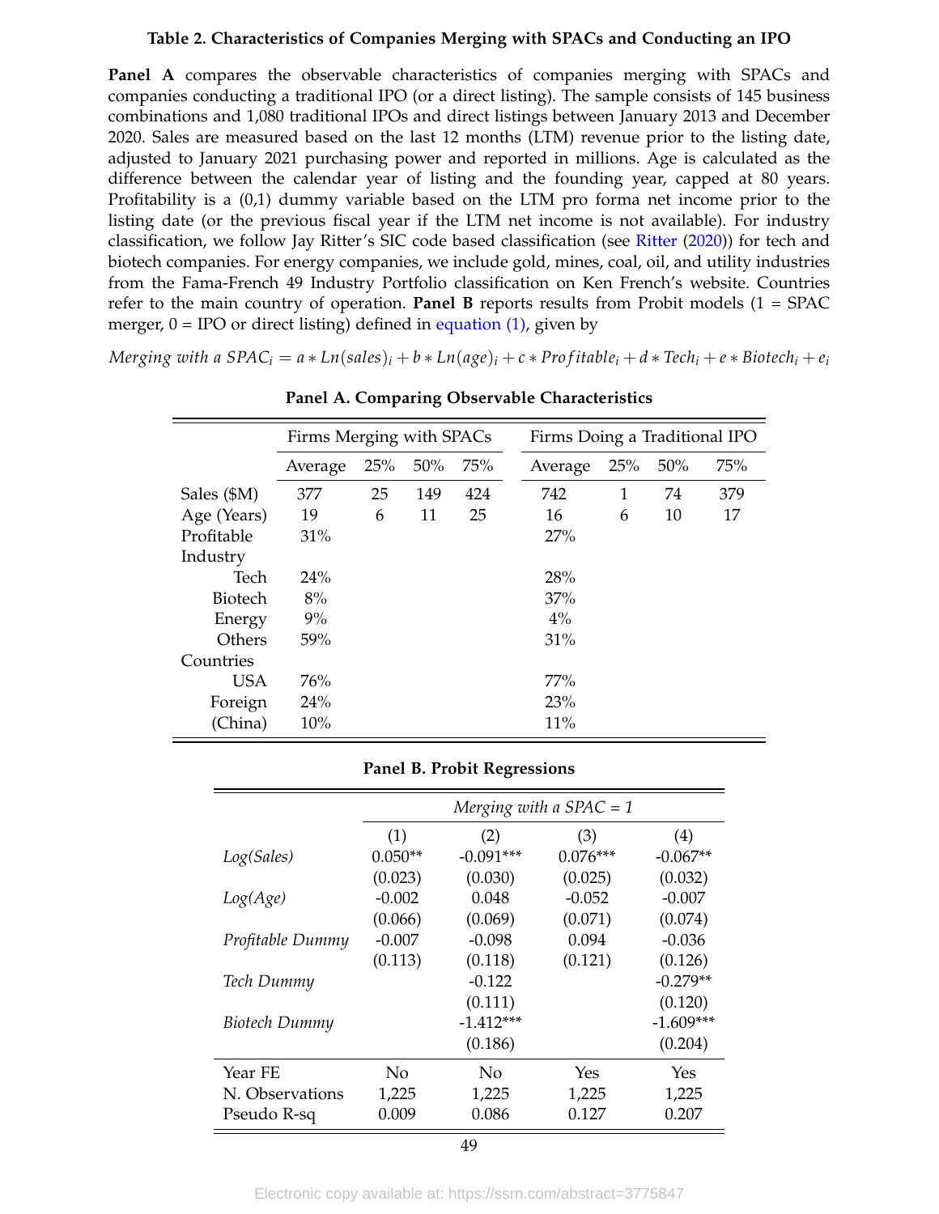### Table 2. Characteristics of Companies Merging with SPACs and Conducting an IPO

**Panel A** compares the observable characteristics of companies merging with SPACs and companies conducting a traditional IPO (or a direct listing). The sample consists of 145 business combinations and 1,080 traditional IPOs and direct listings between January 2013 and December 2020. Sales are measured based on the last 12 months (LTM) revenue prior to the listing date, adjusted to January 2021 purchasing power and reported in millions. Age is calculated as the difference between the calendar year of listing and the founding year, capped at 80 years. Profitability is a (0,1) dummy variable based on the LTM pro forma net income prior to the listing date (or the previous fiscal year if the LTM net income is not available). For industry classification, we follow Jay Ritter's SIC code based classification (see Ritter (2020)) for tech and biotech companies. For energy companies, we include gold, mines, coal, oil, and utility industries from the Fama-French 49 Industry Portfolio classification on Ken French's website. Countries refer to the main country of operation. **Panel B** reports results from Probit models (1 = SPAC merger, 0 = IPO or direct listing) defined in equation (1), given by

$$Merging\ with\ a\ SPAC_i = a * Ln(sales)_i + b * Ln(age)_i + c * Profitable_i + d * Tech_i + e * Biotech_i + e_i$$

**Panel A. Comparing Observable Characteristics**

| | Firms Merging with SPACs | | | | Firms Doing a Traditional IPO | | | |
|---|---|---|---|---|---|---|---|---|
| | Average | 25% | 50% | 75% | Average | 25% | 50% | 75% |
| Sales ($M) | 377 | 25 | 149 | 424 | 742 | 1 | 74 | 379 |
| Age (Years) | 19 | 6 | 11 | 25 | 16 | 6 | 10 | 17 |
| Profitable | 31% | | | | 27% | | | |
| Industry | | | | | | | | |
| Tech | 24% | | | | 28% | | | |
| Biotech | 8% | | | | 37% | | | |
| Energy | 9% | | | | 4% | | | |
| Others | 59% | | | | 31% | | | |
| Countries | | | | | | | | |
| USA | 76% | | | | 77% | | | |
| Foreign | 24% | | | | 23% | | | |
| (China) | 10% | | | | 11% | | | |

**Panel B. Probit Regressions**

| | *Merging with a SPAC = 1* | | | |
|---|---|---|---|---|
| | (1) | (2) | (3) | (4) |
| *Log(Sales)* | 0.050** | -0.091*** | 0.076*** | -0.067** |
| | (0.023) | (0.030) | (0.025) | (0.032) |
| *Log(Age)* | -0.002 | 0.048 | -0.052 | -0.007 |
| | (0.066) | (0.069) | (0.071) | (0.074) |
| *Profitable Dummy* | -0.007 | -0.098 | 0.094 | -0.036 |
| | (0.113) | (0.118) | (0.121) | (0.126) |
| *Tech Dummy* | | -0.122 | | -0.279** |
| | | (0.111) | | (0.120) |
| *Biotech Dummy* | | -1.412*** | | -1.609*** |
| | | (0.186) | | (0.204) |
| Year FE | No | No | Yes | Yes |
| N. Observations | 1,225 | 1,225 | 1,225 | 1,225 |
| Pseudo R-sq | 0.009 | 0.086 | 0.127 | 0.207 |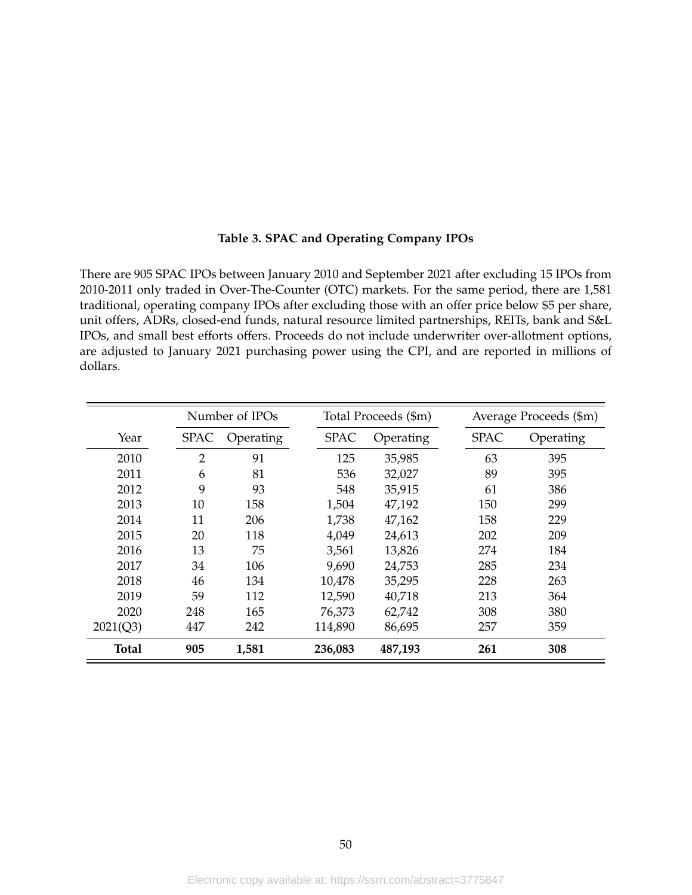**Table 3. SPAC and Operating Company IPOs**

There are 905 SPAC IPOs between January 2010 and September 2021 after excluding 15 IPOs from 2010-2011 only traded in Over-The-Counter (OTC) markets. For the same period, there are 1,581 traditional, operating company IPOs after excluding those with an offer price below $5 per share, unit offers, ADRs, closed-end funds, natural resource limited partnerships, REITs, bank and S&L IPOs, and small best efforts offers. Proceeds do not include underwriter over-allotment options, are adjusted to January 2021 purchasing power using the CPI, and are reported in millions of dollars.

| | Number of IPOs | | Total Proceeds ($m) | | Average Proceeds ($m) | |
|---|---|---|---|---|---|---|
| Year | SPAC | Operating | SPAC | Operating | SPAC | Operating |
| 2010 | 2 | 91 | 125 | 35,985 | 63 | 395 |
| 2011 | 6 | 81 | 536 | 32,027 | 89 | 395 |
| 2012 | 9 | 93 | 548 | 35,915 | 61 | 386 |
| 2013 | 10 | 158 | 1,504 | 47,192 | 150 | 299 |
| 2014 | 11 | 206 | 1,738 | 47,162 | 158 | 229 |
| 2015 | 20 | 118 | 4,049 | 24,613 | 202 | 209 |
| 2016 | 13 | 75 | 3,561 | 13,826 | 274 | 184 |
| 2017 | 34 | 106 | 9,690 | 24,753 | 285 | 234 |
| 2018 | 46 | 134 | 10,478 | 35,295 | 228 | 263 |
| 2019 | 59 | 112 | 12,590 | 40,718 | 213 | 364 |
| 2020 | 248 | 165 | 76,373 | 62,742 | 308 | 380 |
| 2021(Q3) | 447 | 242 | 114,890 | 86,695 | 257 | 359 |
| **Total** | **905** | **1,581** | **236,083** | **487,193** | **261** | **308** |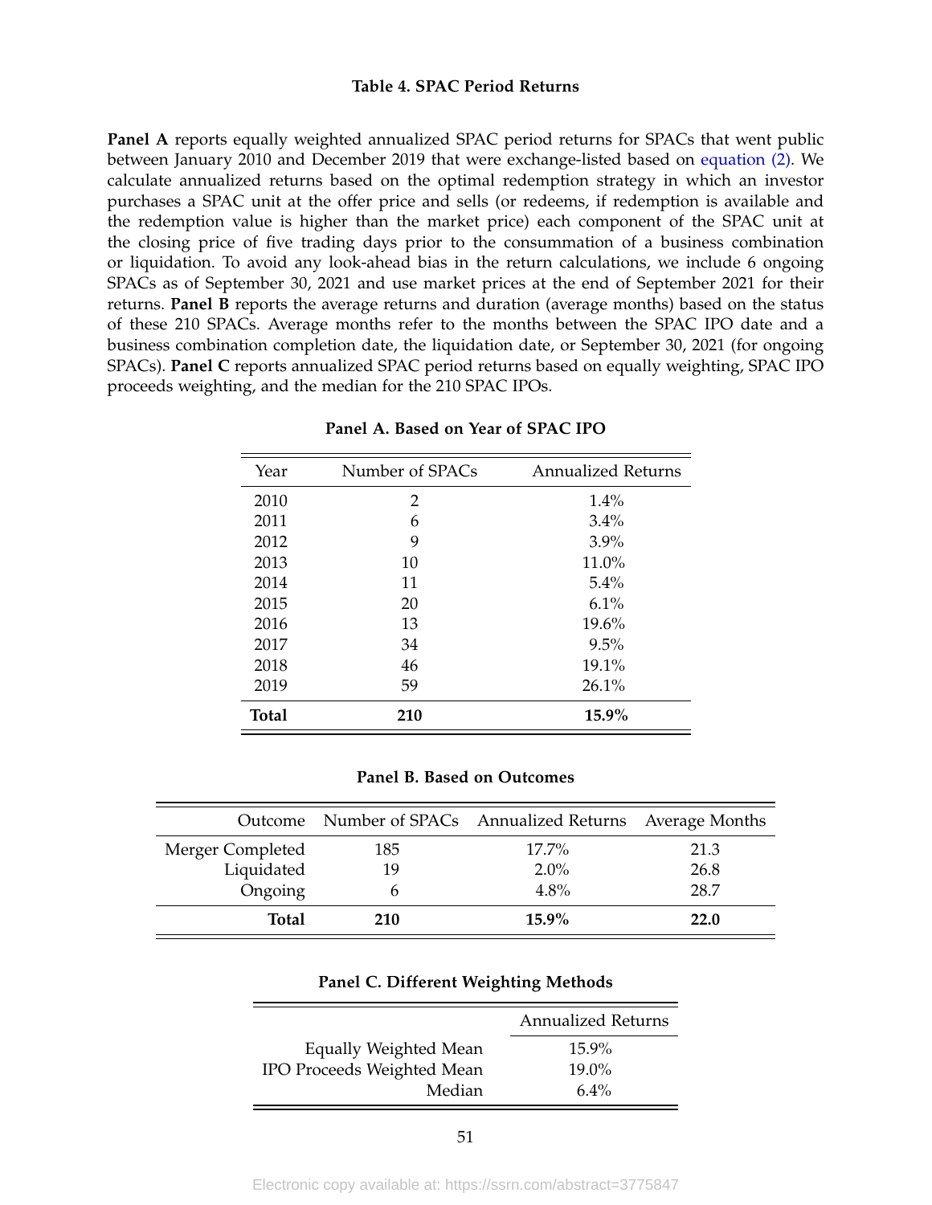### Table 4. SPAC Period Returns

**Panel A** reports equally weighted annualized SPAC period returns for SPACs that went public between January 2010 and December 2019 that were exchange-listed based on equation (2). We calculate annualized returns based on the optimal redemption strategy in which an investor purchases a SPAC unit at the offer price and sells (or redeems, if redemption is available and the redemption value is higher than the market price) each component of the SPAC unit at the closing price of five trading days prior to the consummation of a business combination or liquidation. To avoid any look-ahead bias in the return calculations, we include 6 ongoing SPACs as of September 30, 2021 and use market prices at the end of September 2021 for their returns. **Panel B** reports the average returns and duration (average months) based on the status of these 210 SPACs. Average months refer to the months between the SPAC IPO date and a business combination completion date, the liquidation date, or September 30, 2021 (for ongoing SPACs). **Panel C** reports annualized SPAC period returns based on equally weighting, SPAC IPO proceeds weighting, and the median for the 210 SPAC IPOs.

**Panel A. Based on Year of SPAC IPO**

| Year | Number of SPACs | Annualized Returns |
|---|---|---|
| 2010 | 2 | 1.4% |
| 2011 | 6 | 3.4% |
| 2012 | 9 | 3.9% |
| 2013 | 10 | 11.0% |
| 2014 | 11 | 5.4% |
| 2015 | 20 | 6.1% |
| 2016 | 13 | 19.6% |
| 2017 | 34 | 9.5% |
| 2018 | 46 | 19.1% |
| 2019 | 59 | 26.1% |
| **Total** | **210** | **15.9%** |

**Panel B. Based on Outcomes**

| Outcome | Number of SPACs | Annualized Returns | Average Months |
|---|---|---|---|
| Merger Completed | 185 | 17.7% | 21.3 |
| Liquidated | 19 | 2.0% | 26.8 |
| Ongoing | 6 | 4.8% | 28.7 |
| **Total** | **210** | **15.9%** | **22.0** |

**Panel C. Different Weighting Methods**

| | Annualized Returns |
|---|---|
| Equally Weighted Mean | 15.9% |
| IPO Proceeds Weighted Mean | 19.0% |
| Median | 6.4% |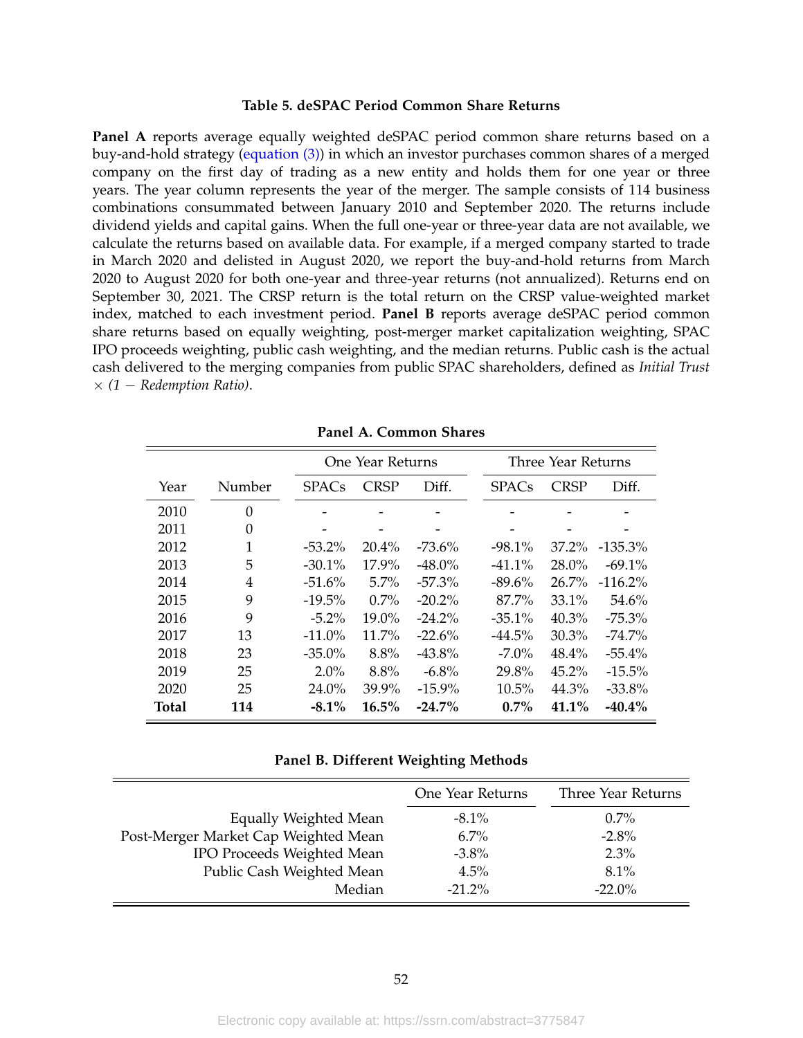### Table 5. deSPAC Period Common Share Returns

**Panel A** reports average equally weighted deSPAC period common share returns based on a buy-and-hold strategy (equation (3)) in which an investor purchases common shares of a merged company on the first day of trading as a new entity and holds them for one year or three years. The year column represents the year of the merger. The sample consists of 114 business combinations consummated between January 2010 and September 2020. The returns include dividend yields and capital gains. When the full one-year or three-year data are not available, we calculate the returns based on available data. For example, if a merged company started to trade in March 2020 and delisted in August 2020, we report the buy-and-hold returns from March 2020 to August 2020 for both one-year and three-year returns (not annualized). Returns end on September 30, 2021. The CRSP return is the total return on the CRSP value-weighted market index, matched to each investment period. **Panel B** reports average deSPAC period common share returns based on equally weighting, post-merger market capitalization weighting, SPAC IPO proceeds weighting, public cash weighting, and the median returns. Public cash is the actual cash delivered to the merging companies from public SPAC shareholders, defined as *Initial Trust* $\times$ *(1 − Redemption Ratio)*.

**Panel A. Common Shares**

| | | One Year Returns | | | Three Year Returns | | |
|---|---|---|---|---|---|---|---|
| Year | Number | SPACs | CRSP | Diff. | SPACs | CRSP | Diff. |
| 2010 | 0 | - | - | - | - | - | - |
| 2011 | 0 | - | - | - | - | - | - |
| 2012 | 1 | -53.2% | 20.4% | -73.6% | -98.1% | 37.2% | -135.3% |
| 2013 | 5 | -30.1% | 17.9% | -48.0% | -41.1% | 28.0% | -69.1% |
| 2014 | 4 | -51.6% | 5.7% | -57.3% | -89.6% | 26.7% | -116.2% |
| 2015 | 9 | -19.5% | 0.7% | -20.2% | 87.7% | 33.1% | 54.6% |
| 2016 | 9 | -5.2% | 19.0% | -24.2% | -35.1% | 40.3% | -75.3% |
| 2017 | 13 | -11.0% | 11.7% | -22.6% | -44.5% | 30.3% | -74.7% |
| 2018 | 23 | -35.0% | 8.8% | -43.8% | -7.0% | 48.4% | -55.4% |
| 2019 | 25 | 2.0% | 8.8% | -6.8% | 29.8% | 45.2% | -15.5% |
| 2020 | 25 | 24.0% | 39.9% | -15.9% | 10.5% | 44.3% | -33.8% |
| **Total** | **114** | **-8.1%** | **16.5%** | **-24.7%** | **0.7%** | **41.1%** | **-40.4%** |

**Panel B. Different Weighting Methods**

| | One Year Returns | Three Year Returns |
|---|---|---|
| Equally Weighted Mean | -8.1% | 0.7% |
| Post-Merger Market Cap Weighted Mean | 6.7% | -2.8% |
| IPO Proceeds Weighted Mean | -3.8% | 2.3% |
| Public Cash Weighted Mean | 4.5% | 8.1% |
| Median | -21.2% | -22.0% |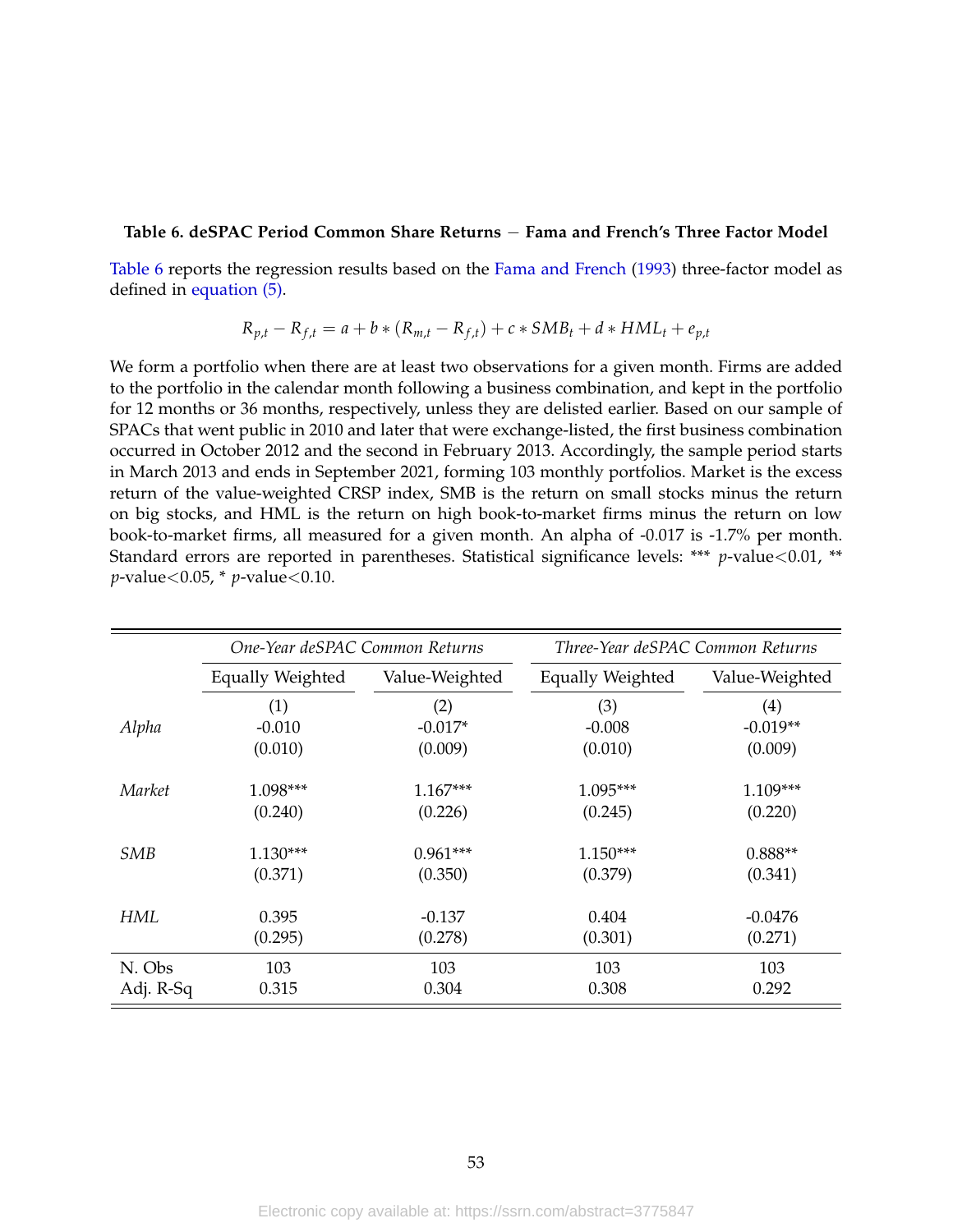**Table 6. deSPAC Period Common Share Returns − Fama and French's Three Factor Model**

Table 6 reports the regression results based on the Fama and French (1993) three-factor model as defined in equation (5).

$$R_{p,t} - R_{f,t} = a + b * (R_{m,t} - R_{f,t}) + c * SMB_t + d * HML_t + e_{p,t}$$

We form a portfolio when there are at least two observations for a given month. Firms are added to the portfolio in the calendar month following a business combination, and kept in the portfolio for 12 months or 36 months, respectively, unless they are delisted earlier. Based on our sample of SPACs that went public in 2010 and later that were exchange-listed, the first business combination occurred in October 2012 and the second in February 2013. Accordingly, the sample period starts in March 2013 and ends in September 2021, forming 103 monthly portfolios. Market is the excess return of the value-weighted CRSP index, SMB is the return on small stocks minus the return on big stocks, and HML is the return on high book-to-market firms minus the return on low book-to-market firms, all measured for a given month. An alpha of -0.017 is -1.7% per month. Standard errors are reported in parentheses. Statistical significance levels: *** $p$-value<0.01, ** $p$-value<0.05, * $p$-value<0.10.

| | *One-Year deSPAC Common Returns* | | *Three-Year deSPAC Common Returns* | |
|---|---|---|---|---|
| | Equally Weighted | Value-Weighted | Equally Weighted | Value-Weighted |
| | (1) | (2) | (3) | (4) |
| *Alpha* | -0.010 | -0.017* | -0.008 | -0.019** |
| | (0.010) | (0.009) | (0.010) | (0.009) |
| *Market* | 1.098*** | 1.167*** | 1.095*** | 1.109*** |
| | (0.240) | (0.226) | (0.245) | (0.220) |
| *SMB* | 1.130*** | 0.961*** | 1.150*** | 0.888** |
| | (0.371) | (0.350) | (0.379) | (0.341) |
| *HML* | 0.395 | -0.137 | 0.404 | -0.0476 |
| | (0.295) | (0.278) | (0.301) | (0.271) |
| N. Obs | 103 | 103 | 103 | 103 |
| Adj. R-Sq | 0.315 | 0.304 | 0.308 | 0.292 |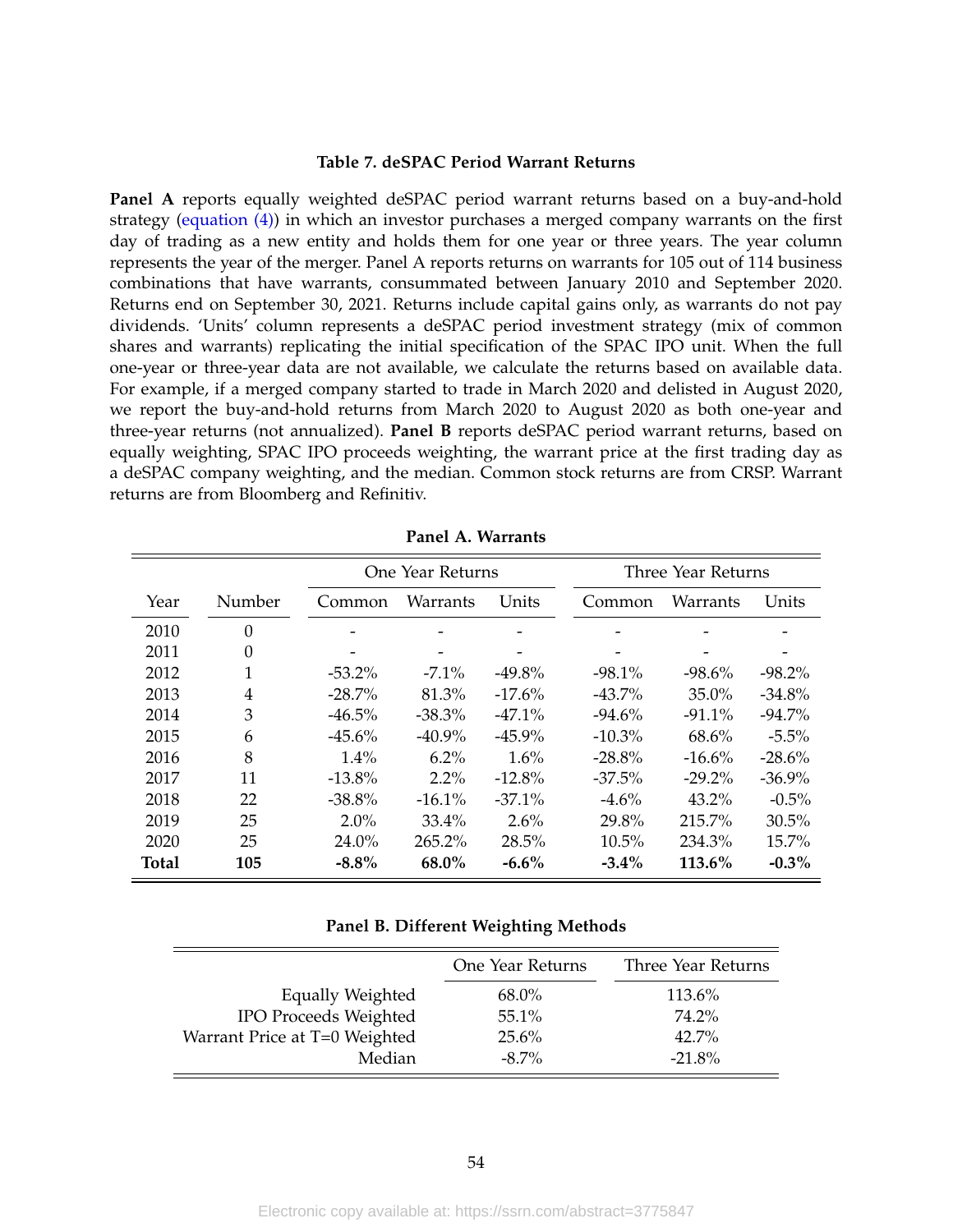### Table 7. deSPAC Period Warrant Returns

**Panel A** reports equally weighted deSPAC period warrant returns based on a buy-and-hold strategy (equation (4)) in which an investor purchases a merged company warrants on the first day of trading as a new entity and holds them for one year or three years. The year column represents the year of the merger. Panel A reports returns on warrants for 105 out of 114 business combinations that have warrants, consummated between January 2010 and September 2020. Returns end on September 30, 2021. Returns include capital gains only, as warrants do not pay dividends. 'Units' column represents a deSPAC period investment strategy (mix of common shares and warrants) replicating the initial specification of the SPAC IPO unit. When the full one-year or three-year data are not available, we calculate the returns based on available data. For example, if a merged company started to trade in March 2020 and delisted in August 2020, we report the buy-and-hold returns from March 2020 to August 2020 as both one-year and three-year returns (not annualized). **Panel B** reports deSPAC period warrant returns, based on equally weighting, SPAC IPO proceeds weighting, the warrant price at the first trading day as a deSPAC company weighting, and the median. Common stock returns are from CRSP. Warrant returns are from Bloomberg and Refinitiv.

**Panel A. Warrants**

| | | One Year Returns | | | Three Year Returns | | |
|---|---|---|---|---|---|---|---|
| Year | Number | Common | Warrants | Units | Common | Warrants | Units |
| 2010 | 0 | - | - | - | - | - | - |
| 2011 | 0 | - | - | - | - | - | - |
| 2012 | 1 | -53.2% | -7.1% | -49.8% | -98.1% | -98.6% | -98.2% |
| 2013 | 4 | -28.7% | 81.3% | -17.6% | -43.7% | 35.0% | -34.8% |
| 2014 | 3 | -46.5% | -38.3% | -47.1% | -94.6% | -91.1% | -94.7% |
| 2015 | 6 | -45.6% | -40.9% | -45.9% | -10.3% | 68.6% | -5.5% |
| 2016 | 8 | 1.4% | 6.2% | 1.6% | -28.8% | -16.6% | -28.6% |
| 2017 | 11 | -13.8% | 2.2% | -12.8% | -37.5% | -29.2% | -36.9% |
| 2018 | 22 | -38.8% | -16.1% | -37.1% | -4.6% | 43.2% | -0.5% |
| 2019 | 25 | 2.0% | 33.4% | 2.6% | 29.8% | 215.7% | 30.5% |
| 2020 | 25 | 24.0% | 265.2% | 28.5% | 10.5% | 234.3% | 15.7% |
| **Total** | **105** | **-8.8%** | **68.0%** | **-6.6%** | **-3.4%** | **113.6%** | **-0.3%** |

**Panel B. Different Weighting Methods**

| | One Year Returns | Three Year Returns |
|---|---|---|
| Equally Weighted | 68.0% | 113.6% |
| IPO Proceeds Weighted | 55.1% | 74.2% |
| Warrant Price at T=0 Weighted | 25.6% | 42.7% |
| Median | -8.7% | -21.8% |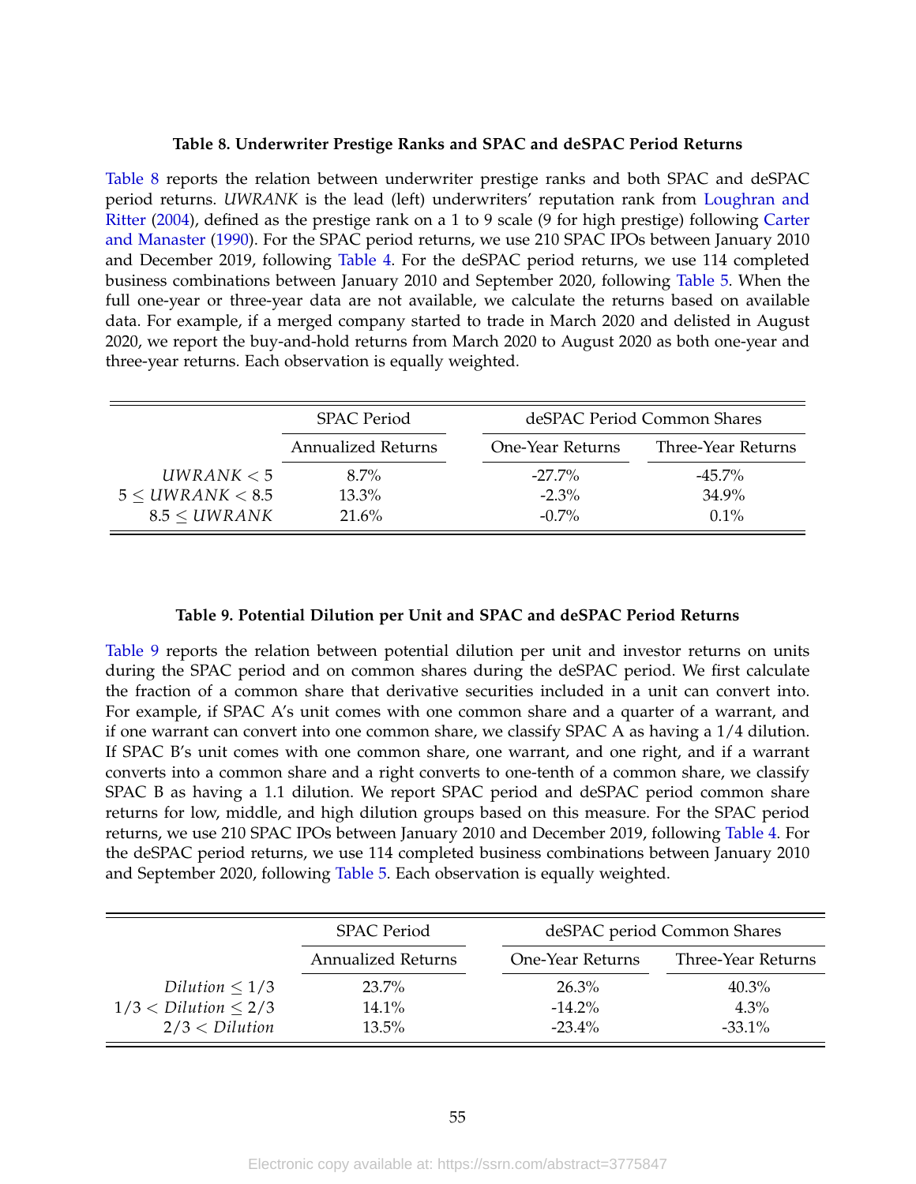**Table 8. Underwriter Prestige Ranks and SPAC and deSPAC Period Returns**

Table 8 reports the relation between underwriter prestige ranks and both SPAC and deSPAC period returns. *UWRANK* is the lead (left) underwriters' reputation rank from Loughran and Ritter (2004), defined as the prestige rank on a 1 to 9 scale (9 for high prestige) following Carter and Manaster (1990). For the SPAC period returns, we use 210 SPAC IPOs between January 2010 and December 2019, following Table 4. For the deSPAC period returns, we use 114 completed business combinations between January 2010 and September 2020, following Table 5. When the full one-year or three-year data are not available, we calculate the returns based on available data. For example, if a merged company started to trade in March 2020 and delisted in August 2020, we report the buy-and-hold returns from March 2020 to August 2020 as both one-year and three-year returns. Each observation is equally weighted.

| | SPAC Period | deSPAC Period Common Shares | |
|---|---|---|---|
| | Annualized Returns | One-Year Returns | Three-Year Returns |
| $UWRANK < 5$ | 8.7% | -27.7% | -45.7% |
| $5 \leq UWRANK < 8.5$ | 13.3% | -2.3% | 34.9% |
| $8.5 \leq UWRANK$ | 21.6% | -0.7% | 0.1% |

**Table 9. Potential Dilution per Unit and SPAC and deSPAC Period Returns**

Table 9 reports the relation between potential dilution per unit and investor returns on units during the SPAC period and on common shares during the deSPAC period. We first calculate the fraction of a common share that derivative securities included in a unit can convert into. For example, if SPAC A's unit comes with one common share and a quarter of a warrant, and if one warrant can convert into one common share, we classify SPAC A as having a 1/4 dilution. If SPAC B's unit comes with one common share, one warrant, and one right, and if a warrant converts into a common share and a right converts to one-tenth of a common share, we classify SPAC B as having a 1.1 dilution. We report SPAC period and deSPAC period common share returns for low, middle, and high dilution groups based on this measure. For the SPAC period returns, we use 210 SPAC IPOs between January 2010 and December 2019, following Table 4. For the deSPAC period returns, we use 114 completed business combinations between January 2010 and September 2020, following Table 5. Each observation is equally weighted.

| | SPAC Period | deSPAC period Common Shares | |
|---|---|---|---|
| | Annualized Returns | One-Year Returns | Three-Year Returns |
| $Dilution \leq 1/3$ | 23.7% | 26.3% | 40.3% |
| $1/3 < Dilution \leq 2/3$ | 14.1% | -14.2% | 4.3% |
| $2/3 < Dilution$ | 13.5% | -23.4% | -33.1% |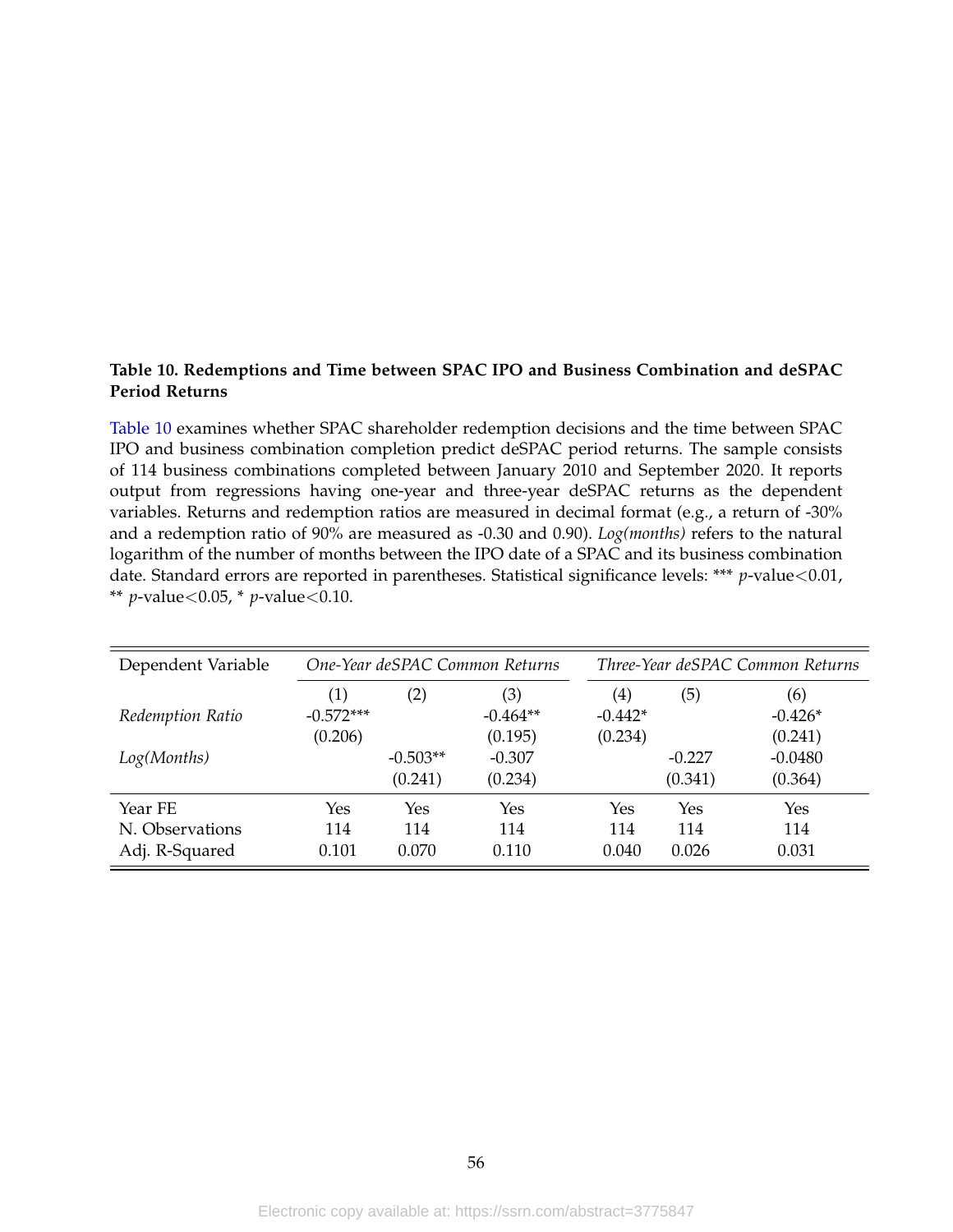**Table 10. Redemptions and Time between SPAC IPO and Business Combination and deSPAC Period Returns**

Table 10 examines whether SPAC shareholder redemption decisions and the time between SPAC IPO and business combination completion predict deSPAC period returns. The sample consists of 114 business combinations completed between January 2010 and September 2020. It reports output from regressions having one-year and three-year deSPAC returns as the dependent variables. Returns and redemption ratios are measured in decimal format (e.g., a return of -30% and a redemption ratio of 90% are measured as -0.30 and 0.90). *Log(months)* refers to the natural logarithm of the number of months between the IPO date of a SPAC and its business combination date. Standard errors are reported in parentheses. Statistical significance levels: *** $p$-value<0.01, ** $p$-value<0.05, * $p$-value<0.10.

| Dependent Variable | *One-Year deSPAC Common Returns* | | | *Three-Year deSPAC Common Returns* | | |
|---|---|---|---|---|---|---|
| | (1) | (2) | (3) | (4) | (5) | (6) |
| *Redemption Ratio* | -0.572*** | | -0.464** | -0.442* | | -0.426* |
| | (0.206) | | (0.195) | (0.234) | | (0.241) |
| *Log(Months)* | | -0.503** | -0.307 | | -0.227 | -0.0480 |
| | | (0.241) | (0.234) | | (0.341) | (0.364) |
| Year FE | Yes | Yes | Yes | Yes | Yes | Yes |
| N. Observations | 114 | 114 | 114 | 114 | 114 | 114 |
| Adj. R-Squared | 0.101 | 0.070 | 0.110 | 0.040 | 0.026 | 0.031 |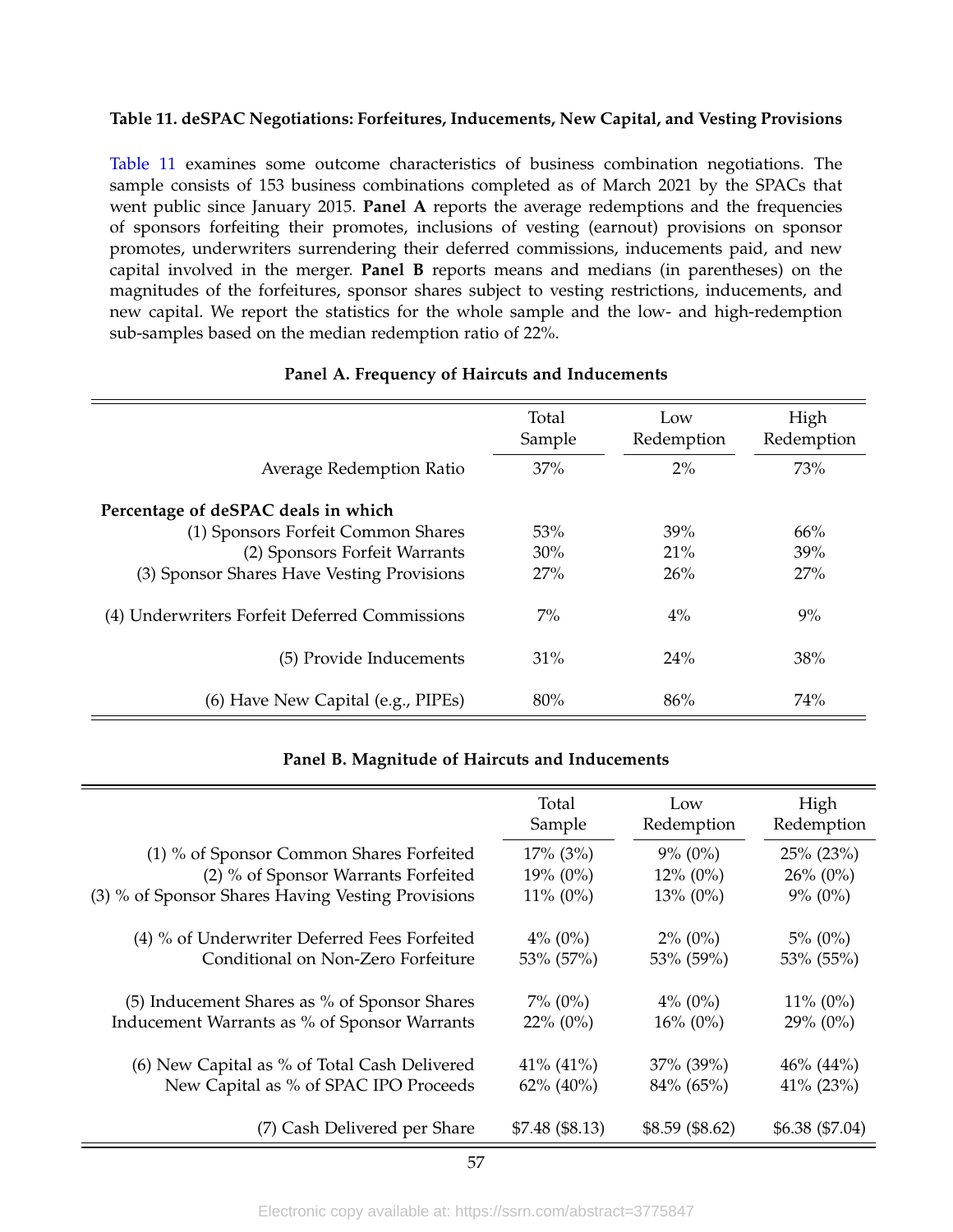**Table 11. deSPAC Negotiations: Forfeitures, Inducements, New Capital, and Vesting Provisions**

Table 11 examines some outcome characteristics of business combination negotiations. The sample consists of 153 business combinations completed as of March 2021 by the SPACs that went public since January 2015. **Panel A** reports the average redemptions and the frequencies of sponsors forfeiting their promotes, inclusions of vesting (earnout) provisions on sponsor promotes, underwriters surrendering their deferred commissions, inducements paid, and new capital involved in the merger. **Panel B** reports means and medians (in parentheses) on the magnitudes of the forfeitures, sponsor shares subject to vesting restrictions, inducements, and new capital. We report the statistics for the whole sample and the low- and high-redemption sub-samples based on the median redemption ratio of 22%.

**Panel A. Frequency of Haircuts and Inducements**

| | Total Sample | Low Redemption | High Redemption |
|---|---|---|---|
| Average Redemption Ratio | 37% | 2% | 73% |
| **Percentage of deSPAC deals in which** | | | |
| (1) Sponsors Forfeit Common Shares | 53% | 39% | 66% |
| (2) Sponsors Forfeit Warrants | 30% | 21% | 39% |
| (3) Sponsor Shares Have Vesting Provisions | 27% | 26% | 27% |
| (4) Underwriters Forfeit Deferred Commissions | 7% | 4% | 9% |
| (5) Provide Inducements | 31% | 24% | 38% |
| (6) Have New Capital (e.g., PIPEs) | 80% | 86% | 74% |

**Panel B. Magnitude of Haircuts and Inducements**

| | Total Sample | Low Redemption | High Redemption |
|---|---|---|---|
| (1) % of Sponsor Common Shares Forfeited | 17% (3%) | 9% (0%) | 25% (23%) |
| (2) % of Sponsor Warrants Forfeited | 19% (0%) | 12% (0%) | 26% (0%) |
| (3) % of Sponsor Shares Having Vesting Provisions | 11% (0%) | 13% (0%) | 9% (0%) |
| (4) % of Underwriter Deferred Fees Forfeited | 4% (0%) | 2% (0%) | 5% (0%) |
| Conditional on Non-Zero Forfeiture | 53% (57%) | 53% (59%) | 53% (55%) |
| (5) Inducement Shares as % of Sponsor Shares | 7% (0%) | 4% (0%) | 11% (0%) |
| Inducement Warrants as % of Sponsor Warrants | 22% (0%) | 16% (0%) | 29% (0%) |
| (6) New Capital as % of Total Cash Delivered | 41% (41%) | 37% (39%) | 46% (44%) |
| New Capital as % of SPAC IPO Proceeds | 62% (40%) | 84% (65%) | 41% (23%) |
| (7) Cash Delivered per Share | $7.48 ($8.13) | $8.59 ($8.62) | $6.38 ($7.04) |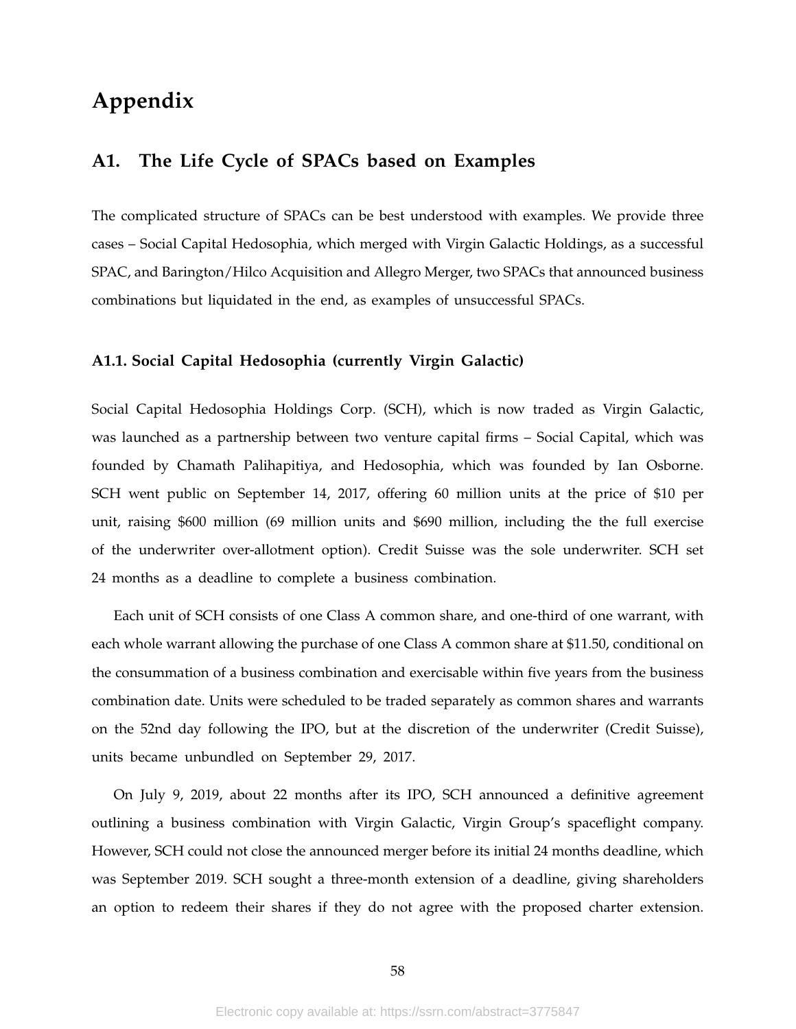# Appendix

## A1. The Life Cycle of SPACs based on Examples

The complicated structure of SPACs can be best understood with examples. We provide three cases – Social Capital Hedosophia, which merged with Virgin Galactic Holdings, as a successful SPAC, and Barington/Hilco Acquisition and Allegro Merger, two SPACs that announced business combinations but liquidated in the end, as examples of unsuccessful SPACs.

### A1.1. Social Capital Hedosophia (currently Virgin Galactic)

Social Capital Hedosophia Holdings Corp. (SCH), which is now traded as Virgin Galactic, was launched as a partnership between two venture capital firms – Social Capital, which was founded by Chamath Palihapitiya, and Hedosophia, which was founded by Ian Osborne. SCH went public on September 14, 2017, offering 60 million units at the price of $10 per unit, raising $600 million (69 million units and $690 million, including the the full exercise of the underwriter over-allotment option). Credit Suisse was the sole underwriter. SCH set 24 months as a deadline to complete a business combination.

Each unit of SCH consists of one Class A common share, and one-third of one warrant, with each whole warrant allowing the purchase of one Class A common share at $11.50, conditional on the consummation of a business combination and exercisable within five years from the business combination date. Units were scheduled to be traded separately as common shares and warrants on the 52nd day following the IPO, but at the discretion of the underwriter (Credit Suisse), units became unbundled on September 29, 2017.

On July 9, 2019, about 22 months after its IPO, SCH announced a definitive agreement outlining a business combination with Virgin Galactic, Virgin Group's spaceflight company. However, SCH could not close the announced merger before its initial 24 months deadline, which was September 2019. SCH sought a three-month extension of a deadline, giving shareholders an option to redeem their shares if they do not agree with the proposed charter extension.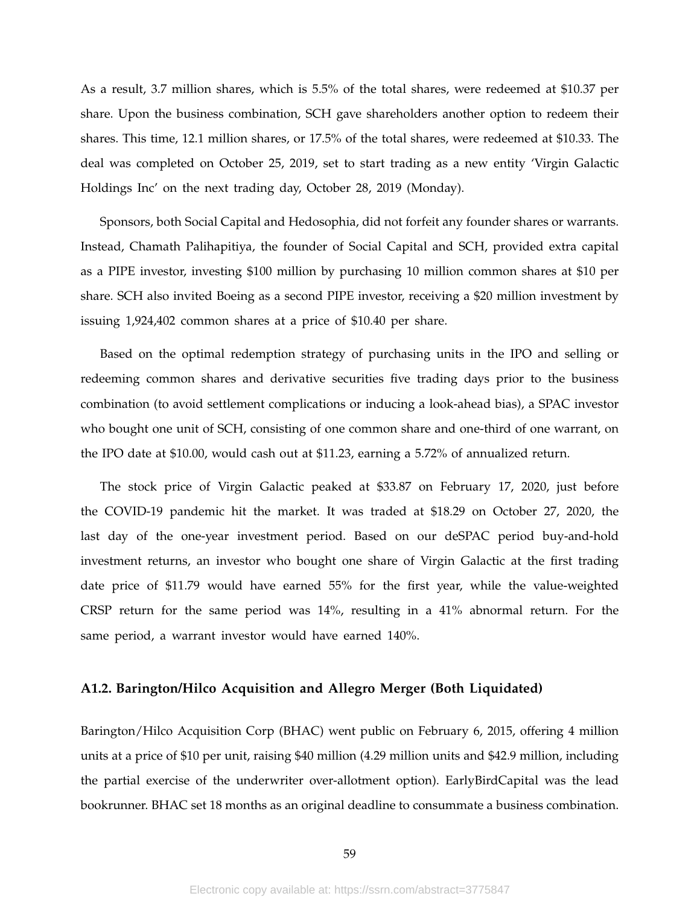As a result, 3.7 million shares, which is 5.5% of the total shares, were redeemed at $10.37 per share. Upon the business combination, SCH gave shareholders another option to redeem their shares. This time, 12.1 million shares, or 17.5% of the total shares, were redeemed at $10.33. The deal was completed on October 25, 2019, set to start trading as a new entity 'Virgin Galactic Holdings Inc' on the next trading day, October 28, 2019 (Monday).

Sponsors, both Social Capital and Hedosophia, did not forfeit any founder shares or warrants. Instead, Chamath Palihapitiya, the founder of Social Capital and SCH, provided extra capital as a PIPE investor, investing $100 million by purchasing 10 million common shares at $10 per share. SCH also invited Boeing as a second PIPE investor, receiving a $20 million investment by issuing 1,924,402 common shares at a price of $10.40 per share.

Based on the optimal redemption strategy of purchasing units in the IPO and selling or redeeming common shares and derivative securities five trading days prior to the business combination (to avoid settlement complications or inducing a look-ahead bias), a SPAC investor who bought one unit of SCH, consisting of one common share and one-third of one warrant, on the IPO date at $10.00, would cash out at $11.23, earning a 5.72% of annualized return.

The stock price of Virgin Galactic peaked at $33.87 on February 17, 2020, just before the COVID-19 pandemic hit the market. It was traded at $18.29 on October 27, 2020, the last day of the one-year investment period. Based on our deSPAC period buy-and-hold investment returns, an investor who bought one share of Virgin Galactic at the first trading date price of $11.79 would have earned 55% for the first year, while the value-weighted CRSP return for the same period was 14%, resulting in a 41% abnormal return. For the same period, a warrant investor would have earned 140%.

### A1.2. Barington/Hilco Acquisition and Allegro Merger (Both Liquidated)

Barington/Hilco Acquisition Corp (BHAC) went public on February 6, 2015, offering 4 million units at a price of $10 per unit, raising $40 million (4.29 million units and $42.9 million, including the partial exercise of the underwriter over-allotment option). EarlyBirdCapital was the lead bookrunner. BHAC set 18 months as an original deadline to consummate a business combination.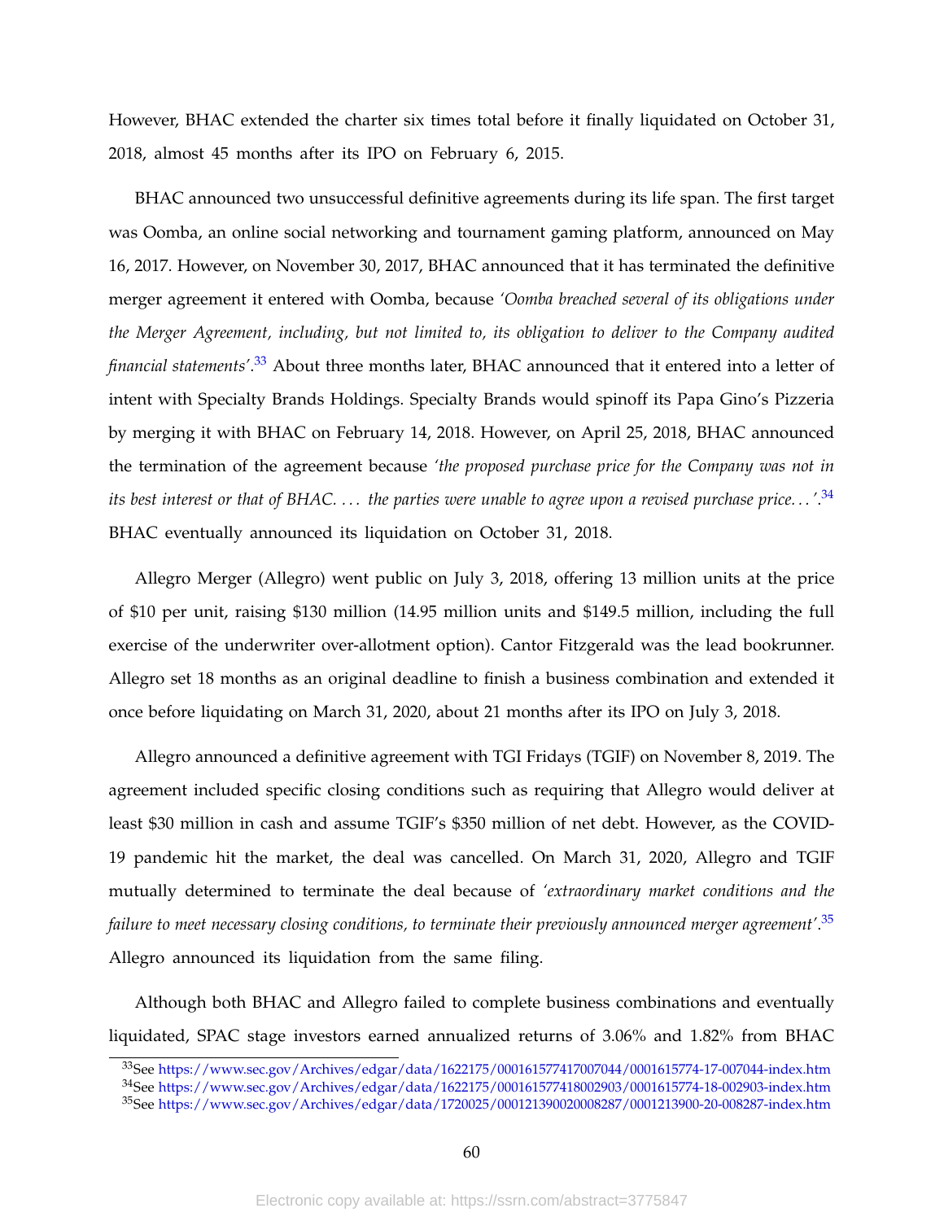However, BHAC extended the charter six times total before it finally liquidated on October 31, 2018, almost 45 months after its IPO on February 6, 2015.

BHAC announced two unsuccessful definitive agreements during its life span. The first target was Oomba, an online social networking and tournament gaming platform, announced on May 16, 2017. However, on November 30, 2017, BHAC announced that it has terminated the definitive merger agreement it entered with Oomba, because *'Oomba breached several of its obligations under the Merger Agreement, including, but not limited to, its obligation to deliver to the Company audited financial statements'*.[33] About three months later, BHAC announced that it entered into a letter of intent with Specialty Brands Holdings. Specialty Brands would spinoff its Papa Gino's Pizzeria by merging it with BHAC on February 14, 2018. However, on April 25, 2018, BHAC announced the termination of the agreement because *'the proposed purchase price for the Company was not in its best interest or that of BHAC. ... the parties were unable to agree upon a revised purchase price...'*.[34] BHAC eventually announced its liquidation on October 31, 2018.

Allegro Merger (Allegro) went public on July 3, 2018, offering 13 million units at the price of $10 per unit, raising $130 million (14.95 million units and $149.5 million, including the full exercise of the underwriter over-allotment option). Cantor Fitzgerald was the lead bookrunner. Allegro set 18 months as an original deadline to finish a business combination and extended it once before liquidating on March 31, 2020, about 21 months after its IPO on July 3, 2018.

Allegro announced a definitive agreement with TGI Fridays (TGIF) on November 8, 2019. The agreement included specific closing conditions such as requiring that Allegro would deliver at least $30 million in cash and assume TGIF's $350 million of net debt. However, as the COVID-19 pandemic hit the market, the deal was cancelled. On March 31, 2020, Allegro and TGIF mutually determined to terminate the deal because of *'extraordinary market conditions and the failure to meet necessary closing conditions, to terminate their previously announced merger agreement'*.[35] Allegro announced its liquidation from the same filing.

Although both BHAC and Allegro failed to complete business combinations and eventually liquidated, SPAC stage investors earned annualized returns of 3.06% and 1.82% from BHAC

[33] See https://www.sec.gov/Archives/edgar/data/1622175/000161577417007044/0001615774-17-007044-index.htm

[34] See https://www.sec.gov/Archives/edgar/data/1622175/000161577418002903/0001615774-18-002903-index.htm

[35] See https://www.sec.gov/Archives/edgar/data/1720025/000121390020008287/0001213900-20-008287-index.htm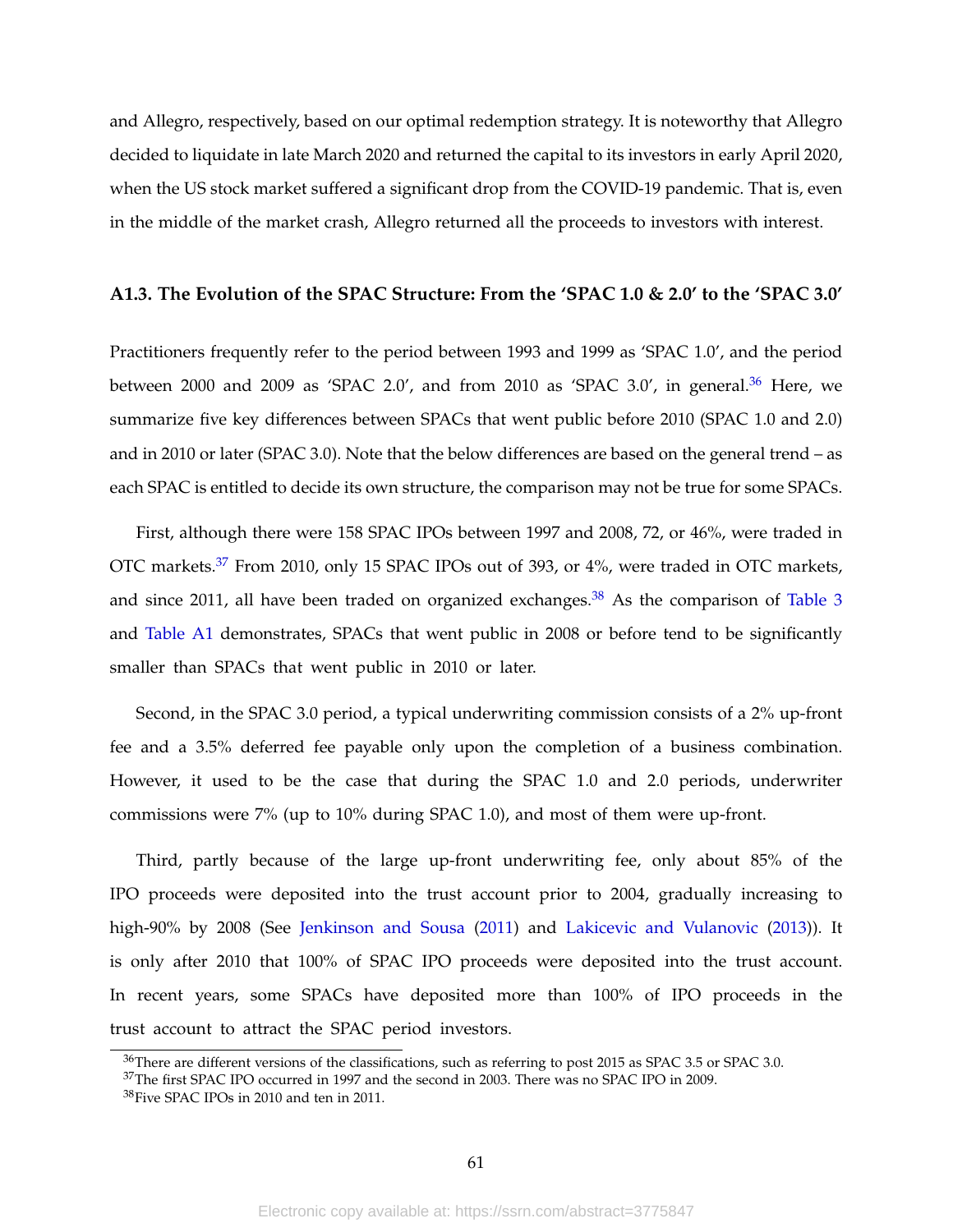and Allegro, respectively, based on our optimal redemption strategy. It is noteworthy that Allegro decided to liquidate in late March 2020 and returned the capital to its investors in early April 2020, when the US stock market suffered a significant drop from the COVID-19 pandemic. That is, even in the middle of the market crash, Allegro returned all the proceeds to investors with interest.

### A1.3. The Evolution of the SPAC Structure: From the 'SPAC 1.0 & 2.0' to the 'SPAC 3.0'

Practitioners frequently refer to the period between 1993 and 1999 as 'SPAC 1.0', and the period between 2000 and 2009 as 'SPAC 2.0', and from 2010 as 'SPAC 3.0', in general.[36] Here, we summarize five key differences between SPACs that went public before 2010 (SPAC 1.0 and 2.0) and in 2010 or later (SPAC 3.0). Note that the below differences are based on the general trend – as each SPAC is entitled to decide its own structure, the comparison may not be true for some SPACs.

First, although there were 158 SPAC IPOs between 1997 and 2008, 72, or 46%, were traded in OTC markets.[37] From 2010, only 15 SPAC IPOs out of 393, or 4%, were traded in OTC markets, and since 2011, all have been traded on organized exchanges.[38] As the comparison of Table 3 and Table A1 demonstrates, SPACs that went public in 2008 or before tend to be significantly smaller than SPACs that went public in 2010 or later.

Second, in the SPAC 3.0 period, a typical underwriting commission consists of a 2% up-front fee and a 3.5% deferred fee payable only upon the completion of a business combination. However, it used to be the case that during the SPAC 1.0 and 2.0 periods, underwriter commissions were 7% (up to 10% during SPAC 1.0), and most of them were up-front.

Third, partly because of the large up-front underwriting fee, only about 85% of the IPO proceeds were deposited into the trust account prior to 2004, gradually increasing to high-90% by 2008 (See Jenkinson and Sousa (2011) and Lakicevic and Vulanovic (2013)). It is only after 2010 that 100% of SPAC IPO proceeds were deposited into the trust account. In recent years, some SPACs have deposited more than 100% of IPO proceeds in the trust account to attract the SPAC period investors.

[36] There are different versions of the classifications, such as referring to post 2015 as SPAC 3.5 or SPAC 3.0.

[37] The first SPAC IPO occurred in 1997 and the second in 2003. There was no SPAC IPO in 2009.

[38] Five SPAC IPOs in 2010 and ten in 2011.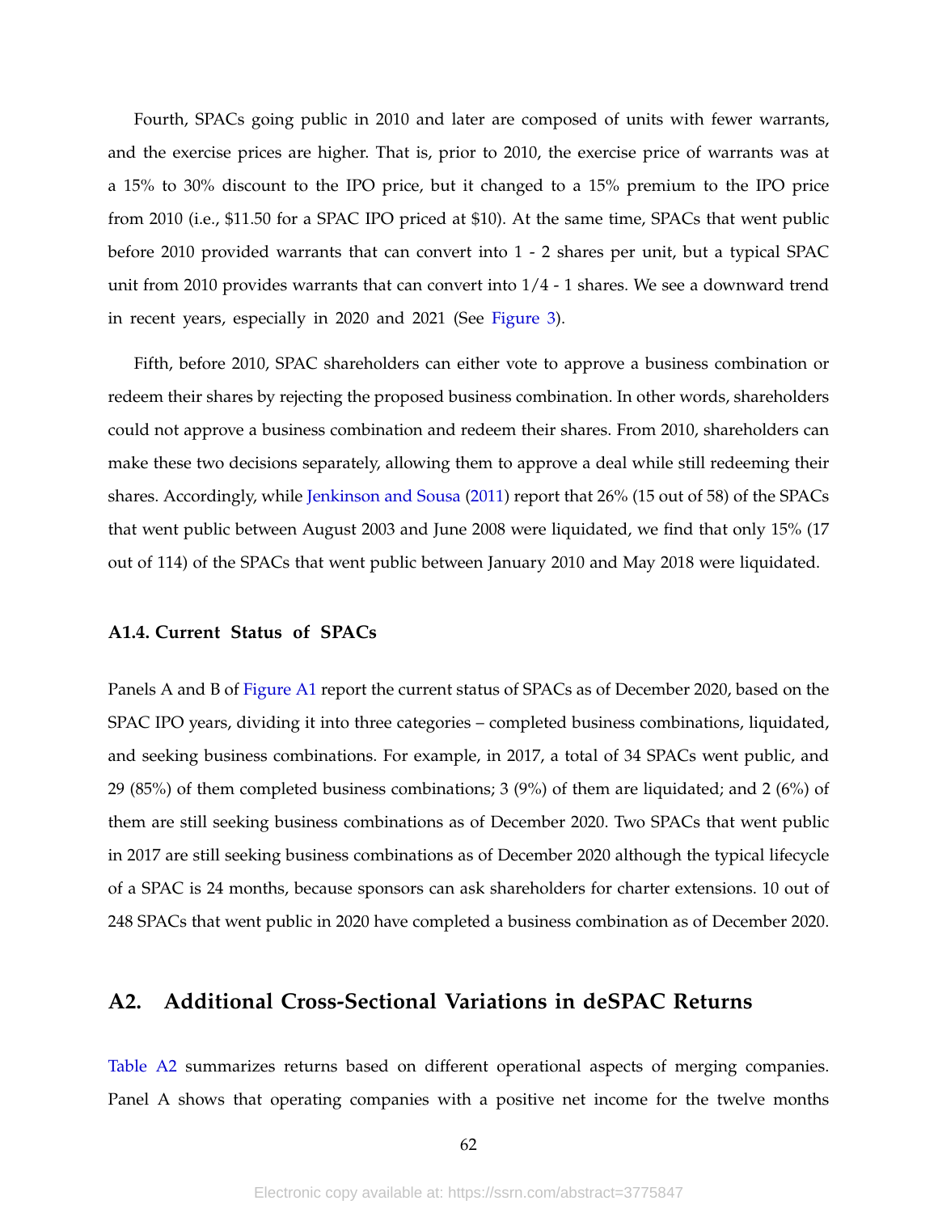Fourth, SPACs going public in 2010 and later are composed of units with fewer warrants, and the exercise prices are higher. That is, prior to 2010, the exercise price of warrants was at a 15% to 30% discount to the IPO price, but it changed to a 15% premium to the IPO price from 2010 (i.e., $11.50 for a SPAC IPO priced at $10). At the same time, SPACs that went public before 2010 provided warrants that can convert into 1 - 2 shares per unit, but a typical SPAC unit from 2010 provides warrants that can convert into 1/4 - 1 shares. We see a downward trend in recent years, especially in 2020 and 2021 (See Figure 3).

Fifth, before 2010, SPAC shareholders can either vote to approve a business combination or redeem their shares by rejecting the proposed business combination. In other words, shareholders could not approve a business combination and redeem their shares. From 2010, shareholders can make these two decisions separately, allowing them to approve a deal while still redeeming their shares. Accordingly, while Jenkinson and Sousa (2011) report that 26% (15 out of 58) of the SPACs that went public between August 2003 and June 2008 were liquidated, we find that only 15% (17 out of 114) of the SPACs that went public between January 2010 and May 2018 were liquidated.

### A1.4. Current Status of SPACs

Panels A and B of Figure A1 report the current status of SPACs as of December 2020, based on the SPAC IPO years, dividing it into three categories – completed business combinations, liquidated, and seeking business combinations. For example, in 2017, a total of 34 SPACs went public, and 29 (85%) of them completed business combinations; 3 (9%) of them are liquidated; and 2 (6%) of them are still seeking business combinations as of December 2020. Two SPACs that went public in 2017 are still seeking business combinations as of December 2020 although the typical lifecycle of a SPAC is 24 months, because sponsors can ask shareholders for charter extensions. 10 out of 248 SPACs that went public in 2020 have completed a business combination as of December 2020.

## A2. Additional Cross-Sectional Variations in deSPAC Returns

Table A2 summarizes returns based on different operational aspects of merging companies. Panel A shows that operating companies with a positive net income for the twelve months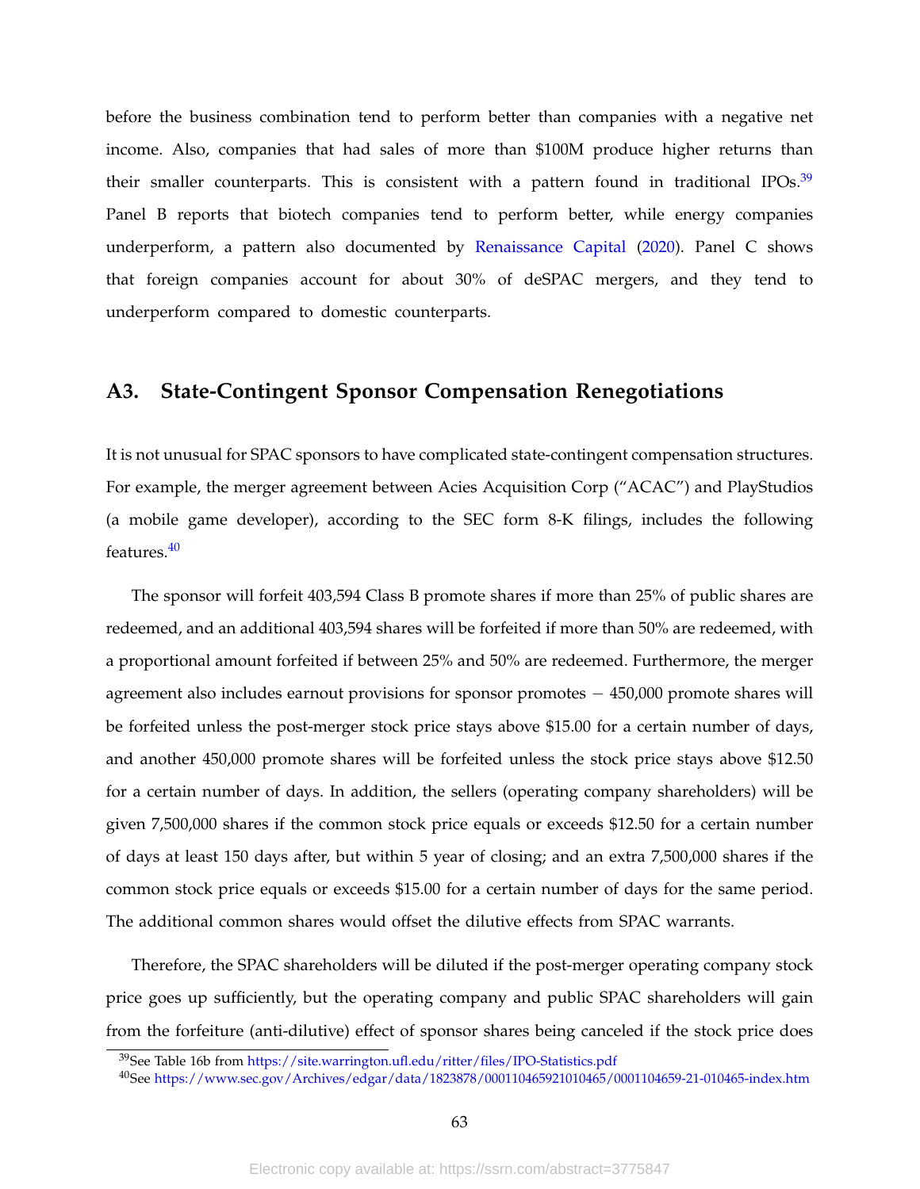before the business combination tend to perform better than companies with a negative net income. Also, companies that had sales of more than $100M produce higher returns than their smaller counterparts. This is consistent with a pattern found in traditional IPOs.[39] Panel B reports that biotech companies tend to perform better, while energy companies underperform, a pattern also documented by Renaissance Capital (2020). Panel C shows that foreign companies account for about 30% of deSPAC mergers, and they tend to underperform compared to domestic counterparts.

## A3. State-Contingent Sponsor Compensation Renegotiations

It is not unusual for SPAC sponsors to have complicated state-contingent compensation structures. For example, the merger agreement between Acies Acquisition Corp ("ACAC") and PlayStudios (a mobile game developer), according to the SEC form 8-K filings, includes the following features.[40]

The sponsor will forfeit 403,594 Class B promote shares if more than 25% of public shares are redeemed, and an additional 403,594 shares will be forfeited if more than 50% are redeemed, with a proportional amount forfeited if between 25% and 50% are redeemed. Furthermore, the merger agreement also includes earnout provisions for sponsor promotes − 450,000 promote shares will be forfeited unless the post-merger stock price stays above $15.00 for a certain number of days, and another 450,000 promote shares will be forfeited unless the stock price stays above $12.50 for a certain number of days. In addition, the sellers (operating company shareholders) will be given 7,500,000 shares if the common stock price equals or exceeds $12.50 for a certain number of days at least 150 days after, but within 5 year of closing; and an extra 7,500,000 shares if the common stock price equals or exceeds $15.00 for a certain number of days for the same period. The additional common shares would offset the dilutive effects from SPAC warrants.

Therefore, the SPAC shareholders will be diluted if the post-merger operating company stock price goes up sufficiently, but the operating company and public SPAC shareholders will gain from the forfeiture (anti-dilutive) effect of sponsor shares being canceled if the stock price does

[39] See Table 16b from https://site.warrington.ufl.edu/ritter/files/IPO-Statistics.pdf

[40] See https://www.sec.gov/Archives/edgar/data/1823878/000110465921010465/0001104659-21-010465-index.htm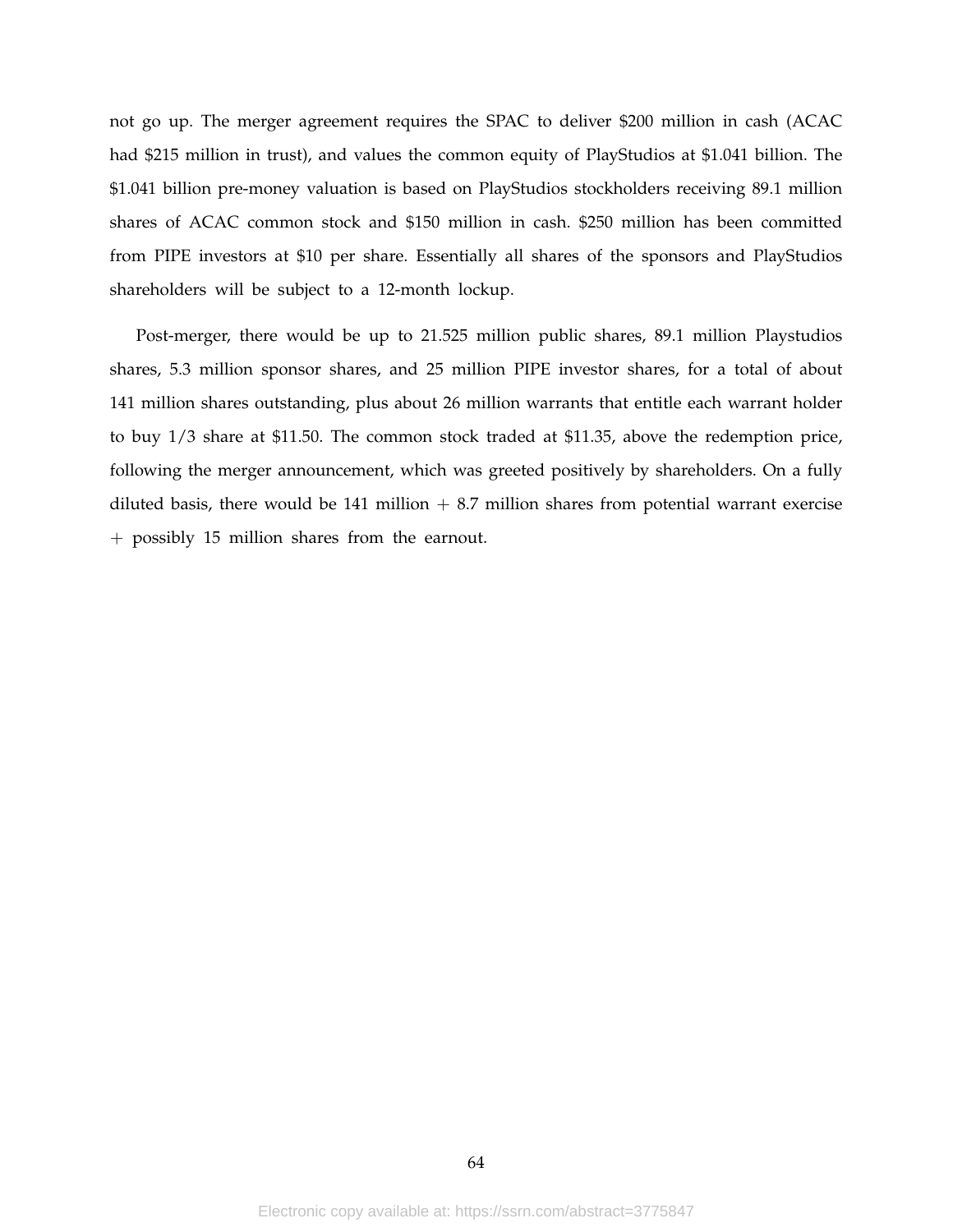not go up. The merger agreement requires the SPAC to deliver $200 million in cash (ACAC had $215 million in trust), and values the common equity of PlayStudios at $1.041 billion. The $1.041 billion pre-money valuation is based on PlayStudios stockholders receiving 89.1 million shares of ACAC common stock and $150 million in cash. $250 million has been committed from PIPE investors at $10 per share. Essentially all shares of the sponsors and PlayStudios shareholders will be subject to a 12-month lockup.

Post-merger, there would be up to 21.525 million public shares, 89.1 million Playstudios shares, 5.3 million sponsor shares, and 25 million PIPE investor shares, for a total of about 141 million shares outstanding, plus about 26 million warrants that entitle each warrant holder to buy 1/3 share at $11.50. The common stock traded at $11.35, above the redemption price, following the merger announcement, which was greeted positively by shareholders. On a fully diluted basis, there would be 141 million + 8.7 million shares from potential warrant exercise + possibly 15 million shares from the earnout.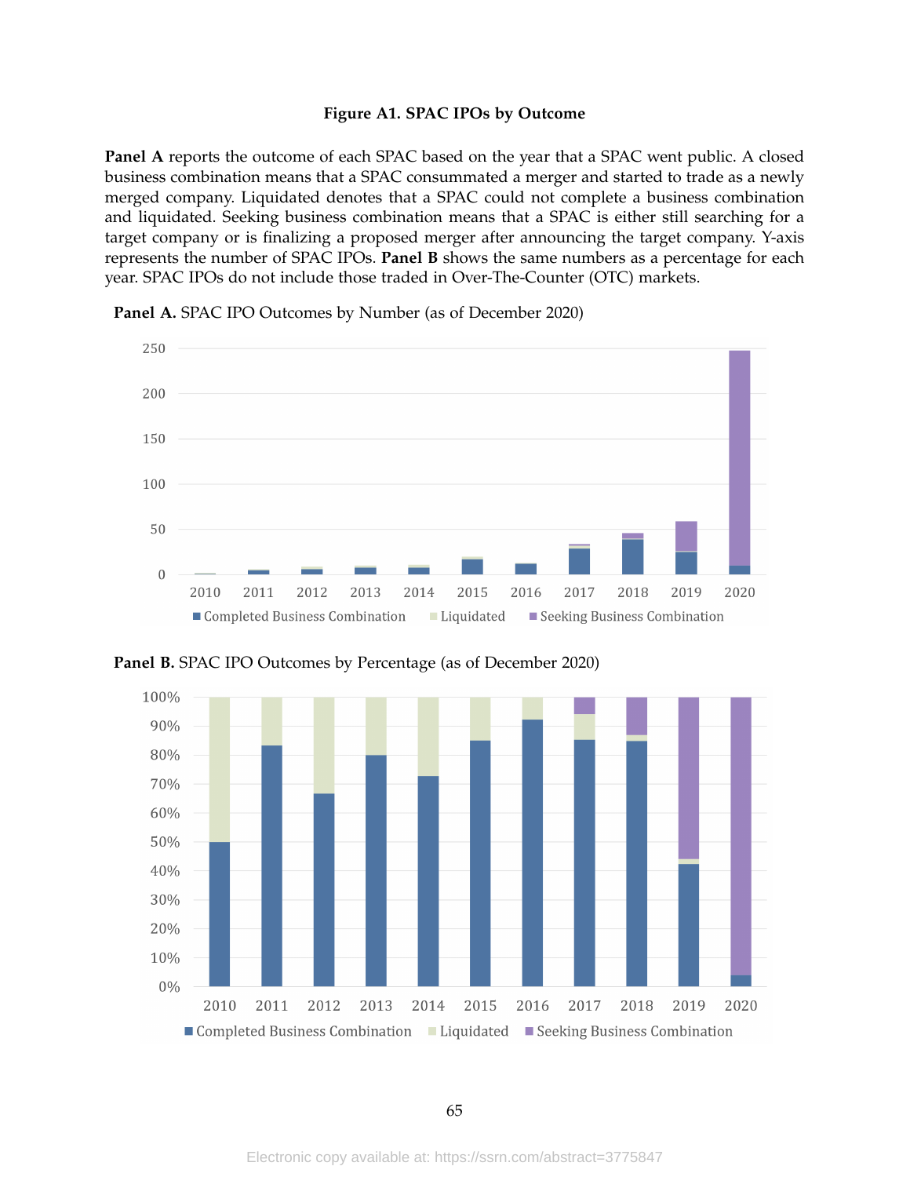# Figure A1. SPAC IPOs by Outcome

**Panel A** reports the outcome of each SPAC based on the year that a SPAC went public. A closed business combination means that a SPAC consummated a merger and started to trade as a newly merged company. Liquidated denotes that a SPAC could not complete a business combination and liquidated. Seeking business combination means that a SPAC is either still searching for a target company or is finalizing a proposed merger after announcing the target company. Y-axis represents the number of SPAC IPOs. **Panel B** shows the same numbers as a percentage for each year. SPAC IPOs do not include those traded in Over-The-Counter (OTC) markets.

**Panel A.** SPAC IPO Outcomes by Number (as of December 2020)

**Panel B.** SPAC IPO Outcomes by Percentage (as of December 2020)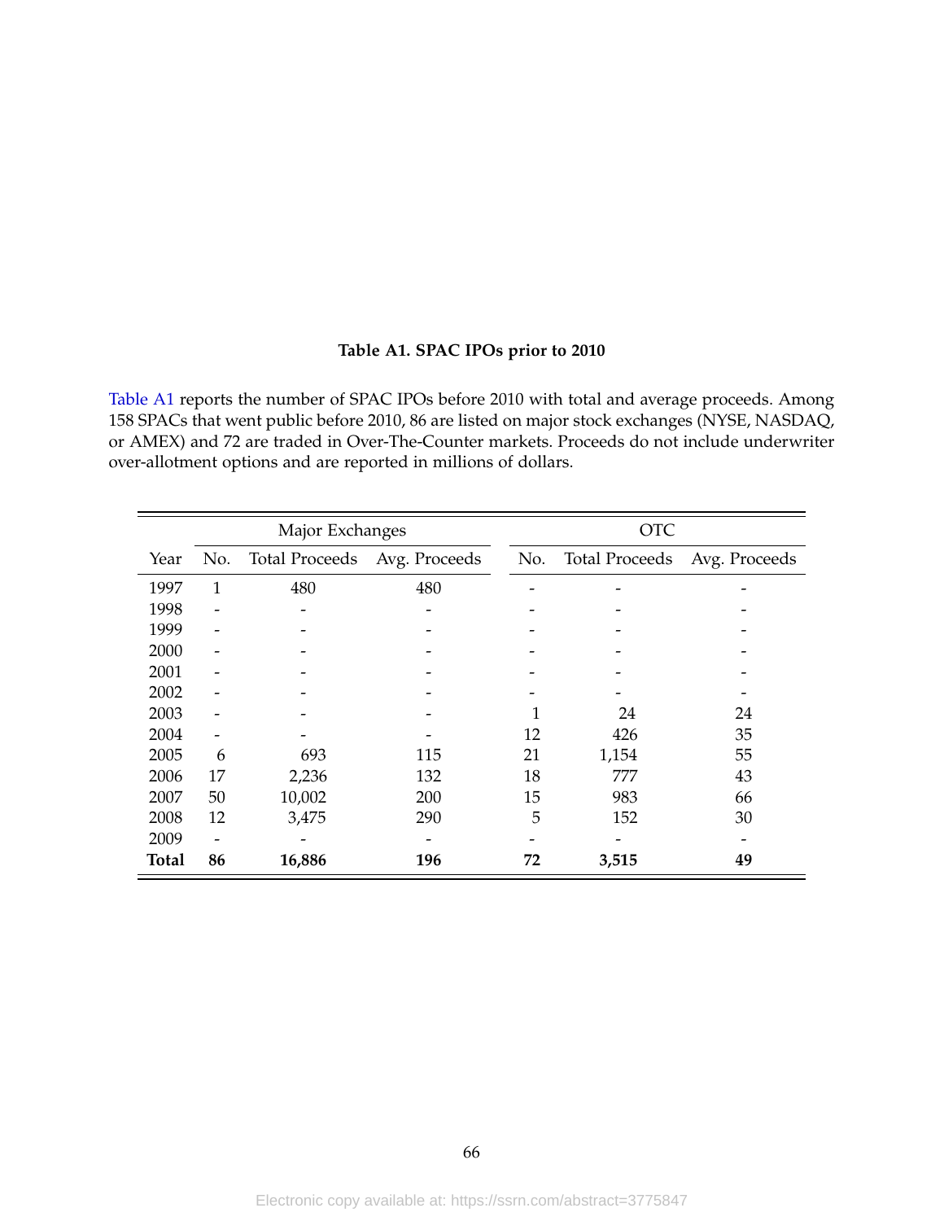**Table A1. SPAC IPOs prior to 2010**

Table A1 reports the number of SPAC IPOs before 2010 with total and average proceeds. Among 158 SPACs that went public before 2010, 86 are listed on major stock exchanges (NYSE, NASDAQ, or AMEX) and 72 are traded in Over-The-Counter markets. Proceeds do not include underwriter over-allotment options and are reported in millions of dollars.

| | Major Exchanges | | | OTC | | |
|---|---|---|---|---|---|---|
| Year | No. | Total Proceeds | Avg. Proceeds | No. | Total Proceeds | Avg. Proceeds |
| 1997 | 1 | 480 | 480 | - | - | - |
| 1998 | - | - | - | - | - | - |
| 1999 | - | - | - | - | - | - |
| 2000 | - | - | - | - | - | - |
| 2001 | - | - | - | - | - | - |
| 2002 | - | - | - | - | - | - |
| 2003 | - | - | - | 1 | 24 | 24 |
| 2004 | - | - | - | 12 | 426 | 35 |
| 2005 | 6 | 693 | 115 | 21 | 1,154 | 55 |
| 2006 | 17 | 2,236 | 132 | 18 | 777 | 43 |
| 2007 | 50 | 10,002 | 200 | 15 | 983 | 66 |
| 2008 | 12 | 3,475 | 290 | 5 | 152 | 30 |
| 2009 | - | - | - | - | - | - |
| **Total** | **86** | **16,886** | **196** | **72** | **3,515** | **49** |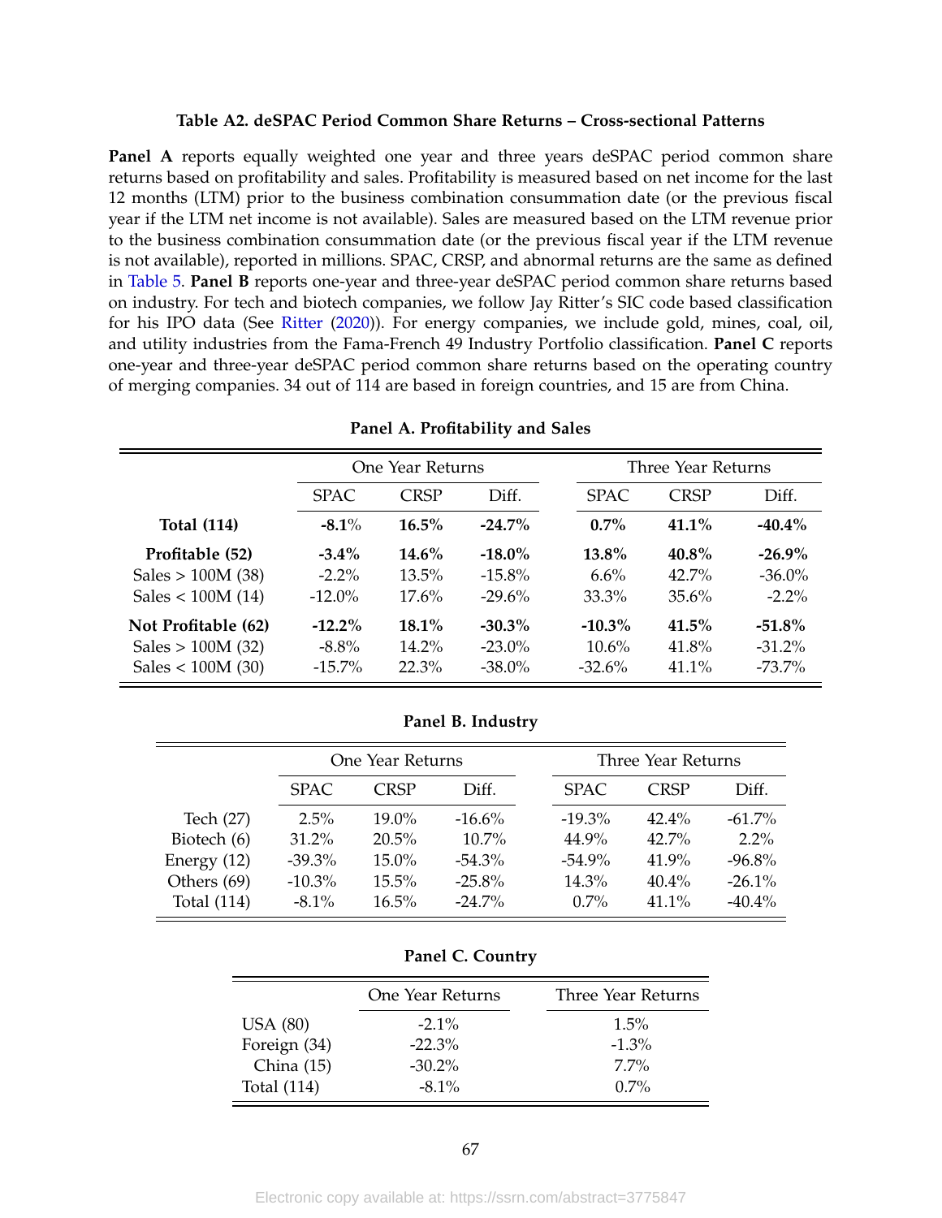**Table A2. deSPAC Period Common Share Returns – Cross-sectional Patterns**

**Panel A** reports equally weighted one year and three years deSPAC period common share returns based on profitability and sales. Profitability is measured based on net income for the last 12 months (LTM) prior to the business combination consummation date (or the previous fiscal year if the LTM net income is not available). Sales are measured based on the LTM revenue prior to the business combination consummation date (or the previous fiscal year if the LTM revenue is not available), reported in millions. SPAC, CRSP, and abnormal returns are the same as defined in Table 5. **Panel B** reports one-year and three-year deSPAC period common share returns based on industry. For tech and biotech companies, we follow Jay Ritter's SIC code based classification for his IPO data (See Ritter (2020)). For energy companies, we include gold, mines, coal, oil, and utility industries from the Fama-French 49 Industry Portfolio classification. **Panel C** reports one-year and three-year deSPAC period common share returns based on the operating country of merging companies. 34 out of 114 are based in foreign countries, and 15 are from China.

**Panel A. Profitability and Sales**

| | One Year Returns | | | Three Year Returns | | |
|---|---|---|---|---|---|---|
| | SPAC | CRSP | Diff. | SPAC | CRSP | Diff. |
| **Total (114)** | **-8.1%** | **16.5%** | **-24.7%** | **0.7%** | **41.1%** | **-40.4%** |
| **Profitable (52)** | **-3.4%** | **14.6%** | **-18.0%** | **13.8%** | **40.8%** | **-26.9%** |
| Sales > 100M (38) | -2.2% | 13.5% | -15.8% | 6.6% | 42.7% | -36.0% |
| Sales < 100M (14) | -12.0% | 17.6% | -29.6% | 33.3% | 35.6% | -2.2% |
| **Not Profitable (62)** | **-12.2%** | **18.1%** | **-30.3%** | **-10.3%** | **41.5%** | **-51.8%** |
| Sales > 100M (32) | -8.8% | 14.2% | -23.0% | 10.6% | 41.8% | -31.2% |
| Sales < 100M (30) | -15.7% | 22.3% | -38.0% | -32.6% | 41.1% | -73.7% |

**Panel B. Industry**

| | One Year Returns | | | Three Year Returns | | |
|---|---|---|---|---|---|---|
| | SPAC | CRSP | Diff. | SPAC | CRSP | Diff. |
| Tech (27) | 2.5% | 19.0% | -16.6% | -19.3% | 42.4% | -61.7% |
| Biotech (6) | 31.2% | 20.5% | 10.7% | 44.9% | 42.7% | 2.2% |
| Energy (12) | -39.3% | 15.0% | -54.3% | -54.9% | 41.9% | -96.8% |
| Others (69) | -10.3% | 15.5% | -25.8% | 14.3% | 40.4% | -26.1% |
| Total (114) | -8.1% | 16.5% | -24.7% | 0.7% | 41.1% | -40.4% |

**Panel C. Country**

| | One Year Returns | Three Year Returns |
|---|---|---|
| USA (80) | -2.1% | 1.5% |
| Foreign (34) | -22.3% | -1.3% |
| China (15) | -30.2% | 7.7% |
| Total (114) | -8.1% | 0.7% |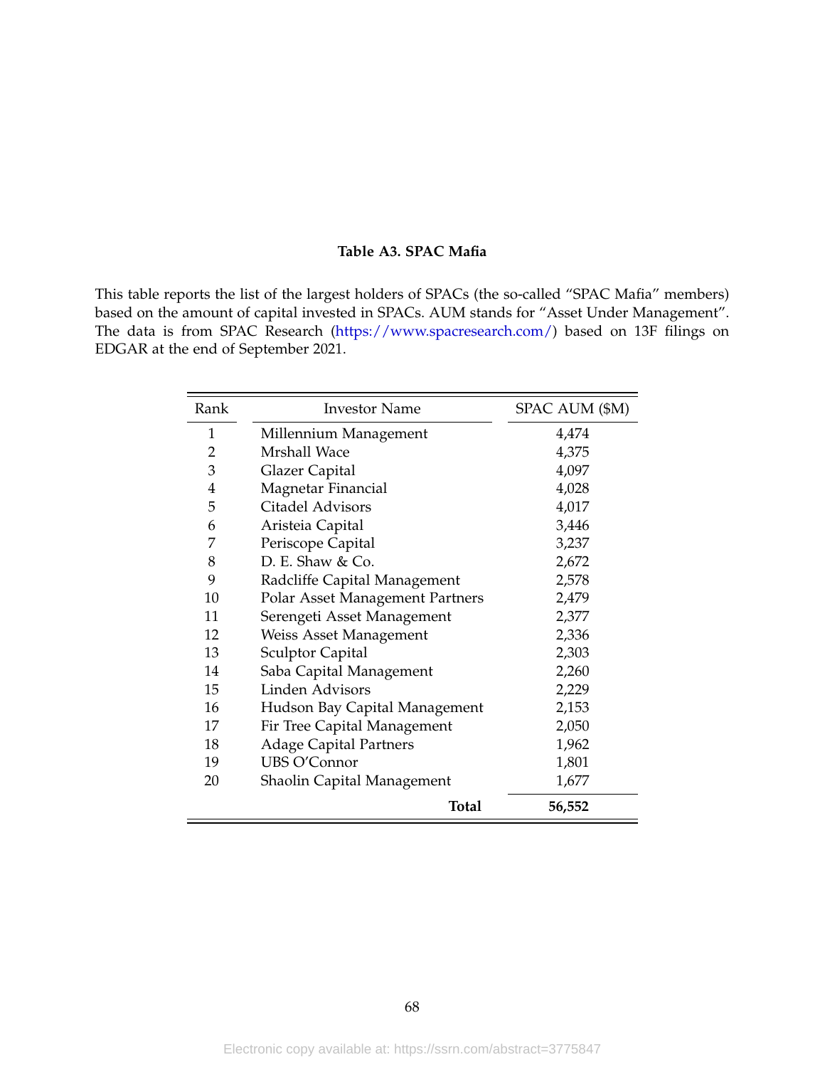**Table A3. SPAC Mafia**

This table reports the list of the largest holders of SPACs (the so-called "SPAC Mafia" members) based on the amount of capital invested in SPACs. AUM stands for "Asset Under Management". The data is from SPAC Research (https://www.spacresearch.com/) based on 13F filings on EDGAR at the end of September 2021.

| Rank | Investor Name | SPAC AUM ($M) |
|---|---|---|
| 1 | Millennium Management | 4,474 |
| 2 | Mrshall Wace | 4,375 |
| 3 | Glazer Capital | 4,097 |
| 4 | Magnetar Financial | 4,028 |
| 5 | Citadel Advisors | 4,017 |
| 6 | Aristeia Capital | 3,446 |
| 7 | Periscope Capital | 3,237 |
| 8 | D. E. Shaw & Co. | 2,672 |
| 9 | Radcliffe Capital Management | 2,578 |
| 10 | Polar Asset Management Partners | 2,479 |
| 11 | Serengeti Asset Management | 2,377 |
| 12 | Weiss Asset Management | 2,336 |
| 13 | Sculptor Capital | 2,303 |
| 14 | Saba Capital Management | 2,260 |
| 15 | Linden Advisors | 2,229 |
| 16 | Hudson Bay Capital Management | 2,153 |
| 17 | Fir Tree Capital Management | 2,050 |
| 18 | Adage Capital Partners | 1,962 |
| 19 | UBS O'Connor | 1,801 |
| 20 | Shaolin Capital Management | 1,677 |
| | **Total** | **56,552** |